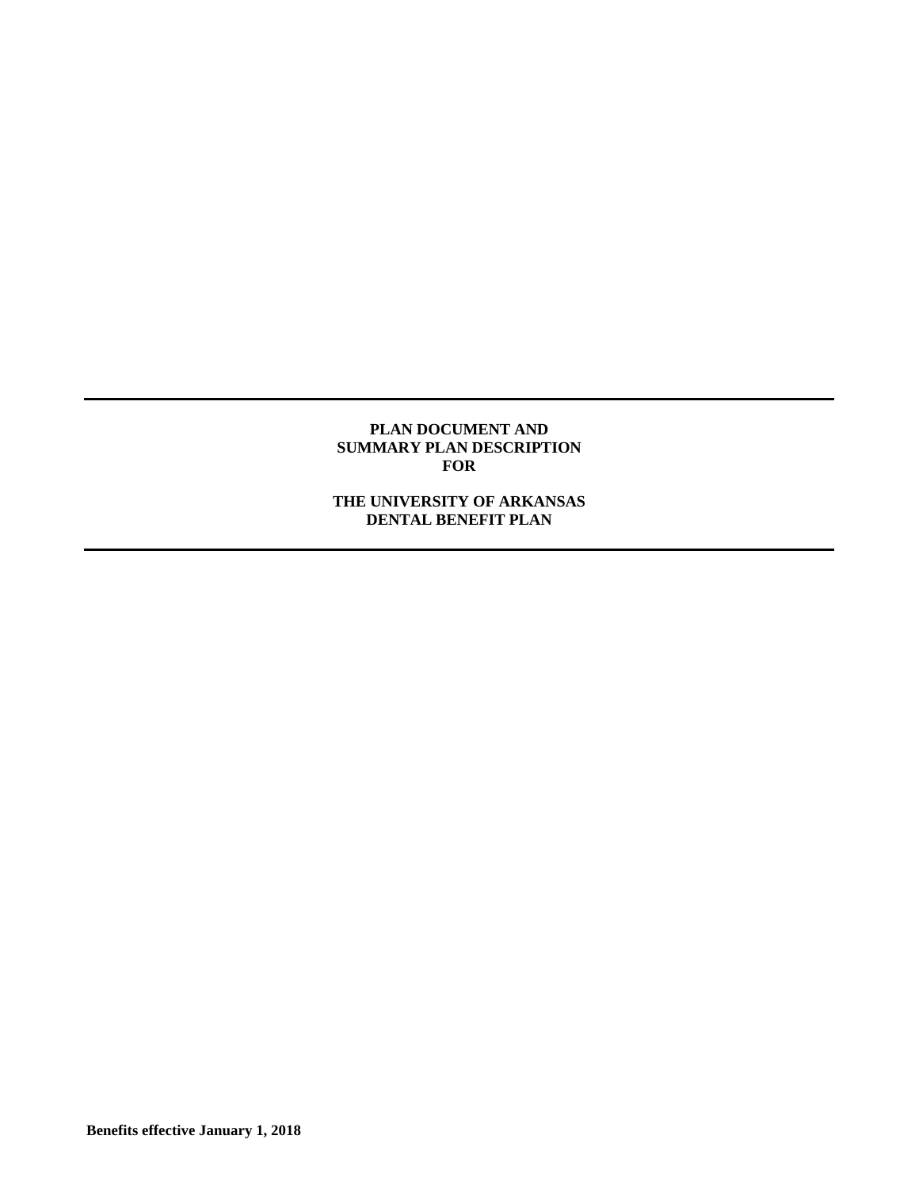# PLAN DOCUMENT AND SUMMARY PLAN DESCRIPTION FOR

# THE UNIVERSITY OF ARKANSAS DENTAL BENEFIT PLAN

**Benefits effective January 1, 2018**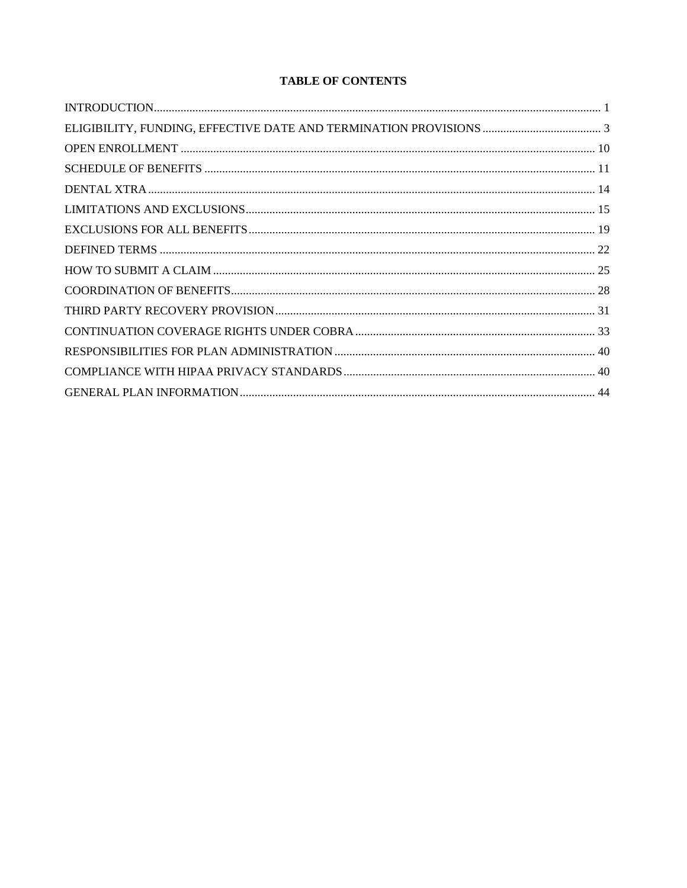# TABLE OF CONTENTS

INTRODUCTION ... 1

ELIGIBILITY, FUNDING, EFFECTIVE DATE AND TERMINATION PROVISIONS ... 3

OPEN ENROLLMENT ... 10

SCHEDULE OF BENEFITS ... 11

DENTAL XTRA ... 14

LIMITATIONS AND EXCLUSIONS ... 15

EXCLUSIONS FOR ALL BENEFITS ... 19

DEFINED TERMS ... 22

HOW TO SUBMIT A CLAIM ... 25

COORDINATION OF BENEFITS ... 28

THIRD PARTY RECOVERY PROVISION ... 31

CONTINUATION COVERAGE RIGHTS UNDER COBRA ... 33

RESPONSIBILITIES FOR PLAN ADMINISTRATION ... 40

COMPLIANCE WITH HIPAA PRIVACY STANDARDS ... 40

GENERAL PLAN INFORMATION ... 44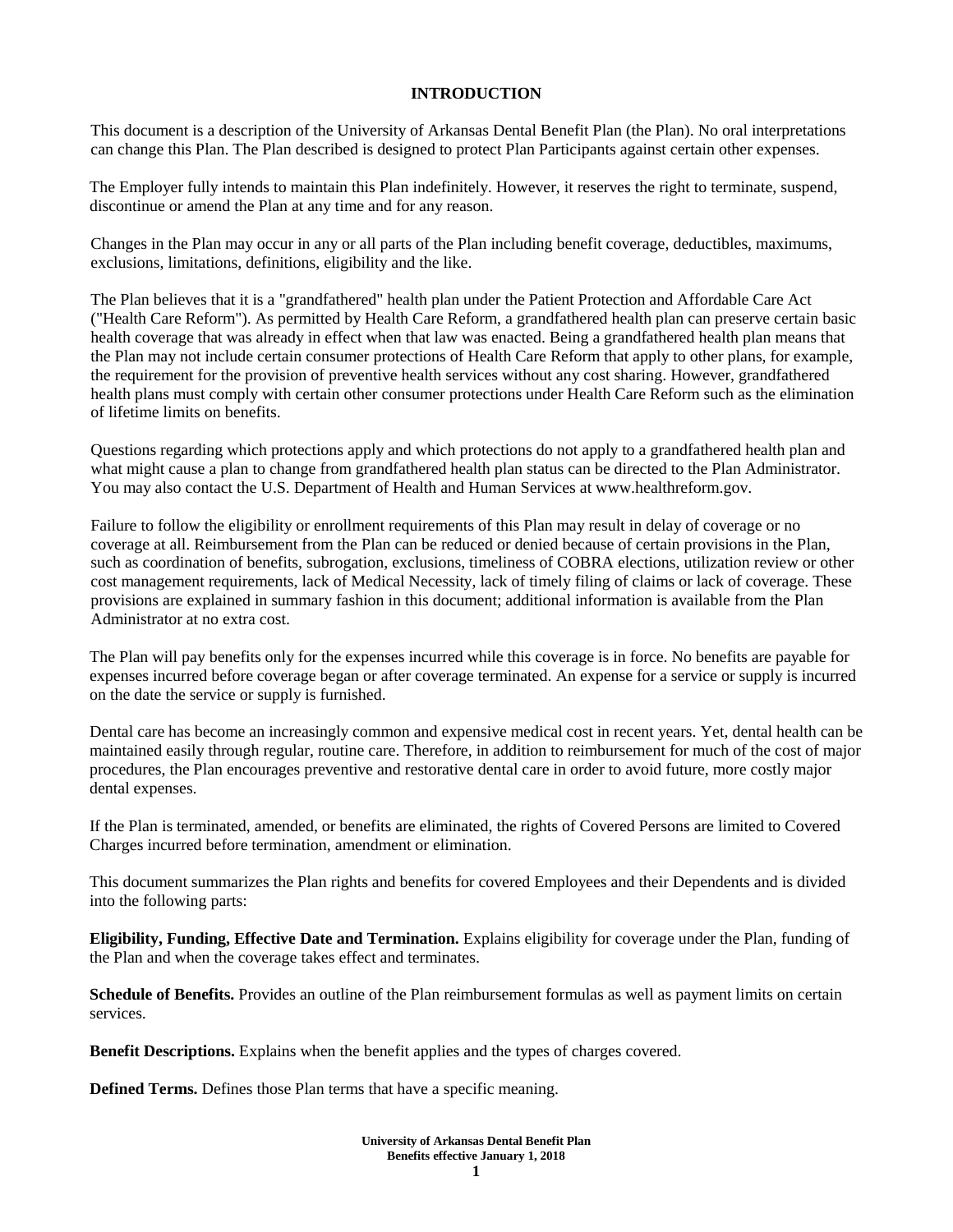# INTRODUCTION

This document is a description of the University of Arkansas Dental Benefit Plan (the Plan). No oral interpretations can change this Plan. The Plan described is designed to protect Plan Participants against certain other expenses.

The Employer fully intends to maintain this Plan indefinitely. However, it reserves the right to terminate, suspend, discontinue or amend the Plan at any time and for any reason.

Changes in the Plan may occur in any or all parts of the Plan including benefit coverage, deductibles, maximums, exclusions, limitations, definitions, eligibility and the like.

The Plan believes that it is a "grandfathered" health plan under the Patient Protection and Affordable Care Act ("Health Care Reform"). As permitted by Health Care Reform, a grandfathered health plan can preserve certain basic health coverage that was already in effect when that law was enacted. Being a grandfathered health plan means that the Plan may not include certain consumer protections of Health Care Reform that apply to other plans, for example, the requirement for the provision of preventive health services without any cost sharing. However, grandfathered health plans must comply with certain other consumer protections under Health Care Reform such as the elimination of lifetime limits on benefits.

Questions regarding which protections apply and which protections do not apply to a grandfathered health plan and what might cause a plan to change from grandfathered health plan status can be directed to the Plan Administrator. You may also contact the U.S. Department of Health and Human Services at www.healthreform.gov.

Failure to follow the eligibility or enrollment requirements of this Plan may result in delay of coverage or no coverage at all. Reimbursement from the Plan can be reduced or denied because of certain provisions in the Plan, such as coordination of benefits, subrogation, exclusions, timeliness of COBRA elections, utilization review or other cost management requirements, lack of Medical Necessity, lack of timely filing of claims or lack of coverage. These provisions are explained in summary fashion in this document; additional information is available from the Plan Administrator at no extra cost.

The Plan will pay benefits only for the expenses incurred while this coverage is in force. No benefits are payable for expenses incurred before coverage began or after coverage terminated. An expense for a service or supply is incurred on the date the service or supply is furnished.

Dental care has become an increasingly common and expensive medical cost in recent years. Yet, dental health can be maintained easily through regular, routine care. Therefore, in addition to reimbursement for much of the cost of major procedures, the Plan encourages preventive and restorative dental care in order to avoid future, more costly major dental expenses.

If the Plan is terminated, amended, or benefits are eliminated, the rights of Covered Persons are limited to Covered Charges incurred before termination, amendment or elimination.

This document summarizes the Plan rights and benefits for covered Employees and their Dependents and is divided into the following parts:

**Eligibility, Funding, Effective Date and Termination.** Explains eligibility for coverage under the Plan, funding of the Plan and when the coverage takes effect and terminates.

**Schedule of Benefits.** Provides an outline of the Plan reimbursement formulas as well as payment limits on certain services.

**Benefit Descriptions.** Explains when the benefit applies and the types of charges covered.

**Defined Terms.** Defines those Plan terms that have a specific meaning.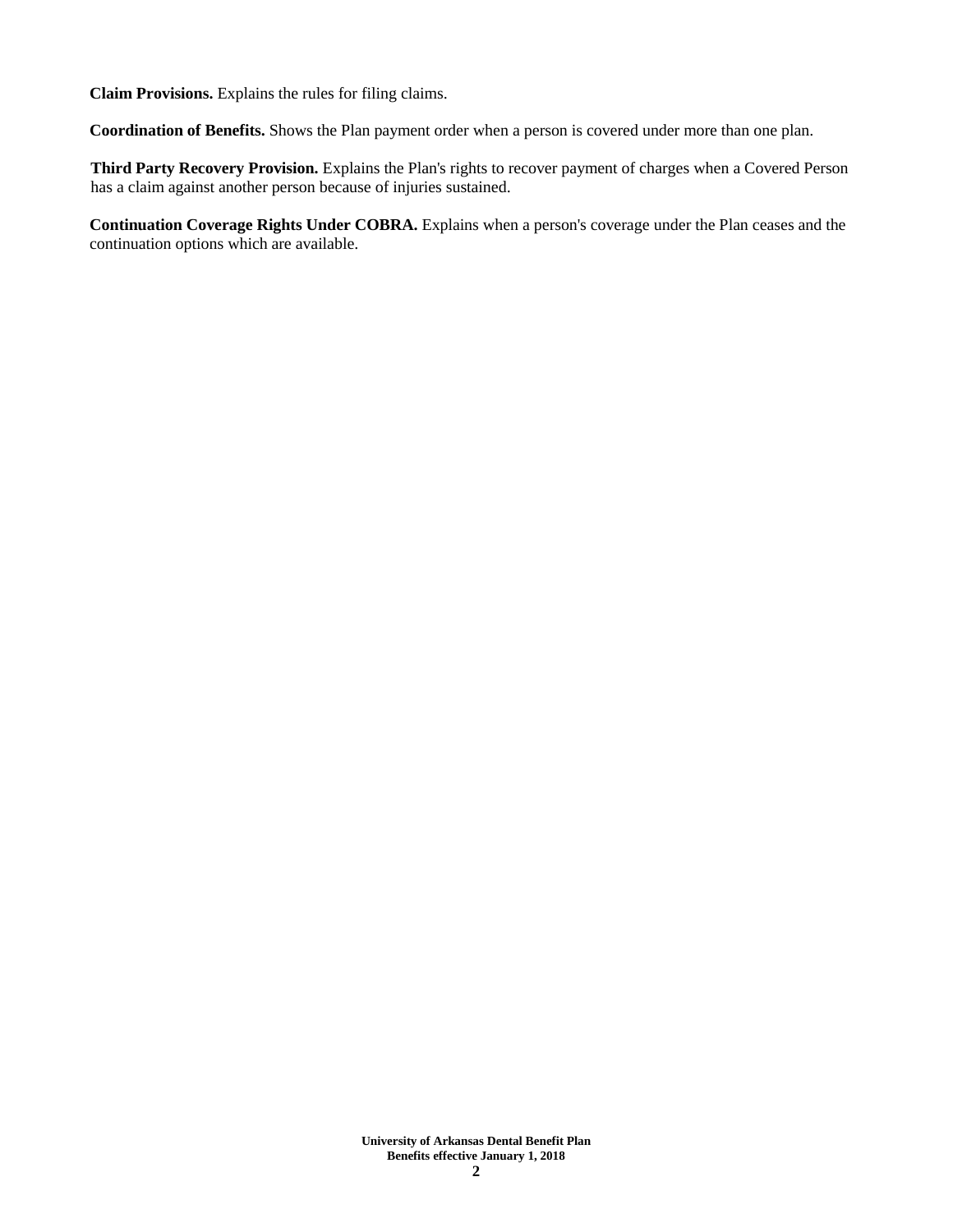**Claim Provisions.** Explains the rules for filing claims.

**Coordination of Benefits.** Shows the Plan payment order when a person is covered under more than one plan.

**Third Party Recovery Provision.** Explains the Plan's rights to recover payment of charges when a Covered Person has a claim against another person because of injuries sustained.

**Continuation Coverage Rights Under COBRA.** Explains when a person's coverage under the Plan ceases and the continuation options which are available.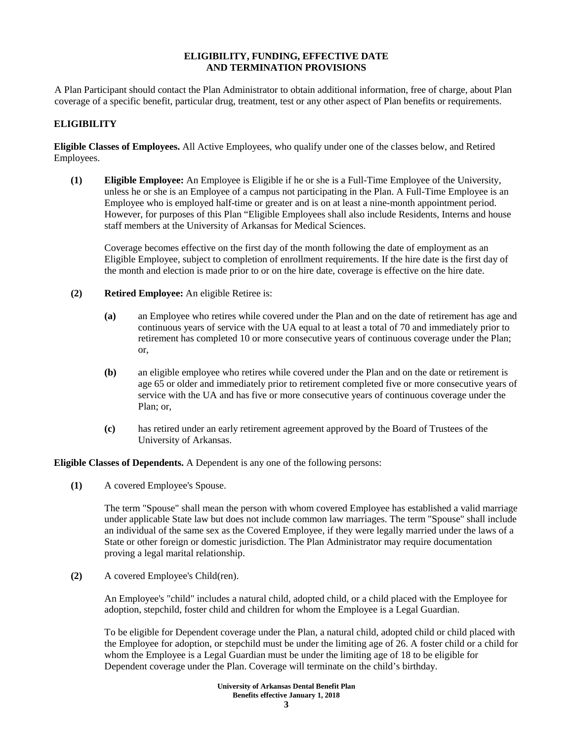# ELIGIBILITY, FUNDING, EFFECTIVE DATE AND TERMINATION PROVISIONS

A Plan Participant should contact the Plan Administrator to obtain additional information, free of charge, about Plan coverage of a specific benefit, particular drug, treatment, test or any other aspect of Plan benefits or requirements.

## ELIGIBILITY

**Eligible Classes of Employees.** All Active Employees, who qualify under one of the classes below, and Retired Employees.

**(1)** **Eligible Employee:** An Employee is Eligible if he or she is a Full-Time Employee of the University, unless he or she is an Employee of a campus not participating in the Plan. A Full-Time Employee is an Employee who is employed half-time or greater and is on at least a nine-month appointment period. However, for purposes of this Plan "Eligible Employees shall also include Residents, Interns and house staff members at the University of Arkansas for Medical Sciences.

Coverage becomes effective on the first day of the month following the date of employment as an Eligible Employee, subject to completion of enrollment requirements. If the hire date is the first day of the month and election is made prior to or on the hire date, coverage is effective on the hire date.

**(2)** **Retired Employee:** An eligible Retiree is:

**(a)** an Employee who retires while covered under the Plan and on the date of retirement has age and continuous years of service with the UA equal to at least a total of 70 and immediately prior to retirement has completed 10 or more consecutive years of continuous coverage under the Plan; or,

**(b)** an eligible employee who retires while covered under the Plan and on the date or retirement is age 65 or older and immediately prior to retirement completed five or more consecutive years of service with the UA and has five or more consecutive years of continuous coverage under the Plan; or,

**(c)** has retired under an early retirement agreement approved by the Board of Trustees of the University of Arkansas.

**Eligible Classes of Dependents.** A Dependent is any one of the following persons:

**(1)** A covered Employee's Spouse.

The term "Spouse" shall mean the person with whom covered Employee has established a valid marriage under applicable State law but does not include common law marriages. The term "Spouse" shall include an individual of the same sex as the Covered Employee, if they were legally married under the laws of a State or other foreign or domestic jurisdiction. The Plan Administrator may require documentation proving a legal marital relationship.

**(2)** A covered Employee's Child(ren).

An Employee's "child" includes a natural child, adopted child, or a child placed with the Employee for adoption, stepchild, foster child and children for whom the Employee is a Legal Guardian.

To be eligible for Dependent coverage under the Plan, a natural child, adopted child or child placed with the Employee for adoption, or stepchild must be under the limiting age of 26. A foster child or a child for whom the Employee is a Legal Guardian must be under the limiting age of 18 to be eligible for Dependent coverage under the Plan. Coverage will terminate on the child's birthday.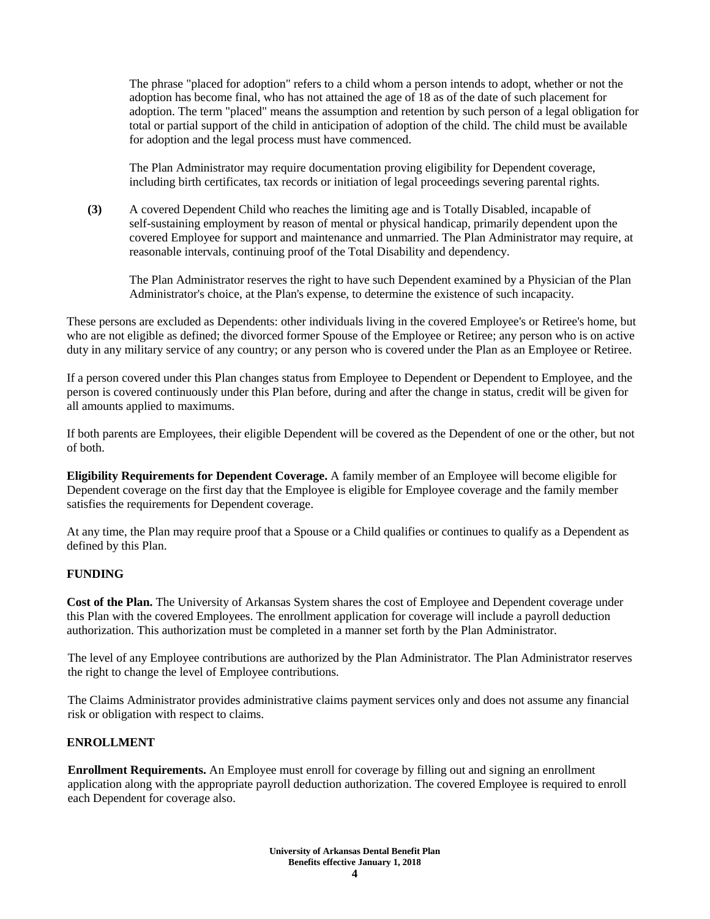The phrase "placed for adoption" refers to a child whom a person intends to adopt, whether or not the adoption has become final, who has not attained the age of 18 as of the date of such placement for adoption. The term "placed" means the assumption and retention by such person of a legal obligation for total or partial support of the child in anticipation of adoption of the child. The child must be available for adoption and the legal process must have commenced.

The Plan Administrator may require documentation proving eligibility for Dependent coverage, including birth certificates, tax records or initiation of legal proceedings severing parental rights.

**(3)** A covered Dependent Child who reaches the limiting age and is Totally Disabled, incapable of self-sustaining employment by reason of mental or physical handicap, primarily dependent upon the covered Employee for support and maintenance and unmarried. The Plan Administrator may require, at reasonable intervals, continuing proof of the Total Disability and dependency.

The Plan Administrator reserves the right to have such Dependent examined by a Physician of the Plan Administrator's choice, at the Plan's expense, to determine the existence of such incapacity.

These persons are excluded as Dependents: other individuals living in the covered Employee's or Retiree's home, but who are not eligible as defined; the divorced former Spouse of the Employee or Retiree; any person who is on active duty in any military service of any country; or any person who is covered under the Plan as an Employee or Retiree.

If a person covered under this Plan changes status from Employee to Dependent or Dependent to Employee, and the person is covered continuously under this Plan before, during and after the change in status, credit will be given for all amounts applied to maximums.

If both parents are Employees, their eligible Dependent will be covered as the Dependent of one or the other, but not of both.

**Eligibility Requirements for Dependent Coverage.** A family member of an Employee will become eligible for Dependent coverage on the first day that the Employee is eligible for Employee coverage and the family member satisfies the requirements for Dependent coverage.

At any time, the Plan may require proof that a Spouse or a Child qualifies or continues to qualify as a Dependent as defined by this Plan.

## FUNDING

**Cost of the Plan.** The University of Arkansas System shares the cost of Employee and Dependent coverage under this Plan with the covered Employees. The enrollment application for coverage will include a payroll deduction authorization. This authorization must be completed in a manner set forth by the Plan Administrator.

The level of any Employee contributions are authorized by the Plan Administrator. The Plan Administrator reserves the right to change the level of Employee contributions.

The Claims Administrator provides administrative claims payment services only and does not assume any financial risk or obligation with respect to claims.

## ENROLLMENT

**Enrollment Requirements.** An Employee must enroll for coverage by filling out and signing an enrollment application along with the appropriate payroll deduction authorization. The covered Employee is required to enroll each Dependent for coverage also.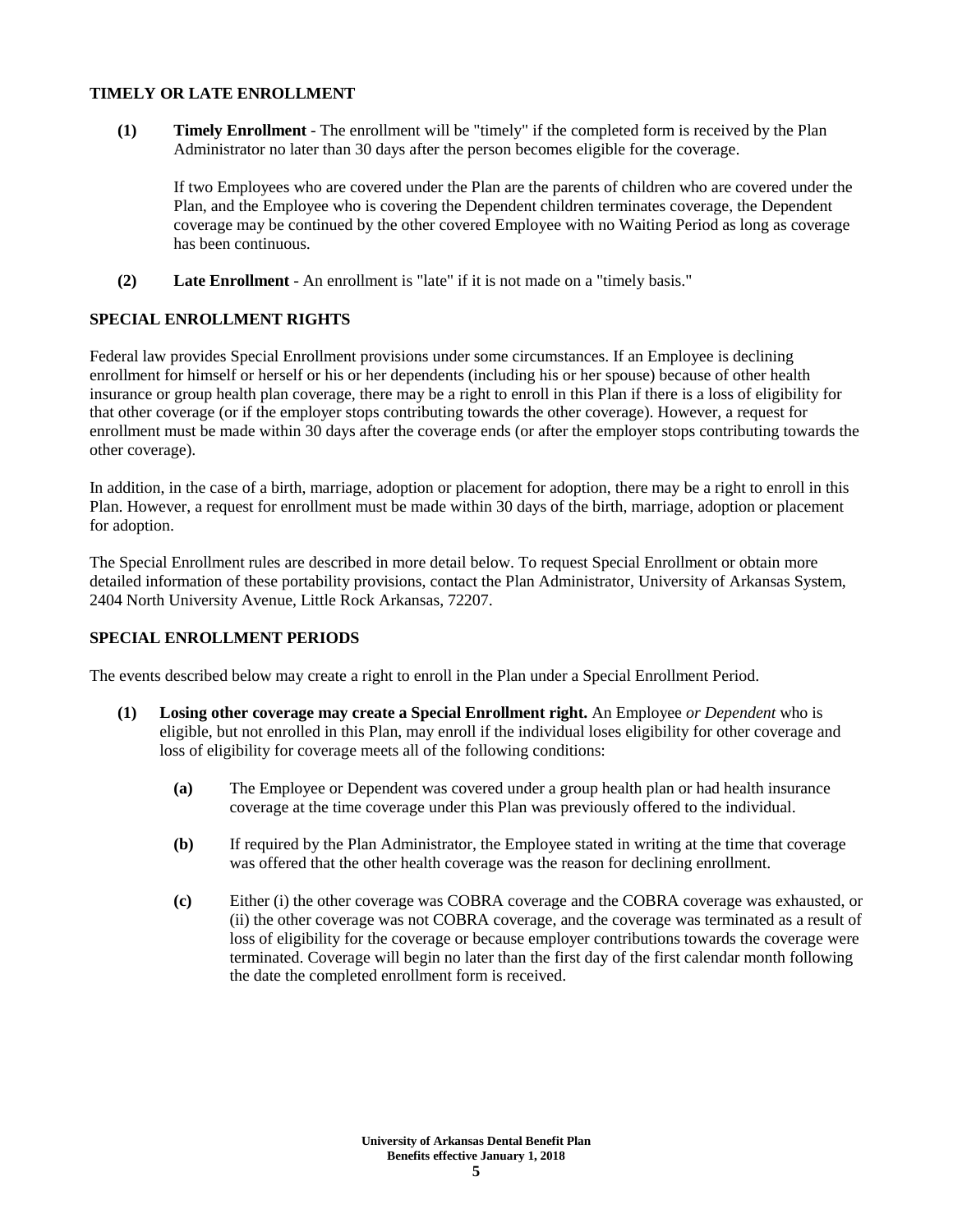## TIMELY OR LATE ENROLLMENT

**(1) Timely Enrollment** - The enrollment will be "timely" if the completed form is received by the Plan Administrator no later than 30 days after the person becomes eligible for the coverage.

If two Employees who are covered under the Plan are the parents of children who are covered under the Plan, and the Employee who is covering the Dependent children terminates coverage, the Dependent coverage may be continued by the other covered Employee with no Waiting Period as long as coverage has been continuous.

**(2) Late Enrollment** - An enrollment is "late" if it is not made on a "timely basis."

## SPECIAL ENROLLMENT RIGHTS

Federal law provides Special Enrollment provisions under some circumstances. If an Employee is declining enrollment for himself or herself or his or her dependents (including his or her spouse) because of other health insurance or group health plan coverage, there may be a right to enroll in this Plan if there is a loss of eligibility for that other coverage (or if the employer stops contributing towards the other coverage). However, a request for enrollment must be made within 30 days after the coverage ends (or after the employer stops contributing towards the other coverage).

In addition, in the case of a birth, marriage, adoption or placement for adoption, there may be a right to enroll in this Plan. However, a request for enrollment must be made within 30 days of the birth, marriage, adoption or placement for adoption.

The Special Enrollment rules are described in more detail below. To request Special Enrollment or obtain more detailed information of these portability provisions, contact the Plan Administrator, University of Arkansas System, 2404 North University Avenue, Little Rock Arkansas, 72207.

## SPECIAL ENROLLMENT PERIODS

The events described below may create a right to enroll in the Plan under a Special Enrollment Period.

**(1) Losing other coverage may create a Special Enrollment right.** An Employee *or Dependent* who is eligible, but not enrolled in this Plan, may enroll if the individual loses eligibility for other coverage and loss of eligibility for coverage meets all of the following conditions:

**(a)** The Employee or Dependent was covered under a group health plan or had health insurance coverage at the time coverage under this Plan was previously offered to the individual.

**(b)** If required by the Plan Administrator, the Employee stated in writing at the time that coverage was offered that the other health coverage was the reason for declining enrollment.

**(c)** Either (i) the other coverage was COBRA coverage and the COBRA coverage was exhausted, or (ii) the other coverage was not COBRA coverage, and the coverage was terminated as a result of loss of eligibility for the coverage or because employer contributions towards the coverage were terminated. Coverage will begin no later than the first day of the first calendar month following the date the completed enrollment form is received.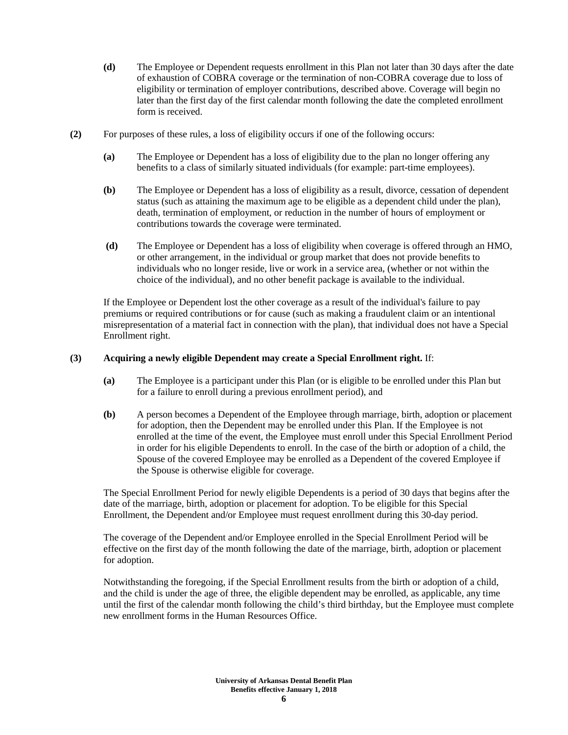**(d)** The Employee or Dependent requests enrollment in this Plan not later than 30 days after the date of exhaustion of COBRA coverage or the termination of non-COBRA coverage due to loss of eligibility or termination of employer contributions, described above. Coverage will begin no later than the first day of the first calendar month following the date the completed enrollment form is received.

**(2)** For purposes of these rules, a loss of eligibility occurs if one of the following occurs:

**(a)** The Employee or Dependent has a loss of eligibility due to the plan no longer offering any benefits to a class of similarly situated individuals (for example: part-time employees).

**(b)** The Employee or Dependent has a loss of eligibility as a result, divorce, cessation of dependent status (such as attaining the maximum age to be eligible as a dependent child under the plan), death, termination of employment, or reduction in the number of hours of employment or contributions towards the coverage were terminated.

**(d)** The Employee or Dependent has a loss of eligibility when coverage is offered through an HMO, or other arrangement, in the individual or group market that does not provide benefits to individuals who no longer reside, live or work in a service area, (whether or not within the choice of the individual), and no other benefit package is available to the individual.

If the Employee or Dependent lost the other coverage as a result of the individual's failure to pay premiums or required contributions or for cause (such as making a fraudulent claim or an intentional misrepresentation of a material fact in connection with the plan), that individual does not have a Special Enrollment right.

**(3) Acquiring a newly eligible Dependent may create a Special Enrollment right.** If:

**(a)** The Employee is a participant under this Plan (or is eligible to be enrolled under this Plan but for a failure to enroll during a previous enrollment period), and

**(b)** A person becomes a Dependent of the Employee through marriage, birth, adoption or placement for adoption, then the Dependent may be enrolled under this Plan. If the Employee is not enrolled at the time of the event, the Employee must enroll under this Special Enrollment Period in order for his eligible Dependents to enroll. In the case of the birth or adoption of a child, the Spouse of the covered Employee may be enrolled as a Dependent of the covered Employee if the Spouse is otherwise eligible for coverage.

The Special Enrollment Period for newly eligible Dependents is a period of 30 days that begins after the date of the marriage, birth, adoption or placement for adoption. To be eligible for this Special Enrollment, the Dependent and/or Employee must request enrollment during this 30-day period.

The coverage of the Dependent and/or Employee enrolled in the Special Enrollment Period will be effective on the first day of the month following the date of the marriage, birth, adoption or placement for adoption.

Notwithstanding the foregoing, if the Special Enrollment results from the birth or adoption of a child, and the child is under the age of three, the eligible dependent may be enrolled, as applicable, any time until the first of the calendar month following the child's third birthday, but the Employee must complete new enrollment forms in the Human Resources Office.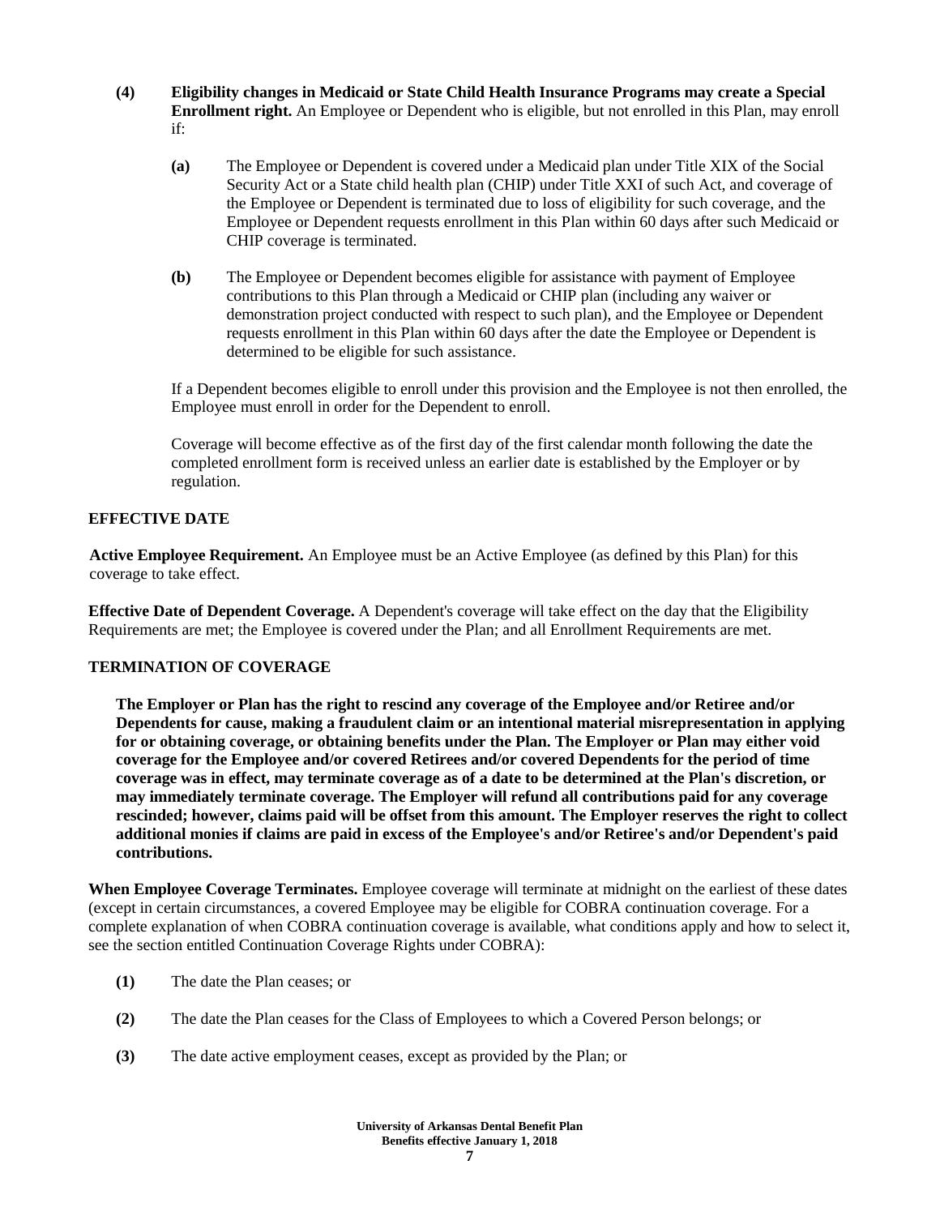**(4) Eligibility changes in Medicaid or State Child Health Insurance Programs may create a Special Enrollment right.** An Employee or Dependent who is eligible, but not enrolled in this Plan, may enroll if:

**(a)** The Employee or Dependent is covered under a Medicaid plan under Title XIX of the Social Security Act or a State child health plan (CHIP) under Title XXI of such Act, and coverage of the Employee or Dependent is terminated due to loss of eligibility for such coverage, and the Employee or Dependent requests enrollment in this Plan within 60 days after such Medicaid or CHIP coverage is terminated.

**(b)** The Employee or Dependent becomes eligible for assistance with payment of Employee contributions to this Plan through a Medicaid or CHIP plan (including any waiver or demonstration project conducted with respect to such plan), and the Employee or Dependent requests enrollment in this Plan within 60 days after the date the Employee or Dependent is determined to be eligible for such assistance.

If a Dependent becomes eligible to enroll under this provision and the Employee is not then enrolled, the Employee must enroll in order for the Dependent to enroll.

Coverage will become effective as of the first day of the first calendar month following the date the completed enrollment form is received unless an earlier date is established by the Employer or by regulation.

## EFFECTIVE DATE

**Active Employee Requirement.** An Employee must be an Active Employee (as defined by this Plan) for this coverage to take effect.

**Effective Date of Dependent Coverage.** A Dependent's coverage will take effect on the day that the Eligibility Requirements are met; the Employee is covered under the Plan; and all Enrollment Requirements are met.

## TERMINATION OF COVERAGE

**The Employer or Plan has the right to rescind any coverage of the Employee and/or Retiree and/or Dependents for cause, making a fraudulent claim or an intentional material misrepresentation in applying for or obtaining coverage, or obtaining benefits under the Plan. The Employer or Plan may either void coverage for the Employee and/or covered Retirees and/or covered Dependents for the period of time coverage was in effect, may terminate coverage as of a date to be determined at the Plan's discretion, or may immediately terminate coverage. The Employer will refund all contributions paid for any coverage rescinded; however, claims paid will be offset from this amount. The Employer reserves the right to collect additional monies if claims are paid in excess of the Employee's and/or Retiree's and/or Dependent's paid contributions.**

**When Employee Coverage Terminates.** Employee coverage will terminate at midnight on the earliest of these dates (except in certain circumstances, a covered Employee may be eligible for COBRA continuation coverage. For a complete explanation of when COBRA continuation coverage is available, what conditions apply and how to select it, see the section entitled Continuation Coverage Rights under COBRA):

**(1)** The date the Plan ceases; or

**(2)** The date the Plan ceases for the Class of Employees to which a Covered Person belongs; or

**(3)** The date active employment ceases, except as provided by the Plan; or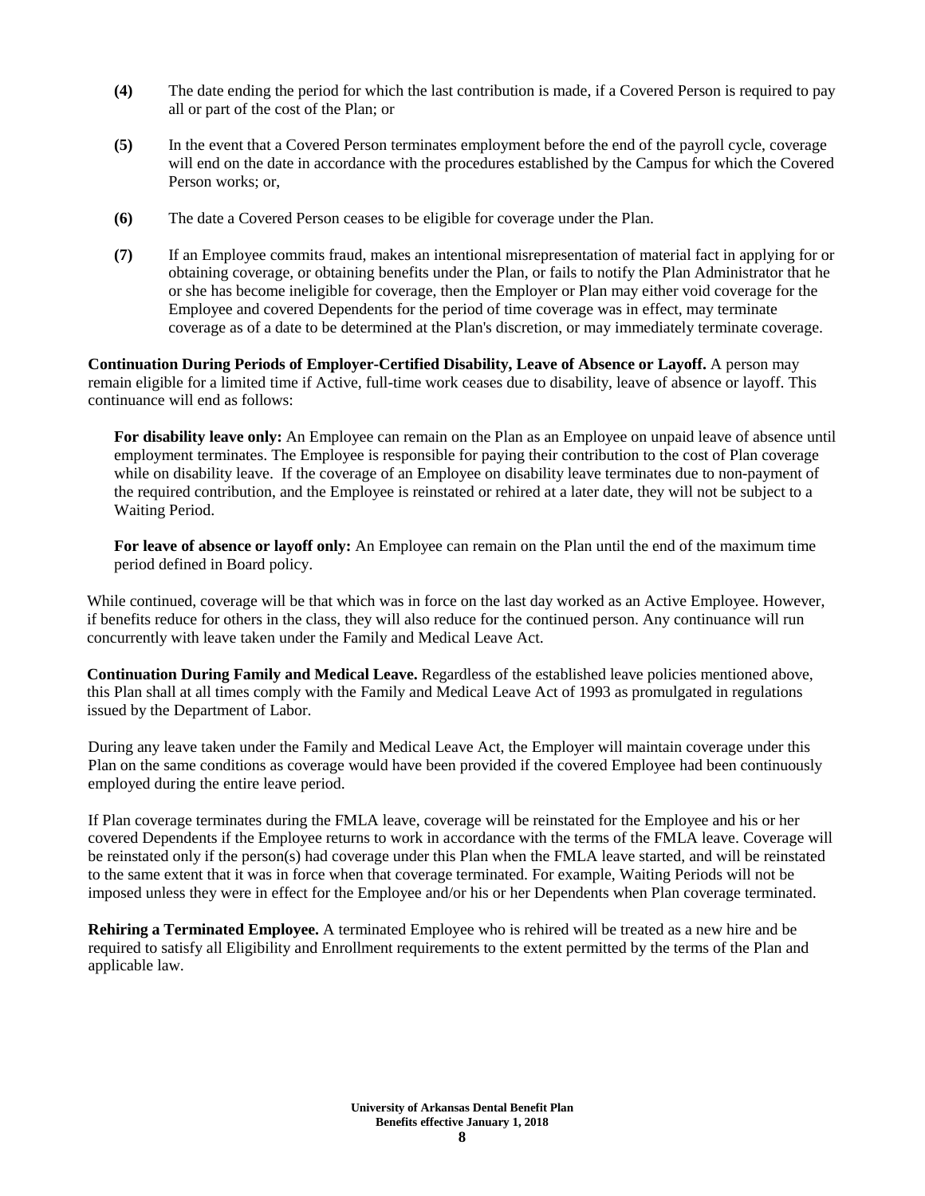**(4)** The date ending the period for which the last contribution is made, if a Covered Person is required to pay all or part of the cost of the Plan; or

**(5)** In the event that a Covered Person terminates employment before the end of the payroll cycle, coverage will end on the date in accordance with the procedures established by the Campus for which the Covered Person works; or,

**(6)** The date a Covered Person ceases to be eligible for coverage under the Plan.

**(7)** If an Employee commits fraud, makes an intentional misrepresentation of material fact in applying for or obtaining coverage, or obtaining benefits under the Plan, or fails to notify the Plan Administrator that he or she has become ineligible for coverage, then the Employer or Plan may either void coverage for the Employee and covered Dependents for the period of time coverage was in effect, may terminate coverage as of a date to be determined at the Plan's discretion, or may immediately terminate coverage.

**Continuation During Periods of Employer-Certified Disability, Leave of Absence or Layoff.** A person may remain eligible for a limited time if Active, full-time work ceases due to disability, leave of absence or layoff. This continuance will end as follows:

**For disability leave only:** An Employee can remain on the Plan as an Employee on unpaid leave of absence until employment terminates. The Employee is responsible for paying their contribution to the cost of Plan coverage while on disability leave. If the coverage of an Employee on disability leave terminates due to non-payment of the required contribution, and the Employee is reinstated or rehired at a later date, they will not be subject to a Waiting Period.

**For leave of absence or layoff only:** An Employee can remain on the Plan until the end of the maximum time period defined in Board policy.

While continued, coverage will be that which was in force on the last day worked as an Active Employee. However, if benefits reduce for others in the class, they will also reduce for the continued person. Any continuance will run concurrently with leave taken under the Family and Medical Leave Act.

**Continuation During Family and Medical Leave.** Regardless of the established leave policies mentioned above, this Plan shall at all times comply with the Family and Medical Leave Act of 1993 as promulgated in regulations issued by the Department of Labor.

During any leave taken under the Family and Medical Leave Act, the Employer will maintain coverage under this Plan on the same conditions as coverage would have been provided if the covered Employee had been continuously employed during the entire leave period.

If Plan coverage terminates during the FMLA leave, coverage will be reinstated for the Employee and his or her covered Dependents if the Employee returns to work in accordance with the terms of the FMLA leave. Coverage will be reinstated only if the person(s) had coverage under this Plan when the FMLA leave started, and will be reinstated to the same extent that it was in force when that coverage terminated. For example, Waiting Periods will not be imposed unless they were in effect for the Employee and/or his or her Dependents when Plan coverage terminated.

**Rehiring a Terminated Employee.** A terminated Employee who is rehired will be treated as a new hire and be required to satisfy all Eligibility and Enrollment requirements to the extent permitted by the terms of the Plan and applicable law.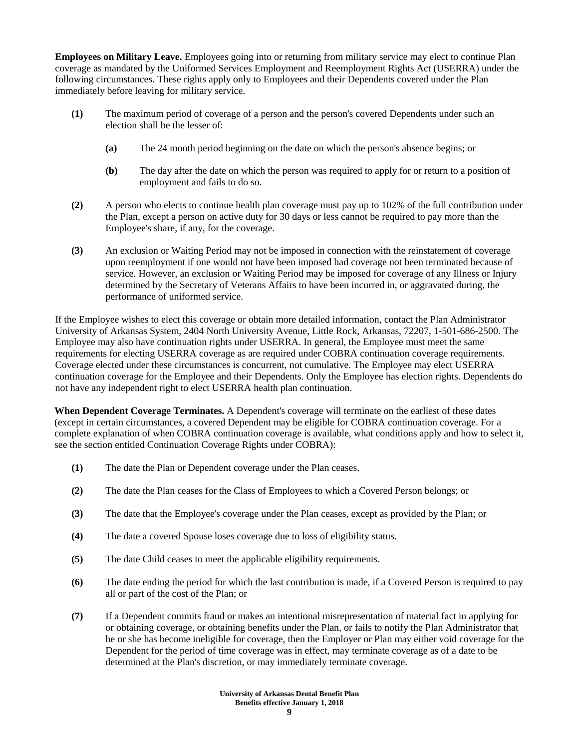**Employees on Military Leave.** Employees going into or returning from military service may elect to continue Plan coverage as mandated by the Uniformed Services Employment and Reemployment Rights Act (USERRA) under the following circumstances. These rights apply only to Employees and their Dependents covered under the Plan immediately before leaving for military service.

**(1)** The maximum period of coverage of a person and the person's covered Dependents under such an election shall be the lesser of:

   **(a)** The 24 month period beginning on the date on which the person's absence begins; or

   **(b)** The day after the date on which the person was required to apply for or return to a position of employment and fails to do so.

**(2)** A person who elects to continue health plan coverage must pay up to 102% of the full contribution under the Plan, except a person on active duty for 30 days or less cannot be required to pay more than the Employee's share, if any, for the coverage.

**(3)** An exclusion or Waiting Period may not be imposed in connection with the reinstatement of coverage upon reemployment if one would not have been imposed had coverage not been terminated because of service. However, an exclusion or Waiting Period may be imposed for coverage of any Illness or Injury determined by the Secretary of Veterans Affairs to have been incurred in, or aggravated during, the performance of uniformed service.

If the Employee wishes to elect this coverage or obtain more detailed information, contact the Plan Administrator University of Arkansas System, 2404 North University Avenue, Little Rock, Arkansas, 72207, 1-501-686-2500. The Employee may also have continuation rights under USERRA. In general, the Employee must meet the same requirements for electing USERRA coverage as are required under COBRA continuation coverage requirements. Coverage elected under these circumstances is concurrent, not cumulative. The Employee may elect USERRA continuation coverage for the Employee and their Dependents. Only the Employee has election rights. Dependents do not have any independent right to elect USERRA health plan continuation.

**When Dependent Coverage Terminates.** A Dependent's coverage will terminate on the earliest of these dates (except in certain circumstances, a covered Dependent may be eligible for COBRA continuation coverage. For a complete explanation of when COBRA continuation coverage is available, what conditions apply and how to select it, see the section entitled Continuation Coverage Rights under COBRA):

**(1)** The date the Plan or Dependent coverage under the Plan ceases.

**(2)** The date the Plan ceases for the Class of Employees to which a Covered Person belongs; or

**(3)** The date that the Employee's coverage under the Plan ceases, except as provided by the Plan; or

**(4)** The date a covered Spouse loses coverage due to loss of eligibility status.

**(5)** The date Child ceases to meet the applicable eligibility requirements.

**(6)** The date ending the period for which the last contribution is made, if a Covered Person is required to pay all or part of the cost of the Plan; or

**(7)** If a Dependent commits fraud or makes an intentional misrepresentation of material fact in applying for or obtaining coverage, or obtaining benefits under the Plan, or fails to notify the Plan Administrator that he or she has become ineligible for coverage, then the Employer or Plan may either void coverage for the Dependent for the period of time coverage was in effect, may terminate coverage as of a date to be determined at the Plan's discretion, or may immediately terminate coverage.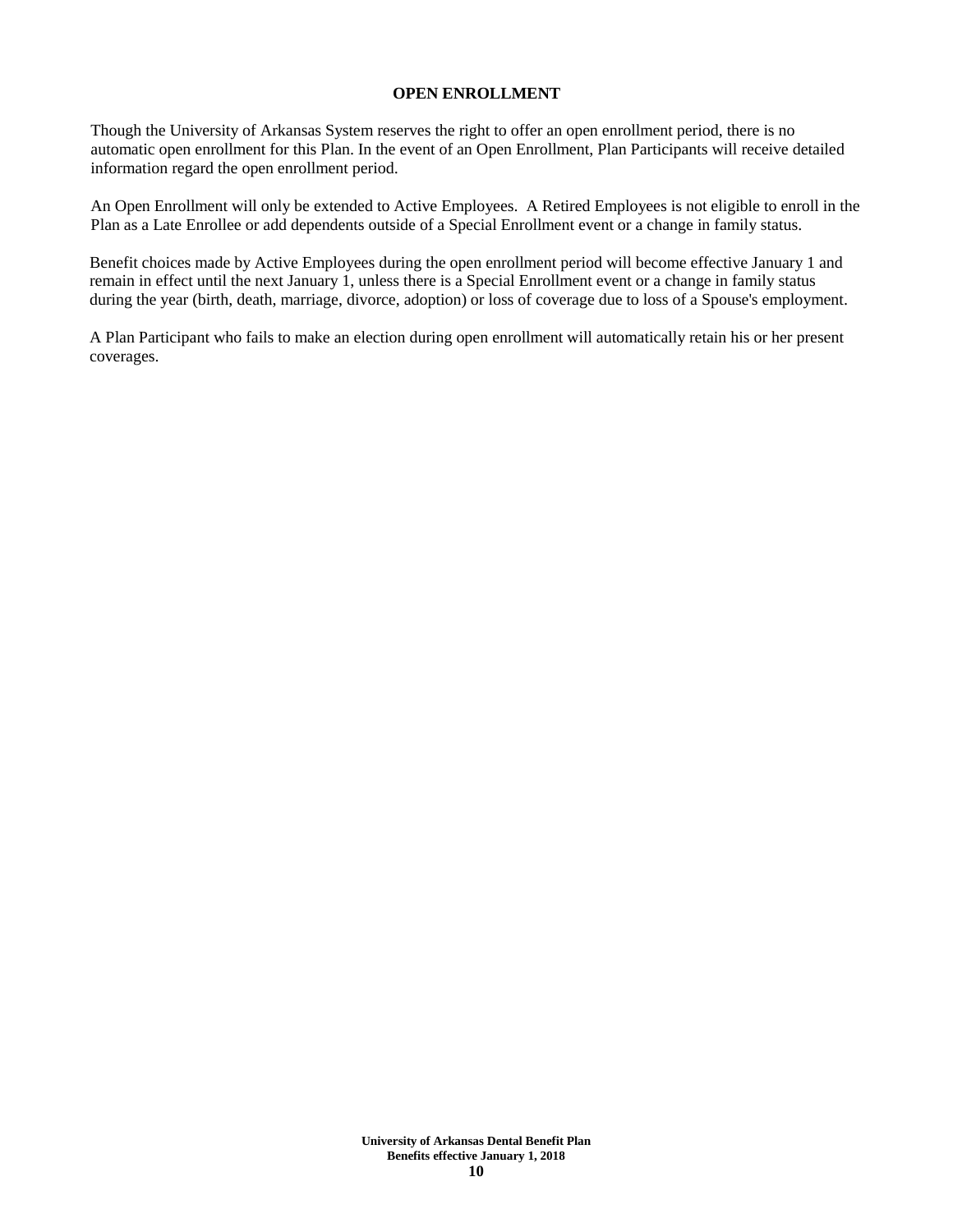## OPEN ENROLLMENT

Though the University of Arkansas System reserves the right to offer an open enrollment period, there is no automatic open enrollment for this Plan. In the event of an Open Enrollment, Plan Participants will receive detailed information regard the open enrollment period.

An Open Enrollment will only be extended to Active Employees. A Retired Employees is not eligible to enroll in the Plan as a Late Enrollee or add dependents outside of a Special Enrollment event or a change in family status.

Benefit choices made by Active Employees during the open enrollment period will become effective January 1 and remain in effect until the next January 1, unless there is a Special Enrollment event or a change in family status during the year (birth, death, marriage, divorce, adoption) or loss of coverage due to loss of a Spouse's employment.

A Plan Participant who fails to make an election during open enrollment will automatically retain his or her present coverages.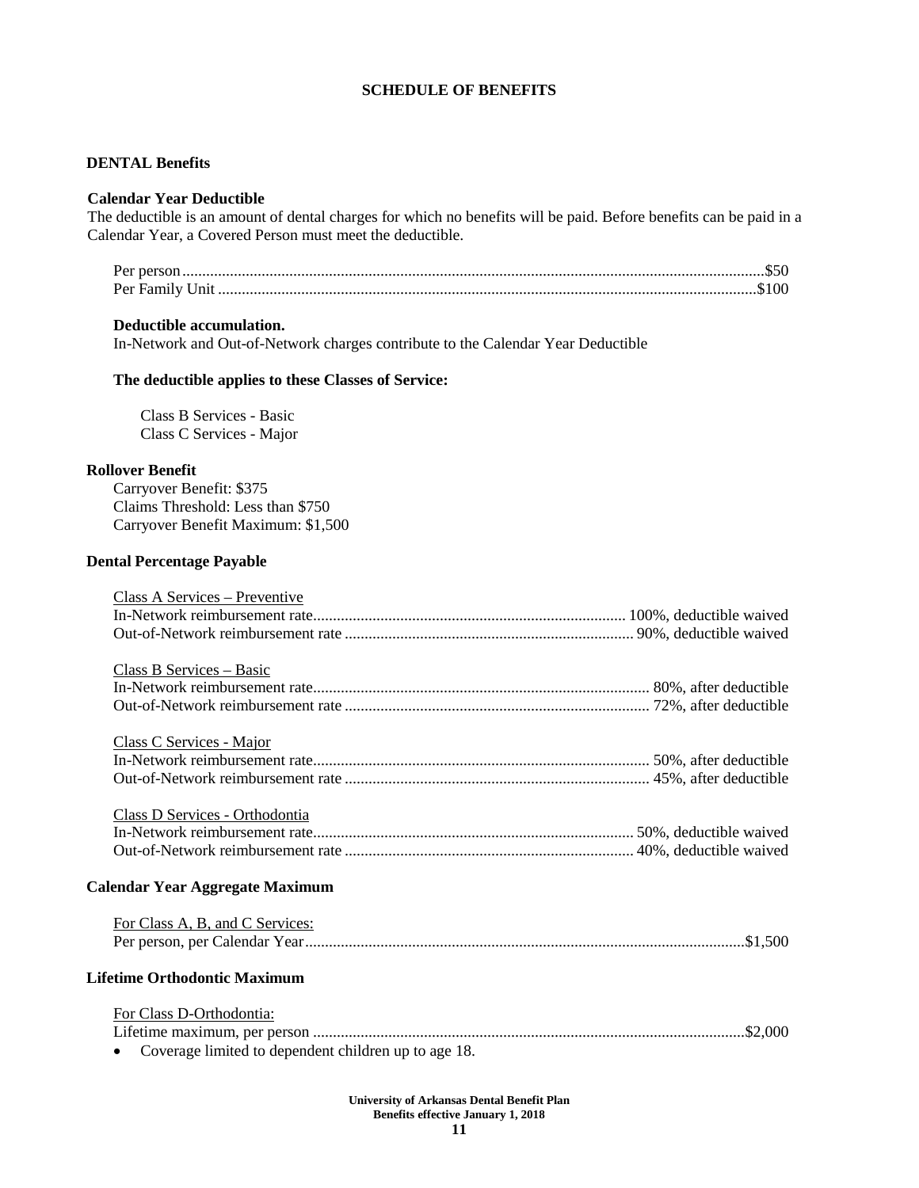# SCHEDULE OF BENEFITS

## DENTAL Benefits

### Calendar Year Deductible

The deductible is an amount of dental charges for which no benefits will be paid. Before benefits can be paid in a Calendar Year, a Covered Person must meet the deductible.

| | |
|---|---|
| Per person | $50 |
| Per Family Unit | $100 |

**Deductible accumulation.**

In-Network and Out-of-Network charges contribute to the Calendar Year Deductible

**The deductible applies to these Classes of Service:**

Class B Services - Basic
Class C Services - Major

### Rollover Benefit

Carryover Benefit: $375
Claims Threshold: Less than $750
Carryover Benefit Maximum: $1,500

### Dental Percentage Payable

Class A Services – Preventive

| | |
|---|---|
| In-Network reimbursement rate | 100%, deductible waived |
| Out-of-Network reimbursement rate | 90%, deductible waived |

Class B Services – Basic

| | |
|---|---|
| In-Network reimbursement rate | 80%, after deductible |
| Out-of-Network reimbursement rate | 72%, after deductible |

Class C Services - Major

| | |
|---|---|
| In-Network reimbursement rate | 50%, after deductible |
| Out-of-Network reimbursement rate | 45%, after deductible |

Class D Services - Orthodontia

| | |
|---|---|
| In-Network reimbursement rate | 50%, deductible waived |
| Out-of-Network reimbursement rate | 40%, deductible waived |

### Calendar Year Aggregate Maximum

For Class A, B, and C Services:

| | |
|---|---|
| Per person, per Calendar Year | $1,500 |

### Lifetime Orthodontic Maximum

For Class D-Orthodontia:

| | |
|---|---|
| Lifetime maximum, per person | $2,000 |

- Coverage limited to dependent children up to age 18.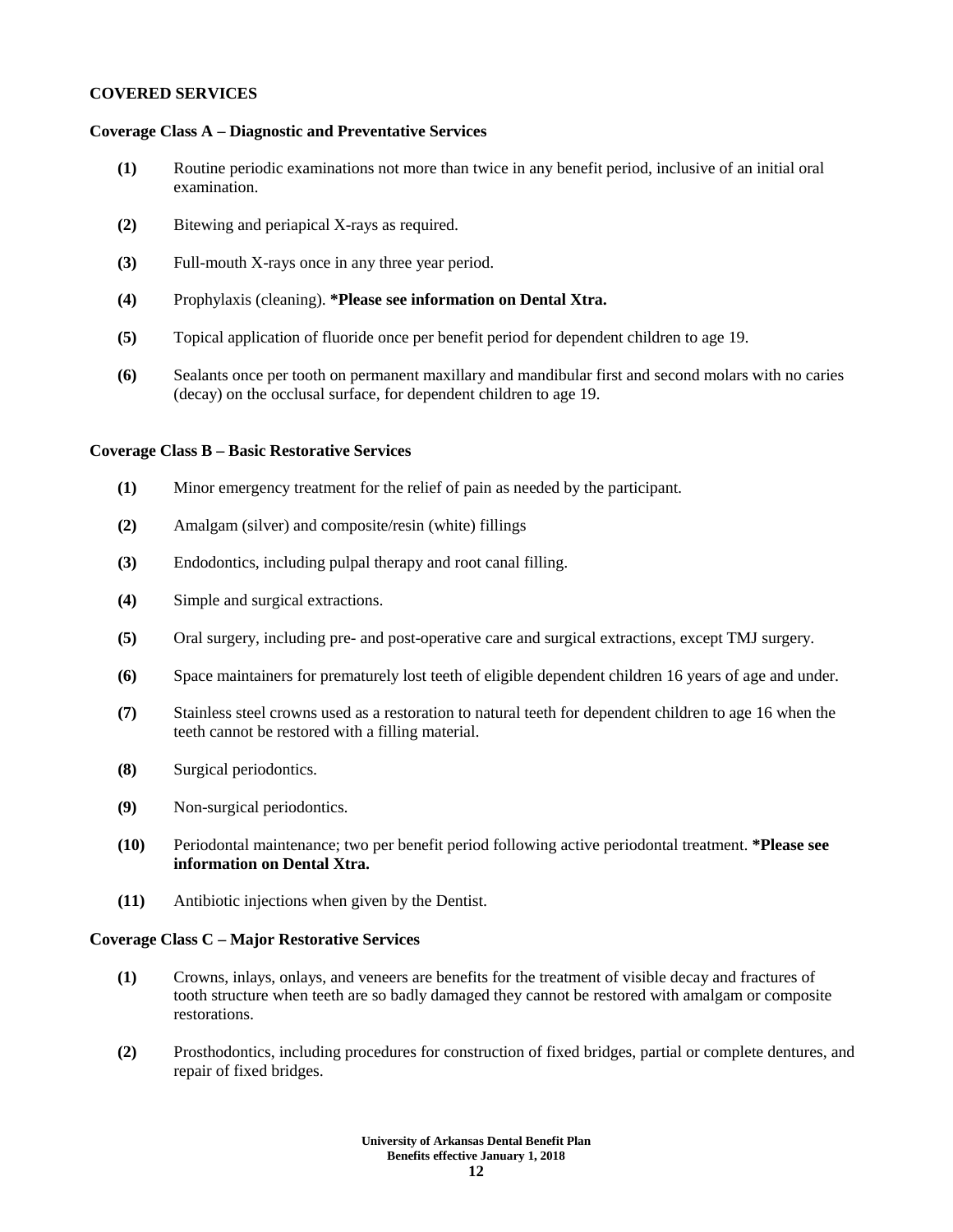## COVERED SERVICES

### Coverage Class A – Diagnostic and Preventative Services

**(1)** Routine periodic examinations not more than twice in any benefit period, inclusive of an initial oral examination.

**(2)** Bitewing and periapical X-rays as required.

**(3)** Full-mouth X-rays once in any three year period.

**(4)** Prophylaxis (cleaning). ***Please see information on Dental Xtra.**

**(5)** Topical application of fluoride once per benefit period for dependent children to age 19.

**(6)** Sealants once per tooth on permanent maxillary and mandibular first and second molars with no caries (decay) on the occlusal surface, for dependent children to age 19.

### Coverage Class B – Basic Restorative Services

**(1)** Minor emergency treatment for the relief of pain as needed by the participant.

**(2)** Amalgam (silver) and composite/resin (white) fillings

**(3)** Endodontics, including pulpal therapy and root canal filling.

**(4)** Simple and surgical extractions.

**(5)** Oral surgery, including pre- and post-operative care and surgical extractions, except TMJ surgery.

**(6)** Space maintainers for prematurely lost teeth of eligible dependent children 16 years of age and under.

**(7)** Stainless steel crowns used as a restoration to natural teeth for dependent children to age 16 when the teeth cannot be restored with a filling material.

**(8)** Surgical periodontics.

**(9)** Non-surgical periodontics.

**(10)** Periodontal maintenance; two per benefit period following active periodontal treatment. ***Please see information on Dental Xtra.**

**(11)** Antibiotic injections when given by the Dentist.

### Coverage Class C – Major Restorative Services

**(1)** Crowns, inlays, onlays, and veneers are benefits for the treatment of visible decay and fractures of tooth structure when teeth are so badly damaged they cannot be restored with amalgam or composite restorations.

**(2)** Prosthodontics, including procedures for construction of fixed bridges, partial or complete dentures, and repair of fixed bridges.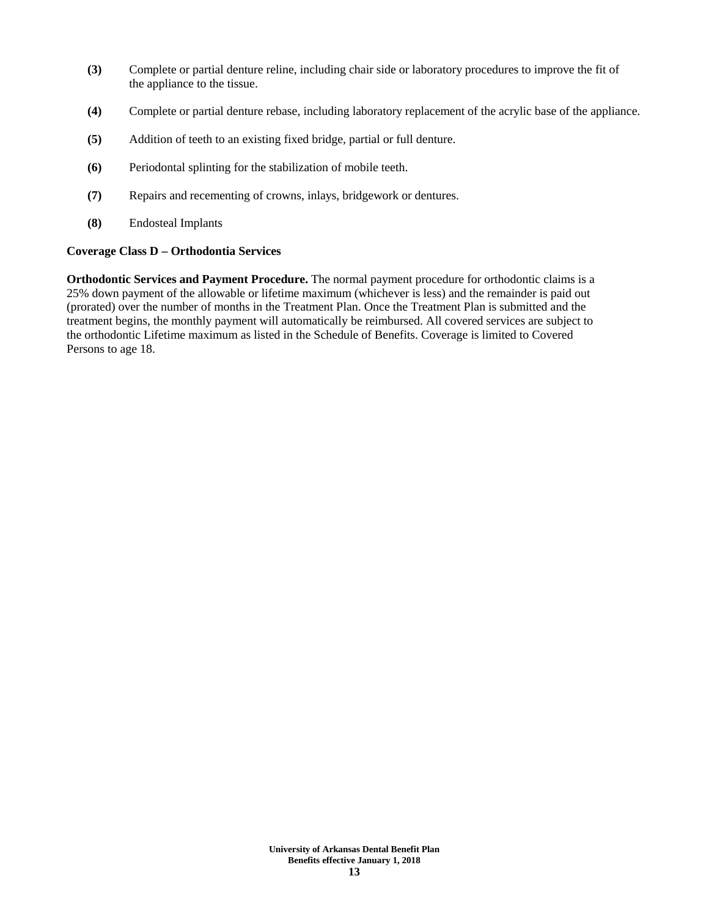**(3)** Complete or partial denture reline, including chair side or laboratory procedures to improve the fit of the appliance to the tissue.

**(4)** Complete or partial denture rebase, including laboratory replacement of the acrylic base of the appliance.

**(5)** Addition of teeth to an existing fixed bridge, partial or full denture.

**(6)** Periodontal splinting for the stabilization of mobile teeth.

**(7)** Repairs and recementing of crowns, inlays, bridgework or dentures.

**(8)** Endosteal Implants

**Coverage Class D – Orthodontia Services**

**Orthodontic Services and Payment Procedure.** The normal payment procedure for orthodontic claims is a 25% down payment of the allowable or lifetime maximum (whichever is less) and the remainder is paid out (prorated) over the number of months in the Treatment Plan. Once the Treatment Plan is submitted and the treatment begins, the monthly payment will automatically be reimbursed. All covered services are subject to the orthodontic Lifetime maximum as listed in the Schedule of Benefits. Coverage is limited to Covered Persons to age 18.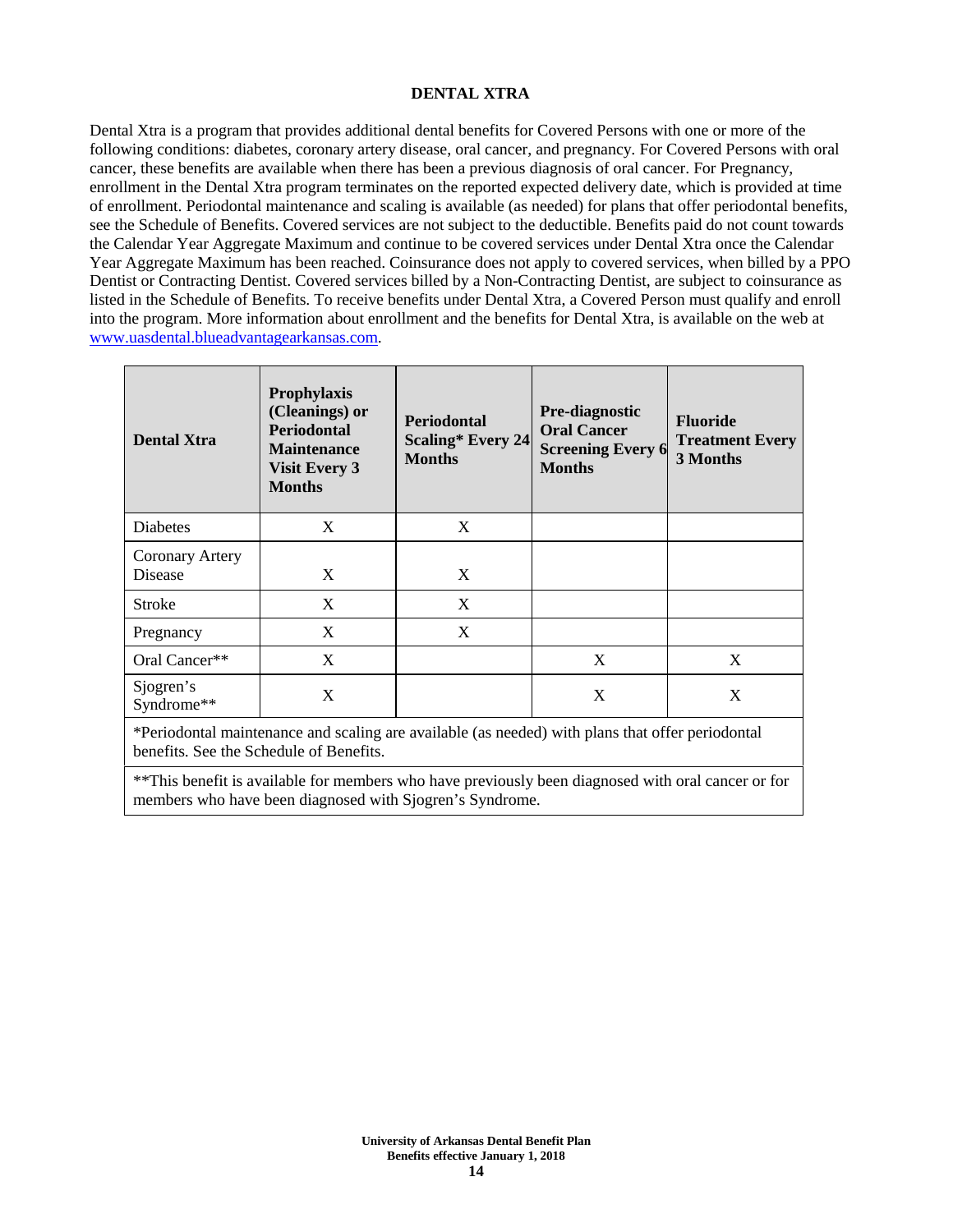## DENTAL XTRA

Dental Xtra is a program that provides additional dental benefits for Covered Persons with one or more of the following conditions: diabetes, coronary artery disease, oral cancer, and pregnancy. For Covered Persons with oral cancer, these benefits are available when there has been a previous diagnosis of oral cancer. For Pregnancy, enrollment in the Dental Xtra program terminates on the reported expected delivery date, which is provided at time of enrollment. Periodontal maintenance and scaling is available (as needed) for plans that offer periodontal benefits, see the Schedule of Benefits. Covered services are not subject to the deductible. Benefits paid do not count towards the Calendar Year Aggregate Maximum and continue to be covered services under Dental Xtra once the Calendar Year Aggregate Maximum has been reached. Coinsurance does not apply to covered services, when billed by a PPO Dentist or Contracting Dentist. Covered services billed by a Non-Contracting Dentist, are subject to coinsurance as listed in the Schedule of Benefits. To receive benefits under Dental Xtra, a Covered Person must qualify and enroll into the program. More information about enrollment and the benefits for Dental Xtra, is available on the web at www.uasdental.blueadvantagearkansas.com.

| Dental Xtra | Prophylaxis (Cleanings) or Periodontal Maintenance Visit Every 3 Months | Periodontal Scaling* Every 24 Months | Pre-diagnostic Oral Cancer Screening Every 6 Months | Fluoride Treatment Every 3 Months |
|---|---|---|---|---|
| Diabetes | X | X | | |
| Coronary Artery Disease | X | X | | |
| Stroke | X | X | | |
| Pregnancy | X | X | | |
| Oral Cancer** | X | | X | X |
| Sjogren's Syndrome** | X | | X | X |
| *Periodontal maintenance and scaling are available (as needed) with plans that offer periodontal benefits. See the Schedule of Benefits. | | | | |
| **This benefit is available for members who have previously been diagnosed with oral cancer or for members who have been diagnosed with Sjogren's Syndrome. | | | | |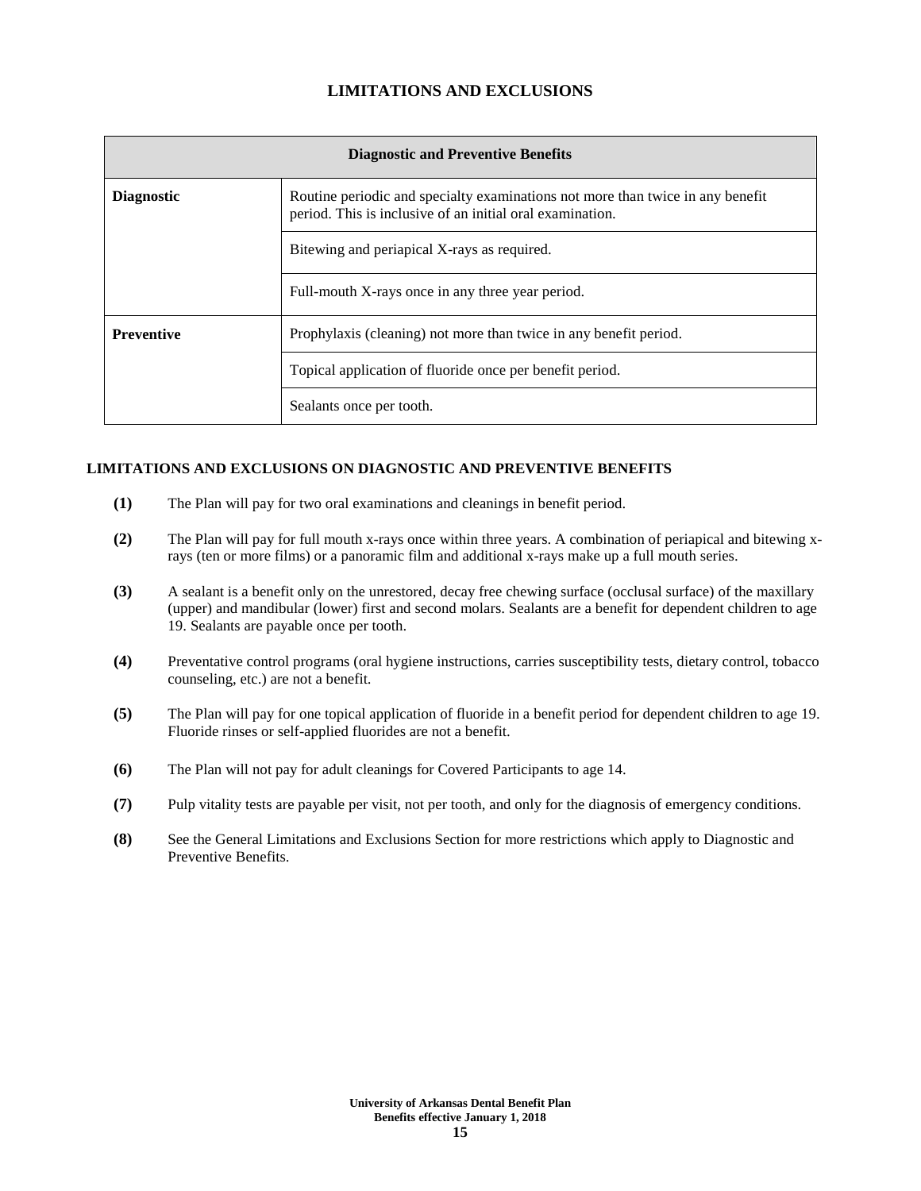# LIMITATIONS AND EXCLUSIONS

| Diagnostic and Preventive Benefits | |
|---|---|
| **Diagnostic** | Routine periodic and specialty examinations not more than twice in any benefit period. This is inclusive of an initial oral examination. |
| | Bitewing and periapical X-rays as required. |
| | Full-mouth X-rays once in any three year period. |
| **Preventive** | Prophylaxis (cleaning) not more than twice in any benefit period. |
| | Topical application of fluoride once per benefit period. |
| | Sealants once per tooth. |

## LIMITATIONS AND EXCLUSIONS ON DIAGNOSTIC AND PREVENTIVE BENEFITS

**(1)** The Plan will pay for two oral examinations and cleanings in benefit period.

**(2)** The Plan will pay for full mouth x-rays once within three years. A combination of periapical and bitewing x-rays (ten or more films) or a panoramic film and additional x-rays make up a full mouth series.

**(3)** A sealant is a benefit only on the unrestored, decay free chewing surface (occlusal surface) of the maxillary (upper) and mandibular (lower) first and second molars. Sealants are a benefit for dependent children to age 19. Sealants are payable once per tooth.

**(4)** Preventative control programs (oral hygiene instructions, carries susceptibility tests, dietary control, tobacco counseling, etc.) are not a benefit.

**(5)** The Plan will pay for one topical application of fluoride in a benefit period for dependent children to age 19. Fluoride rinses or self-applied fluorides are not a benefit.

**(6)** The Plan will not pay for adult cleanings for Covered Participants to age 14.

**(7)** Pulp vitality tests are payable per visit, not per tooth, and only for the diagnosis of emergency conditions.

**(8)** See the General Limitations and Exclusions Section for more restrictions which apply to Diagnostic and Preventive Benefits.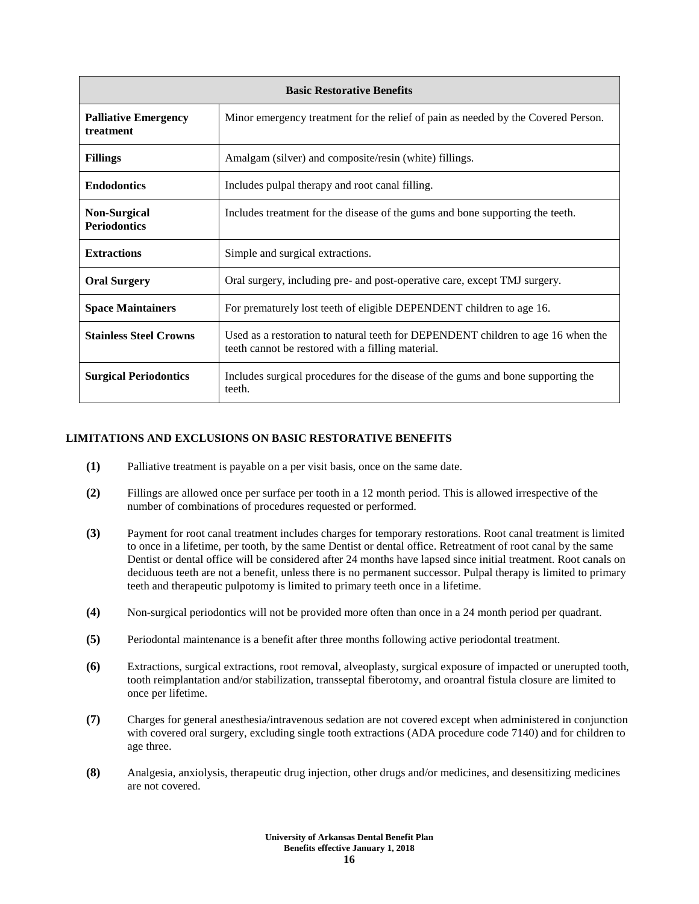| Basic Restorative Benefits | |
| --- | --- |
| **Palliative Emergency treatment** | Minor emergency treatment for the relief of pain as needed by the Covered Person. |
| **Fillings** | Amalgam (silver) and composite/resin (white) fillings. |
| **Endodontics** | Includes pulpal therapy and root canal filling. |
| **Non-Surgical Periodontics** | Includes treatment for the disease of the gums and bone supporting the teeth. |
| **Extractions** | Simple and surgical extractions. |
| **Oral Surgery** | Oral surgery, including pre- and post-operative care, except TMJ surgery. |
| **Space Maintainers** | For prematurely lost teeth of eligible DEPENDENT children to age 16. |
| **Stainless Steel Crowns** | Used as a restoration to natural teeth for DEPENDENT children to age 16 when the teeth cannot be restored with a filling material. |
| **Surgical Periodontics** | Includes surgical procedures for the disease of the gums and bone supporting the teeth. |

## LIMITATIONS AND EXCLUSIONS ON BASIC RESTORATIVE BENEFITS

**(1)** Palliative treatment is payable on a per visit basis, once on the same date.

**(2)** Fillings are allowed once per surface per tooth in a 12 month period. This is allowed irrespective of the number of combinations of procedures requested or performed.

**(3)** Payment for root canal treatment includes charges for temporary restorations. Root canal treatment is limited to once in a lifetime, per tooth, by the same Dentist or dental office. Retreatment of root canal by the same Dentist or dental office will be considered after 24 months have lapsed since initial treatment. Root canals on deciduous teeth are not a benefit, unless there is no permanent successor. Pulpal therapy is limited to primary teeth and therapeutic pulpotomy is limited to primary teeth once in a lifetime.

**(4)** Non-surgical periodontics will not be provided more often than once in a 24 month period per quadrant.

**(5)** Periodontal maintenance is a benefit after three months following active periodontal treatment.

**(6)** Extractions, surgical extractions, root removal, alveoplasty, surgical exposure of impacted or unerupted tooth, tooth reimplantation and/or stabilization, transseptal fiberotomy, and oroantral fistula closure are limited to once per lifetime.

**(7)** Charges for general anesthesia/intravenous sedation are not covered except when administered in conjunction with covered oral surgery, excluding single tooth extractions (ADA procedure code 7140) and for children to age three.

**(8)** Analgesia, anxiolysis, therapeutic drug injection, other drugs and/or medicines, and desensitizing medicines are not covered.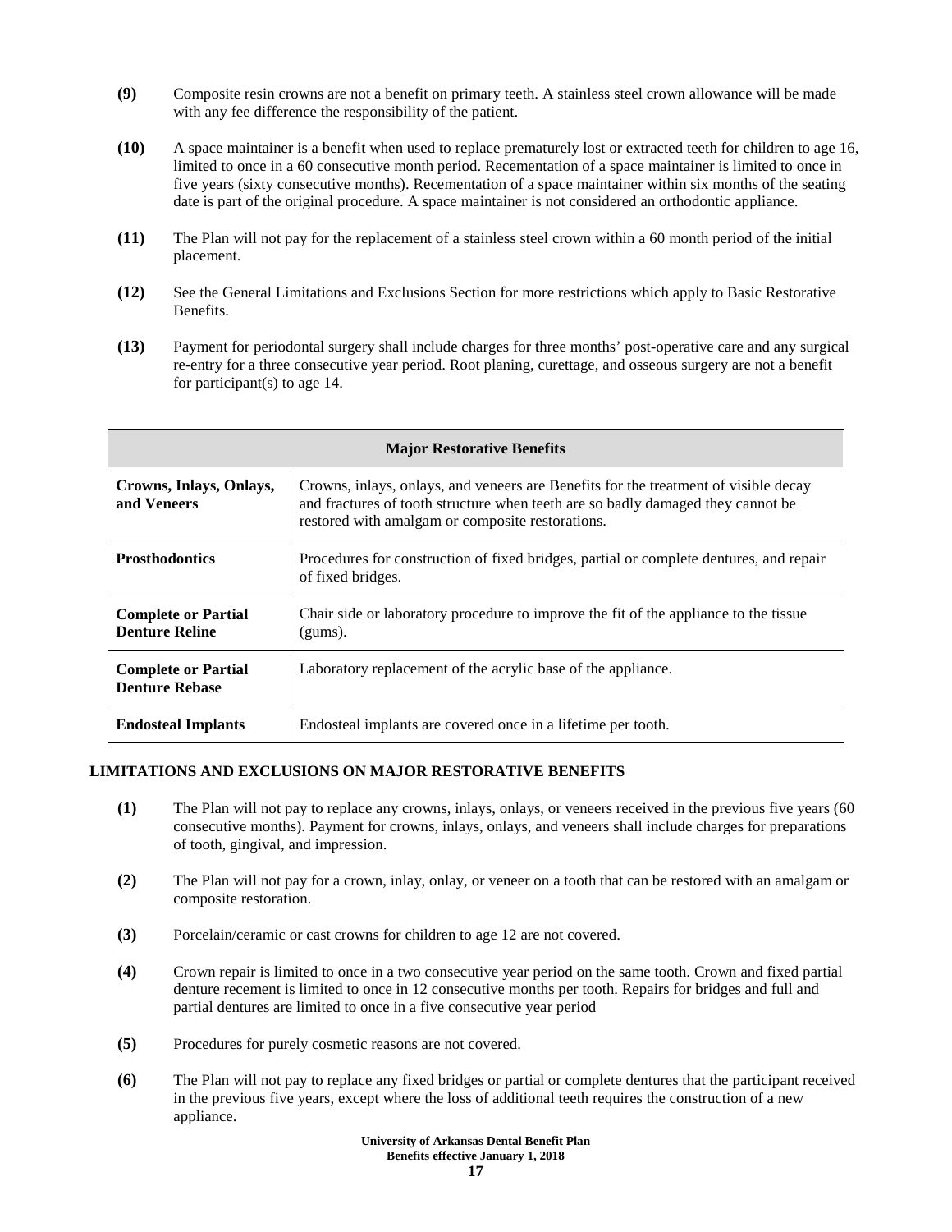**(9)** Composite resin crowns are not a benefit on primary teeth. A stainless steel crown allowance will be made with any fee difference the responsibility of the patient.

**(10)** A space maintainer is a benefit when used to replace prematurely lost or extracted teeth for children to age 16, limited to once in a 60 consecutive month period. Recementation of a space maintainer is limited to once in five years (sixty consecutive months). Recementation of a space maintainer within six months of the seating date is part of the original procedure. A space maintainer is not considered an orthodontic appliance.

**(11)** The Plan will not pay for the replacement of a stainless steel crown within a 60 month period of the initial placement.

**(12)** See the General Limitations and Exclusions Section for more restrictions which apply to Basic Restorative Benefits.

**(13)** Payment for periodontal surgery shall include charges for three months' post-operative care and any surgical re-entry for a three consecutive year period. Root planing, curettage, and osseous surgery are not a benefit for participant(s) to age 14.

| **Major Restorative Benefits** | |
|---|---|
| **Crowns, Inlays, Onlays, and Veneers** | Crowns, inlays, onlays, and veneers are Benefits for the treatment of visible decay and fractures of tooth structure when teeth are so badly damaged they cannot be restored with amalgam or composite restorations. |
| **Prosthodontics** | Procedures for construction of fixed bridges, partial or complete dentures, and repair of fixed bridges. |
| **Complete or Partial Denture Reline** | Chair side or laboratory procedure to improve the fit of the appliance to the tissue (gums). |
| **Complete or Partial Denture Rebase** | Laboratory replacement of the acrylic base of the appliance. |
| **Endosteal Implants** | Endosteal implants are covered once in a lifetime per tooth. |

## LIMITATIONS AND EXCLUSIONS ON MAJOR RESTORATIVE BENEFITS

**(1)** The Plan will not pay to replace any crowns, inlays, onlays, or veneers received in the previous five years (60 consecutive months). Payment for crowns, inlays, onlays, and veneers shall include charges for preparations of tooth, gingival, and impression.

**(2)** The Plan will not pay for a crown, inlay, onlay, or veneer on a tooth that can be restored with an amalgam or composite restoration.

**(3)** Porcelain/ceramic or cast crowns for children to age 12 are not covered.

**(4)** Crown repair is limited to once in a two consecutive year period on the same tooth. Crown and fixed partial denture recement is limited to once in 12 consecutive months per tooth. Repairs for bridges and full and partial dentures are limited to once in a five consecutive year period

**(5)** Procedures for purely cosmetic reasons are not covered.

**(6)** The Plan will not pay to replace any fixed bridges or partial or complete dentures that the participant received in the previous five years, except where the loss of additional teeth requires the construction of a new appliance.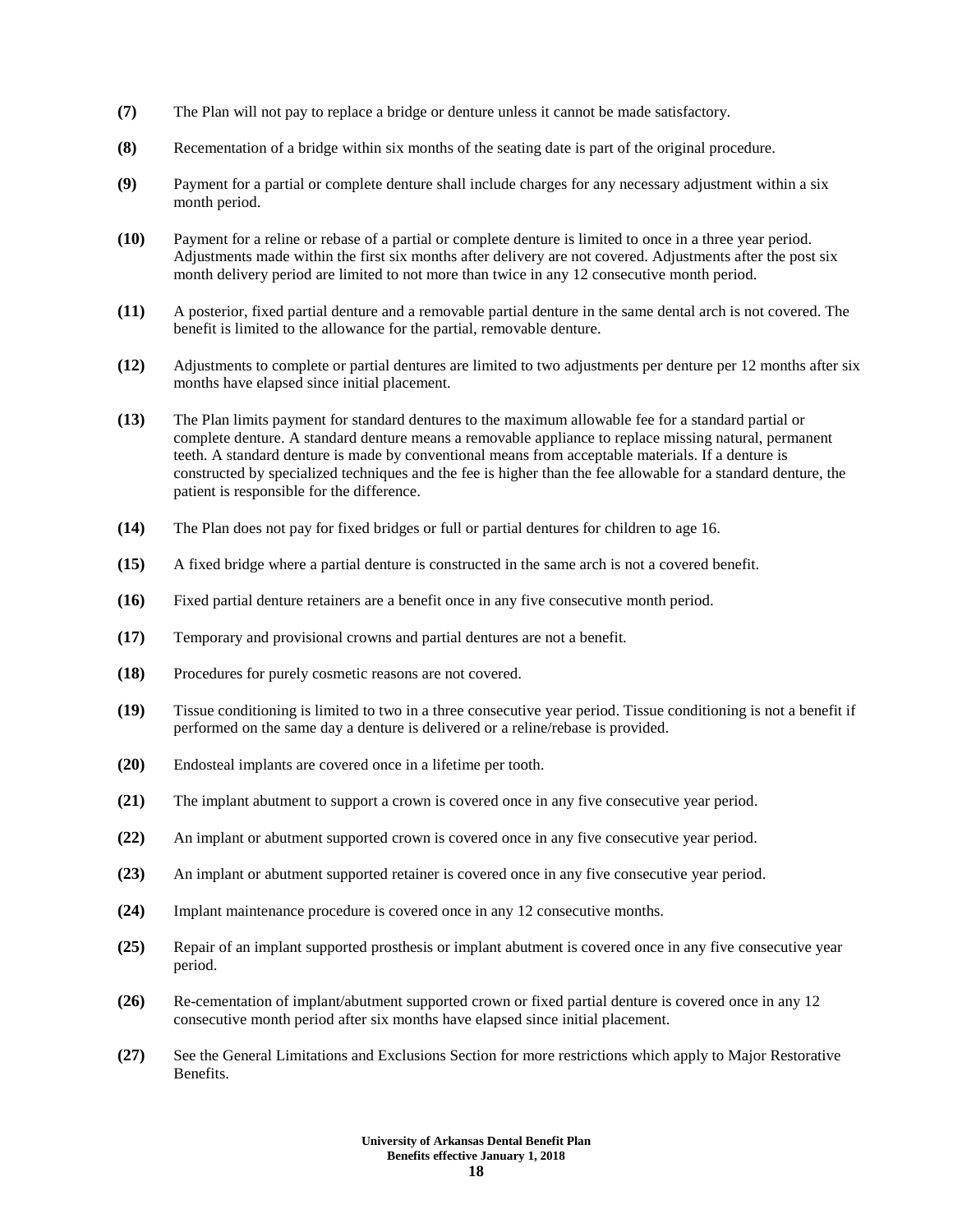**(7)** The Plan will not pay to replace a bridge or denture unless it cannot be made satisfactory.

**(8)** Recementation of a bridge within six months of the seating date is part of the original procedure.

**(9)** Payment for a partial or complete denture shall include charges for any necessary adjustment within a six month period.

**(10)** Payment for a reline or rebase of a partial or complete denture is limited to once in a three year period. Adjustments made within the first six months after delivery are not covered. Adjustments after the post six month delivery period are limited to not more than twice in any 12 consecutive month period.

**(11)** A posterior, fixed partial denture and a removable partial denture in the same dental arch is not covered. The benefit is limited to the allowance for the partial, removable denture.

**(12)** Adjustments to complete or partial dentures are limited to two adjustments per denture per 12 months after six months have elapsed since initial placement.

**(13)** The Plan limits payment for standard dentures to the maximum allowable fee for a standard partial or complete denture. A standard denture means a removable appliance to replace missing natural, permanent teeth. A standard denture is made by conventional means from acceptable materials. If a denture is constructed by specialized techniques and the fee is higher than the fee allowable for a standard denture, the patient is responsible for the difference.

**(14)** The Plan does not pay for fixed bridges or full or partial dentures for children to age 16.

**(15)** A fixed bridge where a partial denture is constructed in the same arch is not a covered benefit.

**(16)** Fixed partial denture retainers are a benefit once in any five consecutive month period.

**(17)** Temporary and provisional crowns and partial dentures are not a benefit.

**(18)** Procedures for purely cosmetic reasons are not covered.

**(19)** Tissue conditioning is limited to two in a three consecutive year period. Tissue conditioning is not a benefit if performed on the same day a denture is delivered or a reline/rebase is provided.

**(20)** Endosteal implants are covered once in a lifetime per tooth.

**(21)** The implant abutment to support a crown is covered once in any five consecutive year period.

**(22)** An implant or abutment supported crown is covered once in any five consecutive year period.

**(23)** An implant or abutment supported retainer is covered once in any five consecutive year period.

**(24)** Implant maintenance procedure is covered once in any 12 consecutive months.

**(25)** Repair of an implant supported prosthesis or implant abutment is covered once in any five consecutive year period.

**(26)** Re-cementation of implant/abutment supported crown or fixed partial denture is covered once in any 12 consecutive month period after six months have elapsed since initial placement.

**(27)** See the General Limitations and Exclusions Section for more restrictions which apply to Major Restorative Benefits.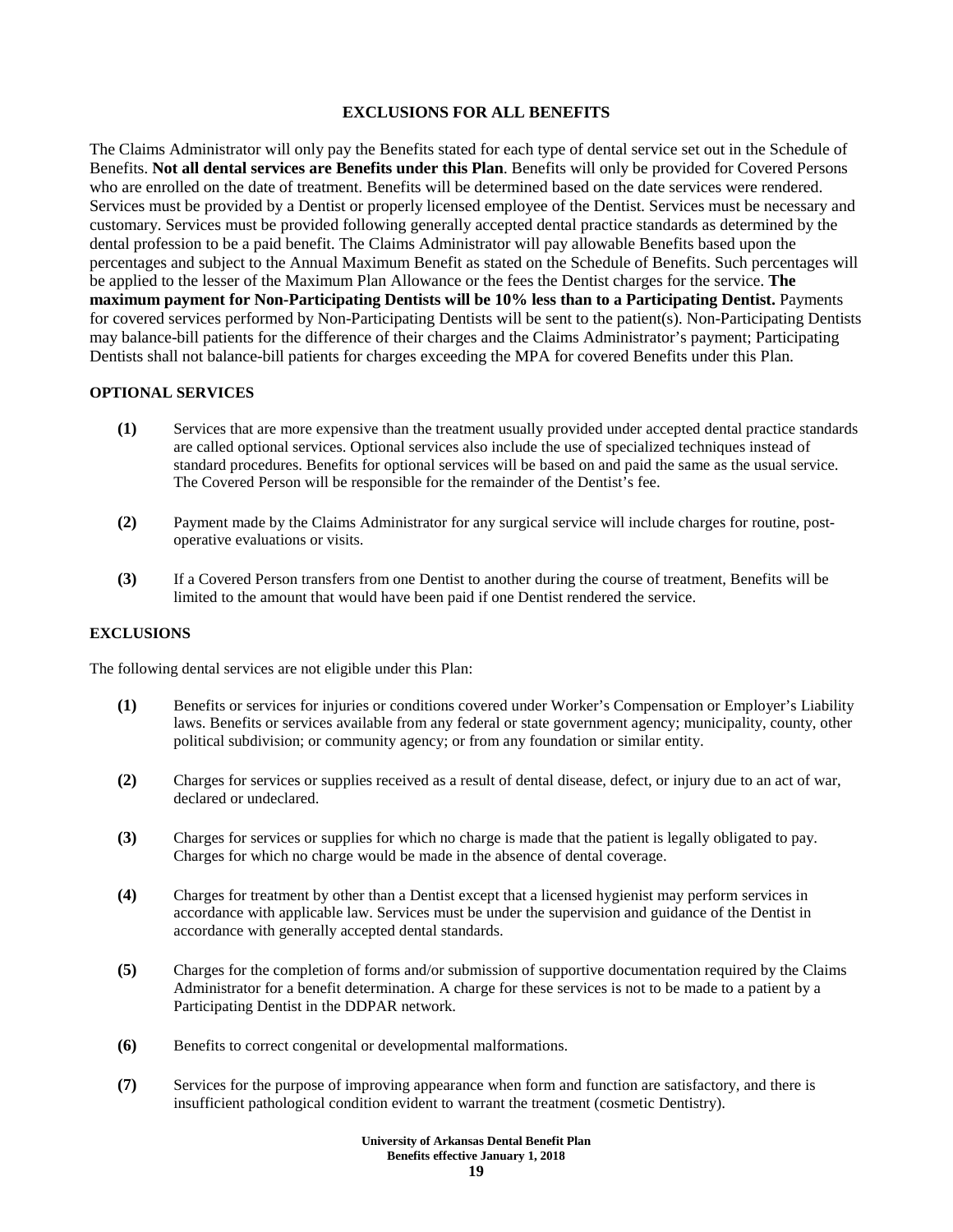## EXCLUSIONS FOR ALL BENEFITS

The Claims Administrator will only pay the Benefits stated for each type of dental service set out in the Schedule of Benefits. **Not all dental services are Benefits under this Plan**. Benefits will only be provided for Covered Persons who are enrolled on the date of treatment. Benefits will be determined based on the date services were rendered. Services must be provided by a Dentist or properly licensed employee of the Dentist. Services must be necessary and customary. Services must be provided following generally accepted dental practice standards as determined by the dental profession to be a paid benefit. The Claims Administrator will pay allowable Benefits based upon the percentages and subject to the Annual Maximum Benefit as stated on the Schedule of Benefits. Such percentages will be applied to the lesser of the Maximum Plan Allowance or the fees the Dentist charges for the service. **The maximum payment for Non-Participating Dentists will be 10% less than to a Participating Dentist.** Payments for covered services performed by Non-Participating Dentists will be sent to the patient(s). Non-Participating Dentists may balance-bill patients for the difference of their charges and the Claims Administrator's payment; Participating Dentists shall not balance-bill patients for charges exceeding the MPA for covered Benefits under this Plan.

### OPTIONAL SERVICES

**(1)** Services that are more expensive than the treatment usually provided under accepted dental practice standards are called optional services. Optional services also include the use of specialized techniques instead of standard procedures. Benefits for optional services will be based on and paid the same as the usual service. The Covered Person will be responsible for the remainder of the Dentist's fee.

**(2)** Payment made by the Claims Administrator for any surgical service will include charges for routine, post-operative evaluations or visits.

**(3)** If a Covered Person transfers from one Dentist to another during the course of treatment, Benefits will be limited to the amount that would have been paid if one Dentist rendered the service.

### EXCLUSIONS

The following dental services are not eligible under this Plan:

**(1)** Benefits or services for injuries or conditions covered under Worker's Compensation or Employer's Liability laws. Benefits or services available from any federal or state government agency; municipality, county, other political subdivision; or community agency; or from any foundation or similar entity.

**(2)** Charges for services or supplies received as a result of dental disease, defect, or injury due to an act of war, declared or undeclared.

**(3)** Charges for services or supplies for which no charge is made that the patient is legally obligated to pay. Charges for which no charge would be made in the absence of dental coverage.

**(4)** Charges for treatment by other than a Dentist except that a licensed hygienist may perform services in accordance with applicable law. Services must be under the supervision and guidance of the Dentist in accordance with generally accepted dental standards.

**(5)** Charges for the completion of forms and/or submission of supportive documentation required by the Claims Administrator for a benefit determination. A charge for these services is not to be made to a patient by a Participating Dentist in the DDPAR network.

**(6)** Benefits to correct congenital or developmental malformations.

**(7)** Services for the purpose of improving appearance when form and function are satisfactory, and there is insufficient pathological condition evident to warrant the treatment (cosmetic Dentistry).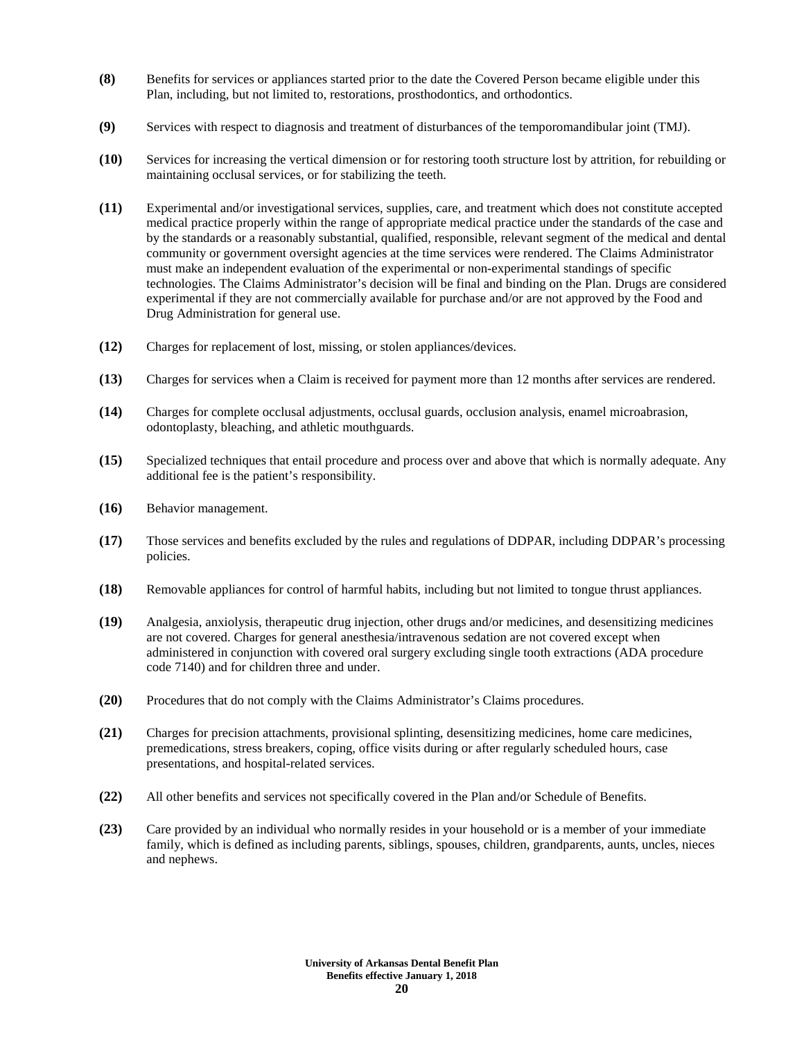**(8)** Benefits for services or appliances started prior to the date the Covered Person became eligible under this Plan, including, but not limited to, restorations, prosthodontics, and orthodontics.

**(9)** Services with respect to diagnosis and treatment of disturbances of the temporomandibular joint (TMJ).

**(10)** Services for increasing the vertical dimension or for restoring tooth structure lost by attrition, for rebuilding or maintaining occlusal services, or for stabilizing the teeth.

**(11)** Experimental and/or investigational services, supplies, care, and treatment which does not constitute accepted medical practice properly within the range of appropriate medical practice under the standards of the case and by the standards or a reasonably substantial, qualified, responsible, relevant segment of the medical and dental community or government oversight agencies at the time services were rendered. The Claims Administrator must make an independent evaluation of the experimental or non-experimental standings of specific technologies. The Claims Administrator's decision will be final and binding on the Plan. Drugs are considered experimental if they are not commercially available for purchase and/or are not approved by the Food and Drug Administration for general use.

**(12)** Charges for replacement of lost, missing, or stolen appliances/devices.

**(13)** Charges for services when a Claim is received for payment more than 12 months after services are rendered.

**(14)** Charges for complete occlusal adjustments, occlusal guards, occlusion analysis, enamel microabrasion, odontoplasty, bleaching, and athletic mouthguards.

**(15)** Specialized techniques that entail procedure and process over and above that which is normally adequate. Any additional fee is the patient's responsibility.

**(16)** Behavior management.

**(17)** Those services and benefits excluded by the rules and regulations of DDPAR, including DDPAR's processing policies.

**(18)** Removable appliances for control of harmful habits, including but not limited to tongue thrust appliances.

**(19)** Analgesia, anxiolysis, therapeutic drug injection, other drugs and/or medicines, and desensitizing medicines are not covered. Charges for general anesthesia/intravenous sedation are not covered except when administered in conjunction with covered oral surgery excluding single tooth extractions (ADA procedure code 7140) and for children three and under.

**(20)** Procedures that do not comply with the Claims Administrator's Claims procedures.

**(21)** Charges for precision attachments, provisional splinting, desensitizing medicines, home care medicines, premedications, stress breakers, coping, office visits during or after regularly scheduled hours, case presentations, and hospital-related services.

**(22)** All other benefits and services not specifically covered in the Plan and/or Schedule of Benefits.

**(23)** Care provided by an individual who normally resides in your household or is a member of your immediate family, which is defined as including parents, siblings, spouses, children, grandparents, aunts, uncles, nieces and nephews.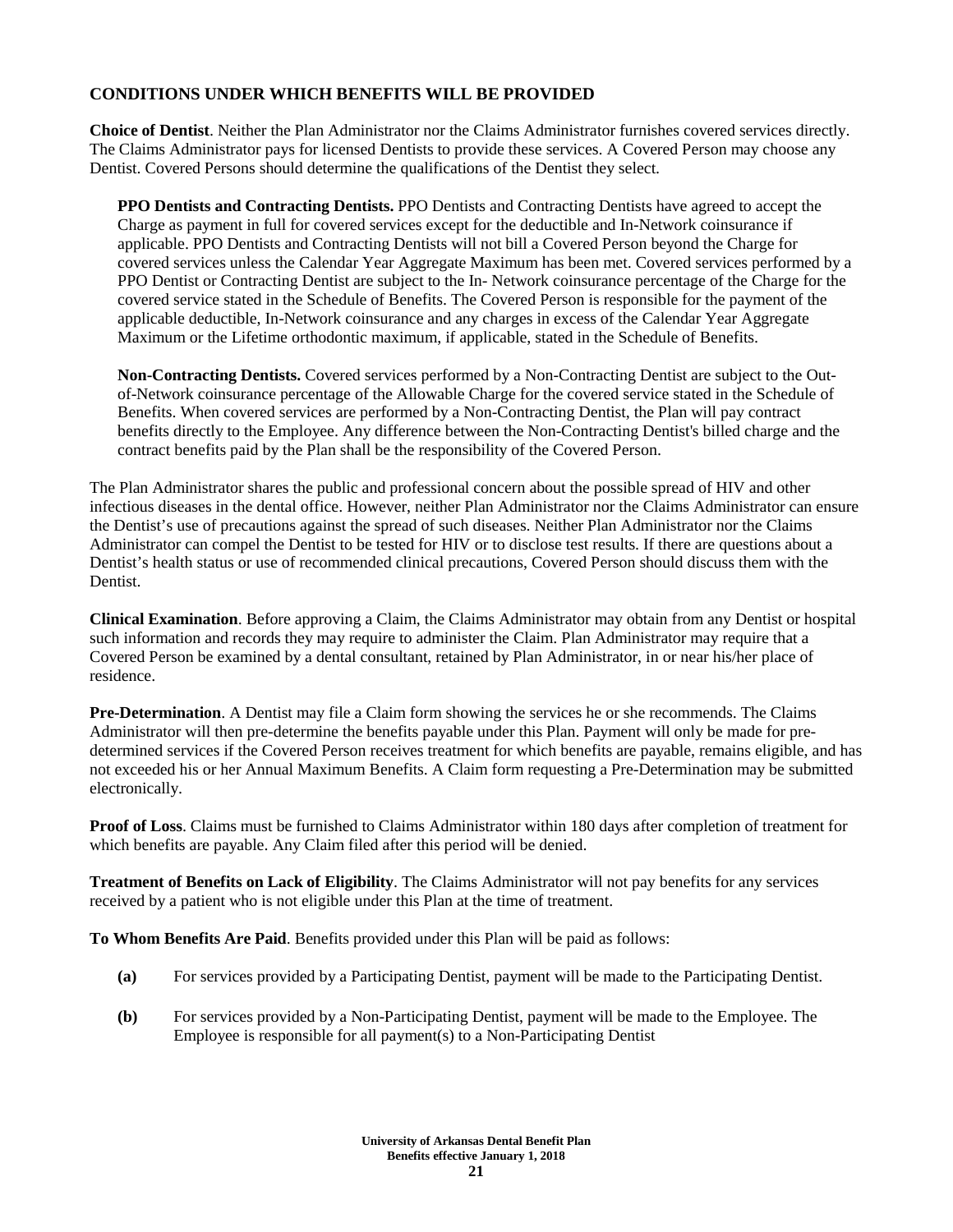## CONDITIONS UNDER WHICH BENEFITS WILL BE PROVIDED

**Choice of Dentist**. Neither the Plan Administrator nor the Claims Administrator furnishes covered services directly. The Claims Administrator pays for licensed Dentists to provide these services. A Covered Person may choose any Dentist. Covered Persons should determine the qualifications of the Dentist they select.

**PPO Dentists and Contracting Dentists.** PPO Dentists and Contracting Dentists have agreed to accept the Charge as payment in full for covered services except for the deductible and In-Network coinsurance if applicable. PPO Dentists and Contracting Dentists will not bill a Covered Person beyond the Charge for covered services unless the Calendar Year Aggregate Maximum has been met. Covered services performed by a PPO Dentist or Contracting Dentist are subject to the In- Network coinsurance percentage of the Charge for the covered service stated in the Schedule of Benefits. The Covered Person is responsible for the payment of the applicable deductible, In-Network coinsurance and any charges in excess of the Calendar Year Aggregate Maximum or the Lifetime orthodontic maximum, if applicable, stated in the Schedule of Benefits.

**Non-Contracting Dentists.** Covered services performed by a Non-Contracting Dentist are subject to the Out-of-Network coinsurance percentage of the Allowable Charge for the covered service stated in the Schedule of Benefits. When covered services are performed by a Non-Contracting Dentist, the Plan will pay contract benefits directly to the Employee. Any difference between the Non-Contracting Dentist's billed charge and the contract benefits paid by the Plan shall be the responsibility of the Covered Person.

The Plan Administrator shares the public and professional concern about the possible spread of HIV and other infectious diseases in the dental office. However, neither Plan Administrator nor the Claims Administrator can ensure the Dentist's use of precautions against the spread of such diseases. Neither Plan Administrator nor the Claims Administrator can compel the Dentist to be tested for HIV or to disclose test results. If there are questions about a Dentist's health status or use of recommended clinical precautions, Covered Person should discuss them with the Dentist.

**Clinical Examination**. Before approving a Claim, the Claims Administrator may obtain from any Dentist or hospital such information and records they may require to administer the Claim. Plan Administrator may require that a Covered Person be examined by a dental consultant, retained by Plan Administrator, in or near his/her place of residence.

**Pre-Determination**. A Dentist may file a Claim form showing the services he or she recommends. The Claims Administrator will then pre-determine the benefits payable under this Plan. Payment will only be made for pre-determined services if the Covered Person receives treatment for which benefits are payable, remains eligible, and has not exceeded his or her Annual Maximum Benefits. A Claim form requesting a Pre-Determination may be submitted electronically.

**Proof of Loss**. Claims must be furnished to Claims Administrator within 180 days after completion of treatment for which benefits are payable. Any Claim filed after this period will be denied.

**Treatment of Benefits on Lack of Eligibility**. The Claims Administrator will not pay benefits for any services received by a patient who is not eligible under this Plan at the time of treatment.

**To Whom Benefits Are Paid**. Benefits provided under this Plan will be paid as follows:

**(a)** For services provided by a Participating Dentist, payment will be made to the Participating Dentist.

**(b)** For services provided by a Non-Participating Dentist, payment will be made to the Employee. The Employee is responsible for all payment(s) to a Non-Participating Dentist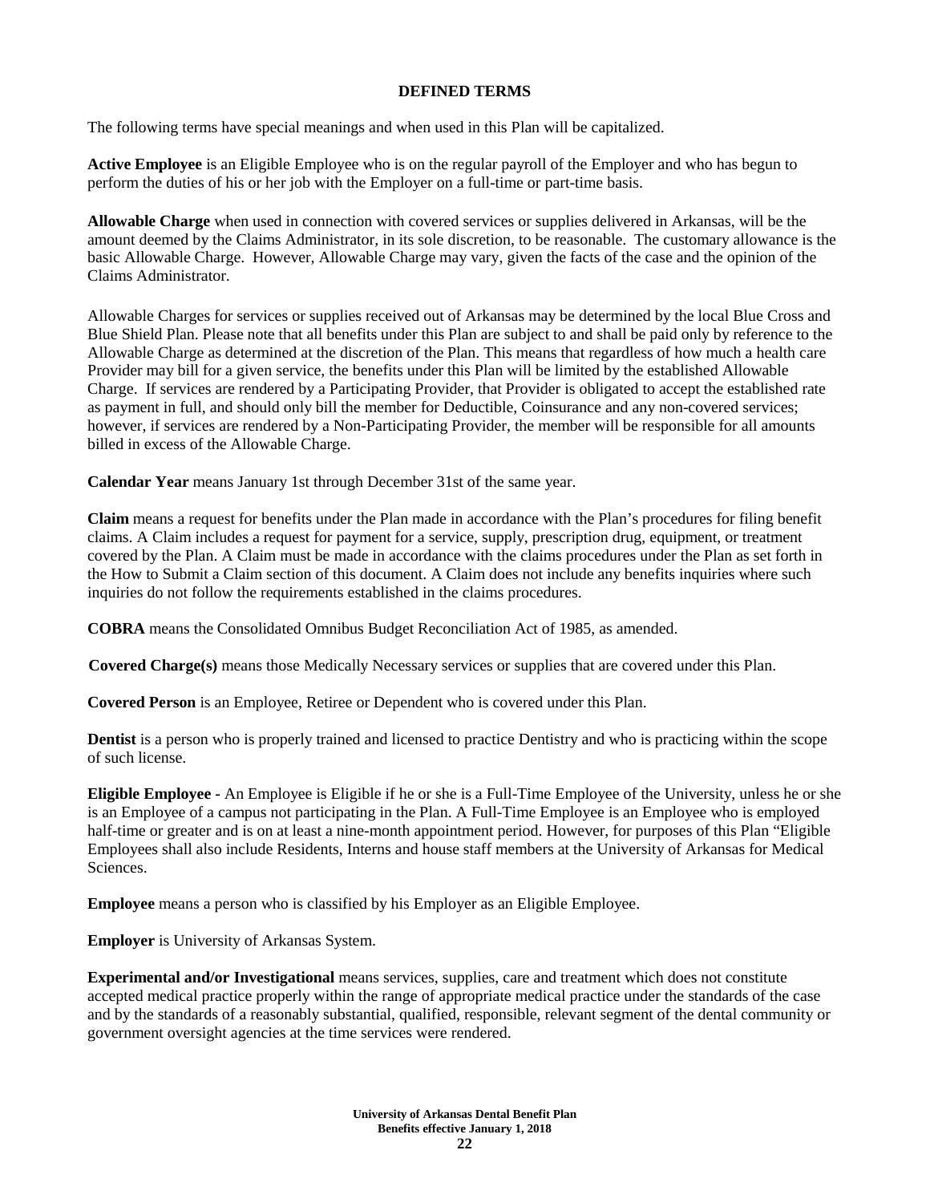## DEFINED TERMS

The following terms have special meanings and when used in this Plan will be capitalized.

**Active Employee** is an Eligible Employee who is on the regular payroll of the Employer and who has begun to perform the duties of his or her job with the Employer on a full-time or part-time basis.

**Allowable Charge** when used in connection with covered services or supplies delivered in Arkansas, will be the amount deemed by the Claims Administrator, in its sole discretion, to be reasonable. The customary allowance is the basic Allowable Charge. However, Allowable Charge may vary, given the facts of the case and the opinion of the Claims Administrator.

Allowable Charges for services or supplies received out of Arkansas may be determined by the local Blue Cross and Blue Shield Plan. Please note that all benefits under this Plan are subject to and shall be paid only by reference to the Allowable Charge as determined at the discretion of the Plan. This means that regardless of how much a health care Provider may bill for a given service, the benefits under this Plan will be limited by the established Allowable Charge. If services are rendered by a Participating Provider, that Provider is obligated to accept the established rate as payment in full, and should only bill the member for Deductible, Coinsurance and any non-covered services; however, if services are rendered by a Non-Participating Provider, the member will be responsible for all amounts billed in excess of the Allowable Charge.

**Calendar Year** means January 1st through December 31st of the same year.

**Claim** means a request for benefits under the Plan made in accordance with the Plan's procedures for filing benefit claims. A Claim includes a request for payment for a service, supply, prescription drug, equipment, or treatment covered by the Plan. A Claim must be made in accordance with the claims procedures under the Plan as set forth in the How to Submit a Claim section of this document. A Claim does not include any benefits inquiries where such inquiries do not follow the requirements established in the claims procedures.

**COBRA** means the Consolidated Omnibus Budget Reconciliation Act of 1985, as amended.

**Covered Charge(s)** means those Medically Necessary services or supplies that are covered under this Plan.

**Covered Person** is an Employee, Retiree or Dependent who is covered under this Plan.

**Dentist** is a person who is properly trained and licensed to practice Dentistry and who is practicing within the scope of such license.

**Eligible Employee -** An Employee is Eligible if he or she is a Full-Time Employee of the University, unless he or she is an Employee of a campus not participating in the Plan. A Full-Time Employee is an Employee who is employed half-time or greater and is on at least a nine-month appointment period. However, for purposes of this Plan "Eligible Employees shall also include Residents, Interns and house staff members at the University of Arkansas for Medical Sciences.

**Employee** means a person who is classified by his Employer as an Eligible Employee.

**Employer** is University of Arkansas System.

**Experimental and/or Investigational** means services, supplies, care and treatment which does not constitute accepted medical practice properly within the range of appropriate medical practice under the standards of the case and by the standards of a reasonably substantial, qualified, responsible, relevant segment of the dental community or government oversight agencies at the time services were rendered.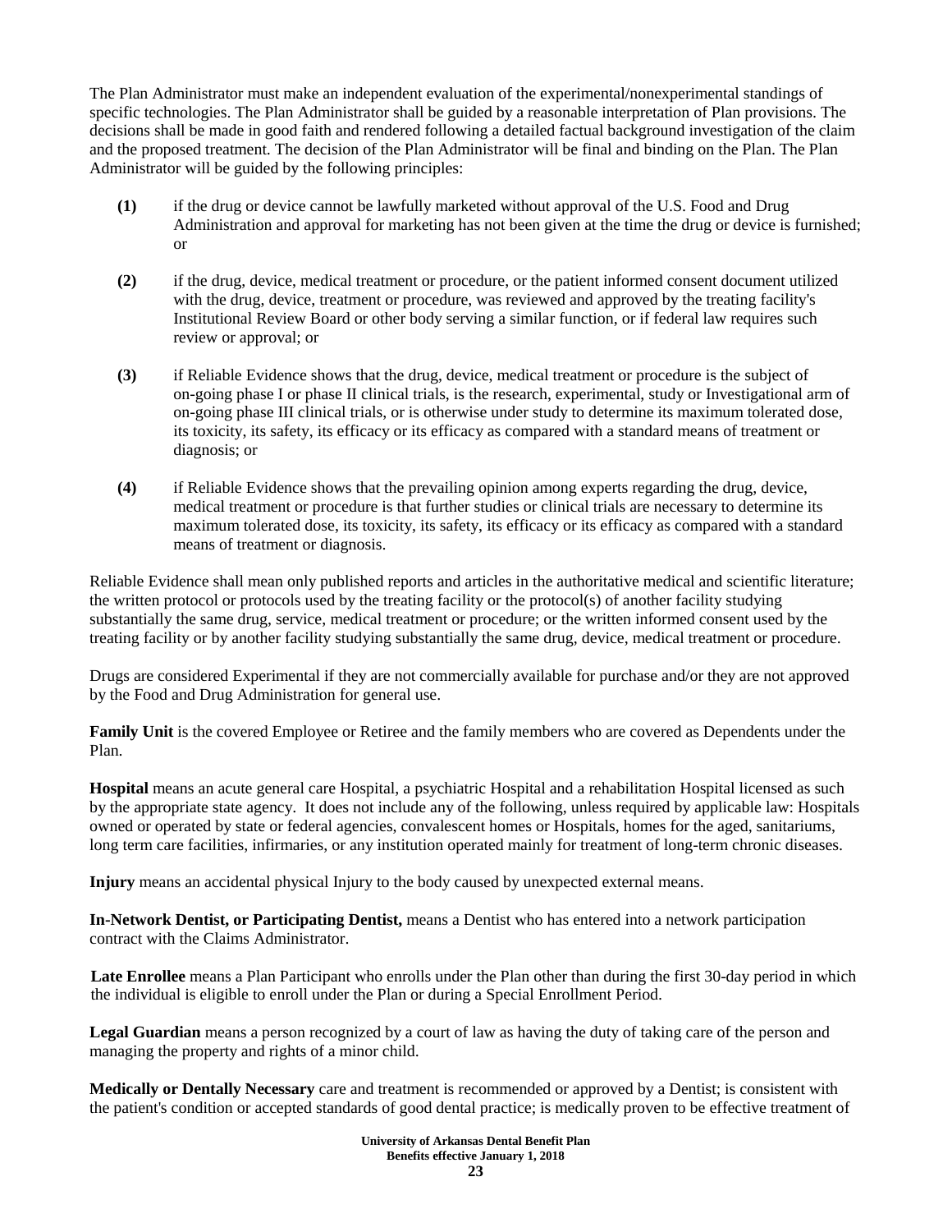The Plan Administrator must make an independent evaluation of the experimental/nonexperimental standings of specific technologies. The Plan Administrator shall be guided by a reasonable interpretation of Plan provisions. The decisions shall be made in good faith and rendered following a detailed factual background investigation of the claim and the proposed treatment. The decision of the Plan Administrator will be final and binding on the Plan. The Plan Administrator will be guided by the following principles:

**(1)** if the drug or device cannot be lawfully marketed without approval of the U.S. Food and Drug Administration and approval for marketing has not been given at the time the drug or device is furnished; or

**(2)** if the drug, device, medical treatment or procedure, or the patient informed consent document utilized with the drug, device, treatment or procedure, was reviewed and approved by the treating facility's Institutional Review Board or other body serving a similar function, or if federal law requires such review or approval; or

**(3)** if Reliable Evidence shows that the drug, device, medical treatment or procedure is the subject of on-going phase I or phase II clinical trials, is the research, experimental, study or Investigational arm of on-going phase III clinical trials, or is otherwise under study to determine its maximum tolerated dose, its toxicity, its safety, its efficacy or its efficacy as compared with a standard means of treatment or diagnosis; or

**(4)** if Reliable Evidence shows that the prevailing opinion among experts regarding the drug, device, medical treatment or procedure is that further studies or clinical trials are necessary to determine its maximum tolerated dose, its toxicity, its safety, its efficacy or its efficacy as compared with a standard means of treatment or diagnosis.

Reliable Evidence shall mean only published reports and articles in the authoritative medical and scientific literature; the written protocol or protocols used by the treating facility or the protocol(s) of another facility studying substantially the same drug, service, medical treatment or procedure; or the written informed consent used by the treating facility or by another facility studying substantially the same drug, device, medical treatment or procedure.

Drugs are considered Experimental if they are not commercially available for purchase and/or they are not approved by the Food and Drug Administration for general use.

**Family Unit** is the covered Employee or Retiree and the family members who are covered as Dependents under the Plan.

**Hospital** means an acute general care Hospital, a psychiatric Hospital and a rehabilitation Hospital licensed as such by the appropriate state agency. It does not include any of the following, unless required by applicable law: Hospitals owned or operated by state or federal agencies, convalescent homes or Hospitals, homes for the aged, sanitariums, long term care facilities, infirmaries, or any institution operated mainly for treatment of long-term chronic diseases.

**Injury** means an accidental physical Injury to the body caused by unexpected external means.

**In-Network Dentist, or Participating Dentist,** means a Dentist who has entered into a network participation contract with the Claims Administrator.

**Late Enrollee** means a Plan Participant who enrolls under the Plan other than during the first 30-day period in which the individual is eligible to enroll under the Plan or during a Special Enrollment Period.

**Legal Guardian** means a person recognized by a court of law as having the duty of taking care of the person and managing the property and rights of a minor child.

**Medically or Dentally Necessary** care and treatment is recommended or approved by a Dentist; is consistent with the patient's condition or accepted standards of good dental practice; is medically proven to be effective treatment of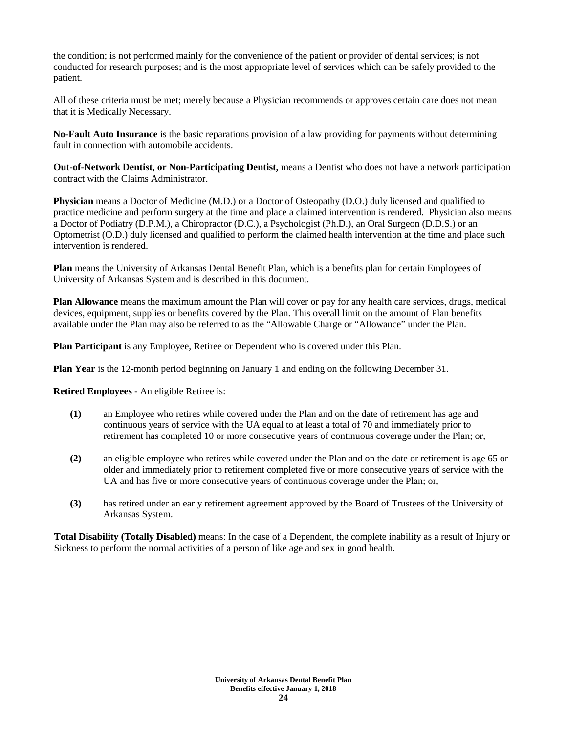the condition; is not performed mainly for the convenience of the patient or provider of dental services; is not conducted for research purposes; and is the most appropriate level of services which can be safely provided to the patient.

All of these criteria must be met; merely because a Physician recommends or approves certain care does not mean that it is Medically Necessary.

**No-Fault Auto Insurance** is the basic reparations provision of a law providing for payments without determining fault in connection with automobile accidents.

**Out-of-Network Dentist, or Non-Participating Dentist,** means a Dentist who does not have a network participation contract with the Claims Administrator.

**Physician** means a Doctor of Medicine (M.D.) or a Doctor of Osteopathy (D.O.) duly licensed and qualified to practice medicine and perform surgery at the time and place a claimed intervention is rendered. Physician also means a Doctor of Podiatry (D.P.M.), a Chiropractor (D.C.), a Psychologist (Ph.D.), an Oral Surgeon (D.D.S.) or an Optometrist (O.D.) duly licensed and qualified to perform the claimed health intervention at the time and place such intervention is rendered.

**Plan** means the University of Arkansas Dental Benefit Plan, which is a benefits plan for certain Employees of University of Arkansas System and is described in this document.

**Plan Allowance** means the maximum amount the Plan will cover or pay for any health care services, drugs, medical devices, equipment, supplies or benefits covered by the Plan. This overall limit on the amount of Plan benefits available under the Plan may also be referred to as the "Allowable Charge or "Allowance" under the Plan.

**Plan Participant** is any Employee, Retiree or Dependent who is covered under this Plan.

**Plan Year** is the 12-month period beginning on January 1 and ending on the following December 31.

**Retired Employees -** An eligible Retiree is:

**(1)** an Employee who retires while covered under the Plan and on the date of retirement has age and continuous years of service with the UA equal to at least a total of 70 and immediately prior to retirement has completed 10 or more consecutive years of continuous coverage under the Plan; or,

**(2)** an eligible employee who retires while covered under the Plan and on the date or retirement is age 65 or older and immediately prior to retirement completed five or more consecutive years of service with the UA and has five or more consecutive years of continuous coverage under the Plan; or,

**(3)** has retired under an early retirement agreement approved by the Board of Trustees of the University of Arkansas System.

**Total Disability (Totally Disabled)** means: In the case of a Dependent, the complete inability as a result of Injury or Sickness to perform the normal activities of a person of like age and sex in good health.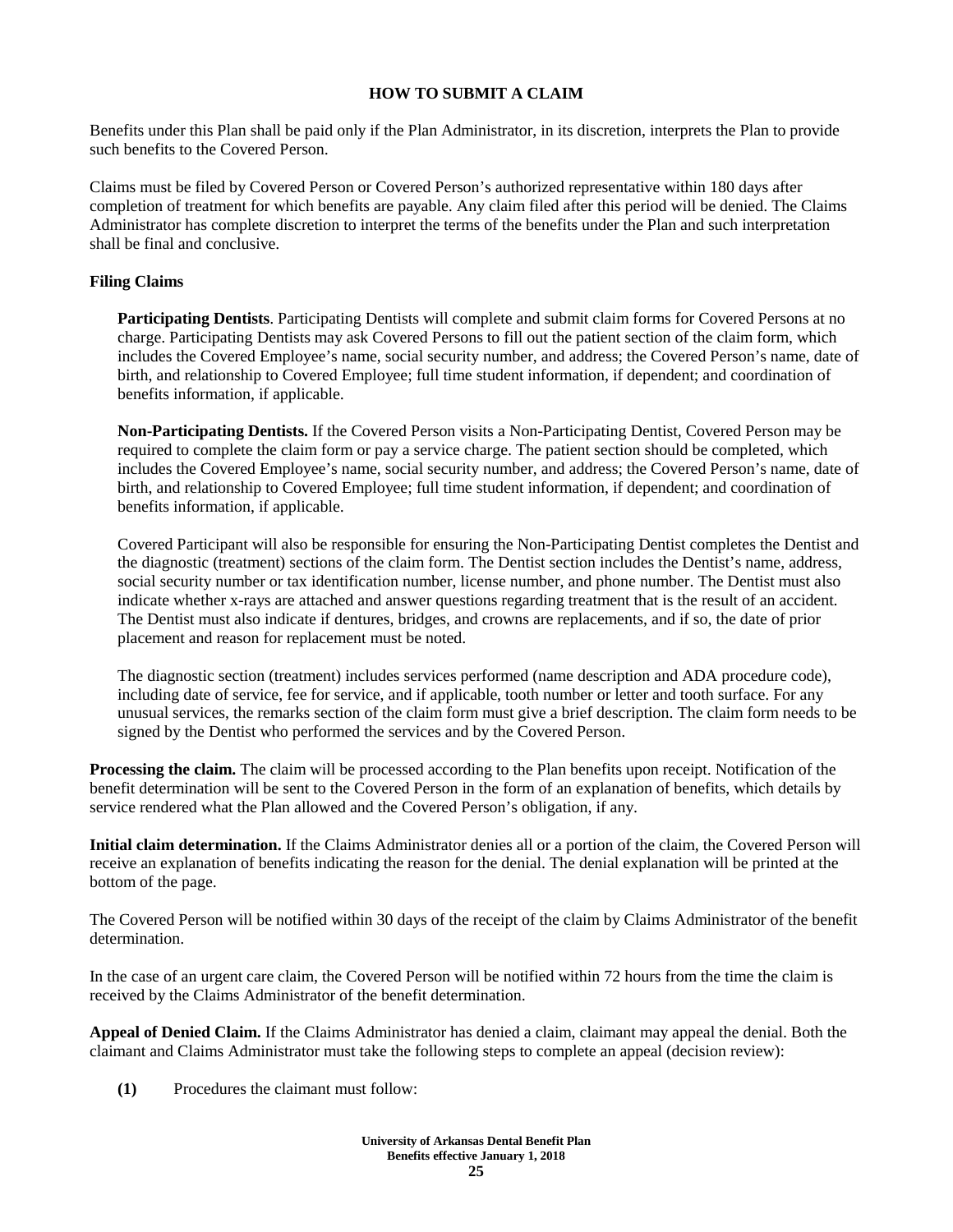## HOW TO SUBMIT A CLAIM

Benefits under this Plan shall be paid only if the Plan Administrator, in its discretion, interprets the Plan to provide such benefits to the Covered Person.

Claims must be filed by Covered Person or Covered Person's authorized representative within 180 days after completion of treatment for which benefits are payable. Any claim filed after this period will be denied. The Claims Administrator has complete discretion to interpret the terms of the benefits under the Plan and such interpretation shall be final and conclusive.

### Filing Claims

**Participating Dentists**. Participating Dentists will complete and submit claim forms for Covered Persons at no charge. Participating Dentists may ask Covered Persons to fill out the patient section of the claim form, which includes the Covered Employee's name, social security number, and address; the Covered Person's name, date of birth, and relationship to Covered Employee; full time student information, if dependent; and coordination of benefits information, if applicable.

**Non-Participating Dentists.** If the Covered Person visits a Non-Participating Dentist, Covered Person may be required to complete the claim form or pay a service charge. The patient section should be completed, which includes the Covered Employee's name, social security number, and address; the Covered Person's name, date of birth, and relationship to Covered Employee; full time student information, if dependent; and coordination of benefits information, if applicable.

Covered Participant will also be responsible for ensuring the Non-Participating Dentist completes the Dentist and the diagnostic (treatment) sections of the claim form. The Dentist section includes the Dentist's name, address, social security number or tax identification number, license number, and phone number. The Dentist must also indicate whether x-rays are attached and answer questions regarding treatment that is the result of an accident. The Dentist must also indicate if dentures, bridges, and crowns are replacements, and if so, the date of prior placement and reason for replacement must be noted.

The diagnostic section (treatment) includes services performed (name description and ADA procedure code), including date of service, fee for service, and if applicable, tooth number or letter and tooth surface. For any unusual services, the remarks section of the claim form must give a brief description. The claim form needs to be signed by the Dentist who performed the services and by the Covered Person.

**Processing the claim.** The claim will be processed according to the Plan benefits upon receipt. Notification of the benefit determination will be sent to the Covered Person in the form of an explanation of benefits, which details by service rendered what the Plan allowed and the Covered Person's obligation, if any.

**Initial claim determination.** If the Claims Administrator denies all or a portion of the claim, the Covered Person will receive an explanation of benefits indicating the reason for the denial. The denial explanation will be printed at the bottom of the page.

The Covered Person will be notified within 30 days of the receipt of the claim by Claims Administrator of the benefit determination.

In the case of an urgent care claim, the Covered Person will be notified within 72 hours from the time the claim is received by the Claims Administrator of the benefit determination.

**Appeal of Denied Claim.** If the Claims Administrator has denied a claim, claimant may appeal the denial. Both the claimant and Claims Administrator must take the following steps to complete an appeal (decision review):

**(1)** Procedures the claimant must follow: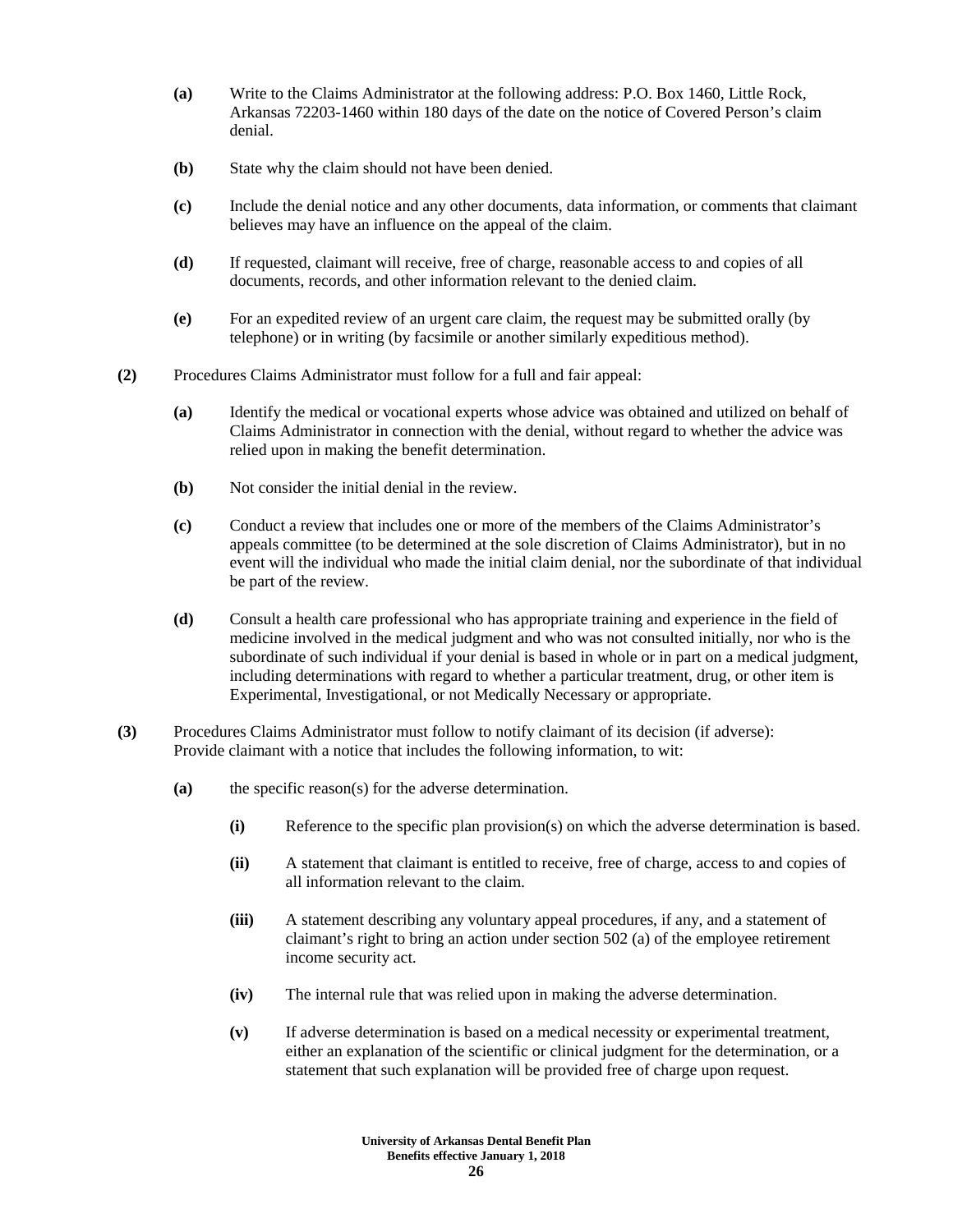**(a)** Write to the Claims Administrator at the following address: P.O. Box 1460, Little Rock, Arkansas 72203-1460 within 180 days of the date on the notice of Covered Person's claim denial.

**(b)** State why the claim should not have been denied.

**(c)** Include the denial notice and any other documents, data information, or comments that claimant believes may have an influence on the appeal of the claim.

**(d)** If requested, claimant will receive, free of charge, reasonable access to and copies of all documents, records, and other information relevant to the denied claim.

**(e)** For an expedited review of an urgent care claim, the request may be submitted orally (by telephone) or in writing (by facsimile or another similarly expeditious method).

**(2)** Procedures Claims Administrator must follow for a full and fair appeal:

**(a)** Identify the medical or vocational experts whose advice was obtained and utilized on behalf of Claims Administrator in connection with the denial, without regard to whether the advice was relied upon in making the benefit determination.

**(b)** Not consider the initial denial in the review.

**(c)** Conduct a review that includes one or more of the members of the Claims Administrator's appeals committee (to be determined at the sole discretion of Claims Administrator), but in no event will the individual who made the initial claim denial, nor the subordinate of that individual be part of the review.

**(d)** Consult a health care professional who has appropriate training and experience in the field of medicine involved in the medical judgment and who was not consulted initially, nor who is the subordinate of such individual if your denial is based in whole or in part on a medical judgment, including determinations with regard to whether a particular treatment, drug, or other item is Experimental, Investigational, or not Medically Necessary or appropriate.

**(3)** Procedures Claims Administrator must follow to notify claimant of its decision (if adverse): Provide claimant with a notice that includes the following information, to wit:

**(a)** the specific reason(s) for the adverse determination.

**(i)** Reference to the specific plan provision(s) on which the adverse determination is based.

**(ii)** A statement that claimant is entitled to receive, free of charge, access to and copies of all information relevant to the claim.

**(iii)** A statement describing any voluntary appeal procedures, if any, and a statement of claimant's right to bring an action under section 502 (a) of the employee retirement income security act.

**(iv)** The internal rule that was relied upon in making the adverse determination.

**(v)** If adverse determination is based on a medical necessity or experimental treatment, either an explanation of the scientific or clinical judgment for the determination, or a statement that such explanation will be provided free of charge upon request.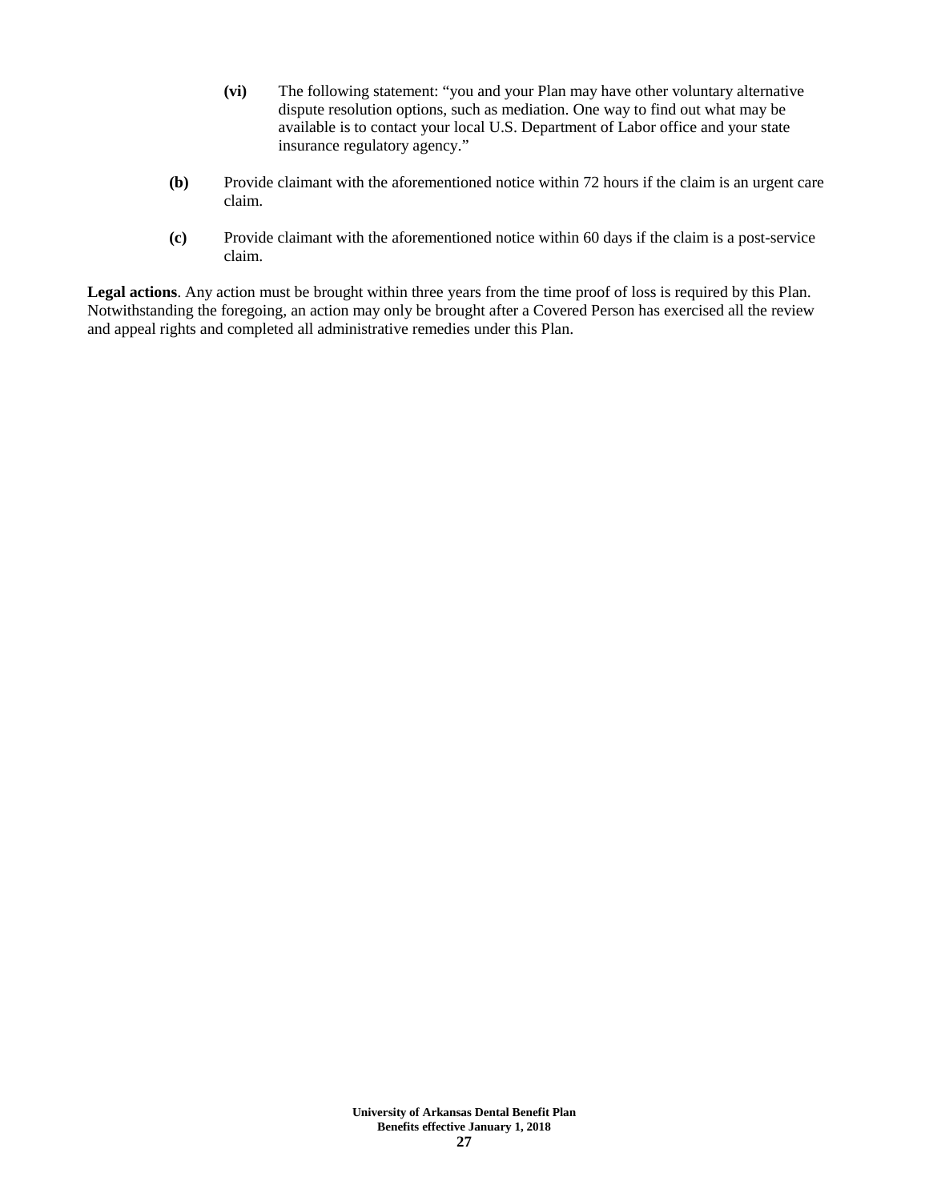**(vi)** The following statement: "you and your Plan may have other voluntary alternative dispute resolution options, such as mediation. One way to find out what may be available is to contact your local U.S. Department of Labor office and your state insurance regulatory agency."

**(b)** Provide claimant with the aforementioned notice within 72 hours if the claim is an urgent care claim.

**(c)** Provide claimant with the aforementioned notice within 60 days if the claim is a post-service claim.

**Legal actions**. Any action must be brought within three years from the time proof of loss is required by this Plan. Notwithstanding the foregoing, an action may only be brought after a Covered Person has exercised all the review and appeal rights and completed all administrative remedies under this Plan.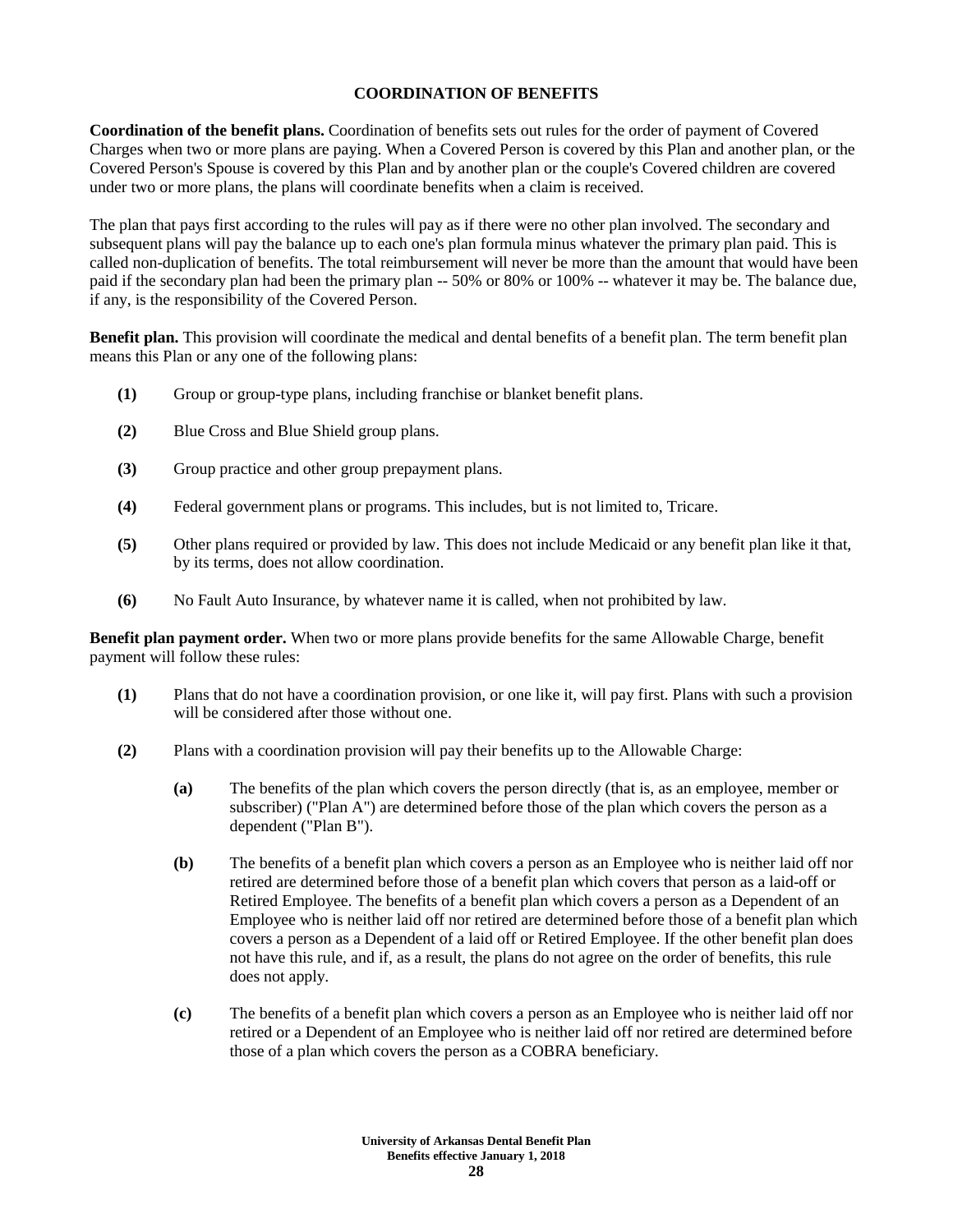## COORDINATION OF BENEFITS

**Coordination of the benefit plans.** Coordination of benefits sets out rules for the order of payment of Covered Charges when two or more plans are paying. When a Covered Person is covered by this Plan and another plan, or the Covered Person's Spouse is covered by this Plan and by another plan or the couple's Covered children are covered under two or more plans, the plans will coordinate benefits when a claim is received.

The plan that pays first according to the rules will pay as if there were no other plan involved. The secondary and subsequent plans will pay the balance up to each one's plan formula minus whatever the primary plan paid. This is called non-duplication of benefits. The total reimbursement will never be more than the amount that would have been paid if the secondary plan had been the primary plan -- 50% or 80% or 100% -- whatever it may be. The balance due, if any, is the responsibility of the Covered Person.

**Benefit plan.** This provision will coordinate the medical and dental benefits of a benefit plan. The term benefit plan means this Plan or any one of the following plans:

- **(1)** Group or group-type plans, including franchise or blanket benefit plans.
- **(2)** Blue Cross and Blue Shield group plans.
- **(3)** Group practice and other group prepayment plans.
- **(4)** Federal government plans or programs. This includes, but is not limited to, Tricare.
- **(5)** Other plans required or provided by law. This does not include Medicaid or any benefit plan like it that, by its terms, does not allow coordination.
- **(6)** No Fault Auto Insurance, by whatever name it is called, when not prohibited by law.

**Benefit plan payment order.** When two or more plans provide benefits for the same Allowable Charge, benefit payment will follow these rules:

- **(1)** Plans that do not have a coordination provision, or one like it, will pay first. Plans with such a provision will be considered after those without one.
- **(2)** Plans with a coordination provision will pay their benefits up to the Allowable Charge:
  - **(a)** The benefits of the plan which covers the person directly (that is, as an employee, member or subscriber) ("Plan A") are determined before those of the plan which covers the person as a dependent ("Plan B").
  - **(b)** The benefits of a benefit plan which covers a person as an Employee who is neither laid off nor retired are determined before those of a benefit plan which covers that person as a laid-off or Retired Employee. The benefits of a benefit plan which covers a person as a Dependent of an Employee who is neither laid off nor retired are determined before those of a benefit plan which covers a person as a Dependent of a laid off or Retired Employee. If the other benefit plan does not have this rule, and if, as a result, the plans do not agree on the order of benefits, this rule does not apply.
  - **(c)** The benefits of a benefit plan which covers a person as an Employee who is neither laid off nor retired or a Dependent of an Employee who is neither laid off nor retired are determined before those of a plan which covers the person as a COBRA beneficiary.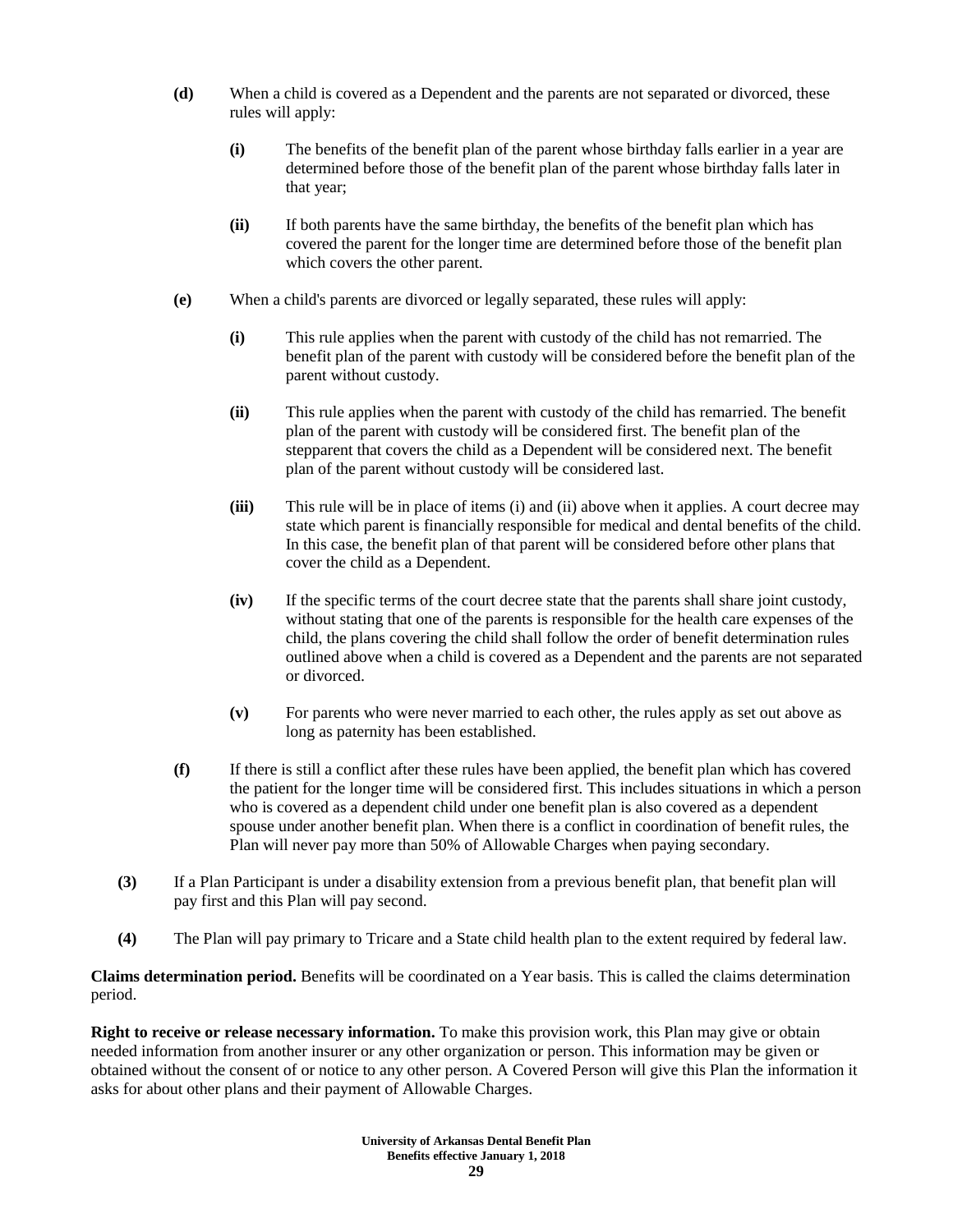**(d)** When a child is covered as a Dependent and the parents are not separated or divorced, these rules will apply:

**(i)** The benefits of the benefit plan of the parent whose birthday falls earlier in a year are determined before those of the benefit plan of the parent whose birthday falls later in that year;

**(ii)** If both parents have the same birthday, the benefits of the benefit plan which has covered the parent for the longer time are determined before those of the benefit plan which covers the other parent.

**(e)** When a child's parents are divorced or legally separated, these rules will apply:

**(i)** This rule applies when the parent with custody of the child has not remarried. The benefit plan of the parent with custody will be considered before the benefit plan of the parent without custody.

**(ii)** This rule applies when the parent with custody of the child has remarried. The benefit plan of the parent with custody will be considered first. The benefit plan of the stepparent that covers the child as a Dependent will be considered next. The benefit plan of the parent without custody will be considered last.

**(iii)** This rule will be in place of items (i) and (ii) above when it applies. A court decree may state which parent is financially responsible for medical and dental benefits of the child. In this case, the benefit plan of that parent will be considered before other plans that cover the child as a Dependent.

**(iv)** If the specific terms of the court decree state that the parents shall share joint custody, without stating that one of the parents is responsible for the health care expenses of the child, the plans covering the child shall follow the order of benefit determination rules outlined above when a child is covered as a Dependent and the parents are not separated or divorced.

**(v)** For parents who were never married to each other, the rules apply as set out above as long as paternity has been established.

**(f)** If there is still a conflict after these rules have been applied, the benefit plan which has covered the patient for the longer time will be considered first. This includes situations in which a person who is covered as a dependent child under one benefit plan is also covered as a dependent spouse under another benefit plan. When there is a conflict in coordination of benefit rules, the Plan will never pay more than 50% of Allowable Charges when paying secondary.

**(3)** If a Plan Participant is under a disability extension from a previous benefit plan, that benefit plan will pay first and this Plan will pay second.

**(4)** The Plan will pay primary to Tricare and a State child health plan to the extent required by federal law.

**Claims determination period.** Benefits will be coordinated on a Year basis. This is called the claims determination period.

**Right to receive or release necessary information.** To make this provision work, this Plan may give or obtain needed information from another insurer or any other organization or person. This information may be given or obtained without the consent of or notice to any other person. A Covered Person will give this Plan the information it asks for about other plans and their payment of Allowable Charges.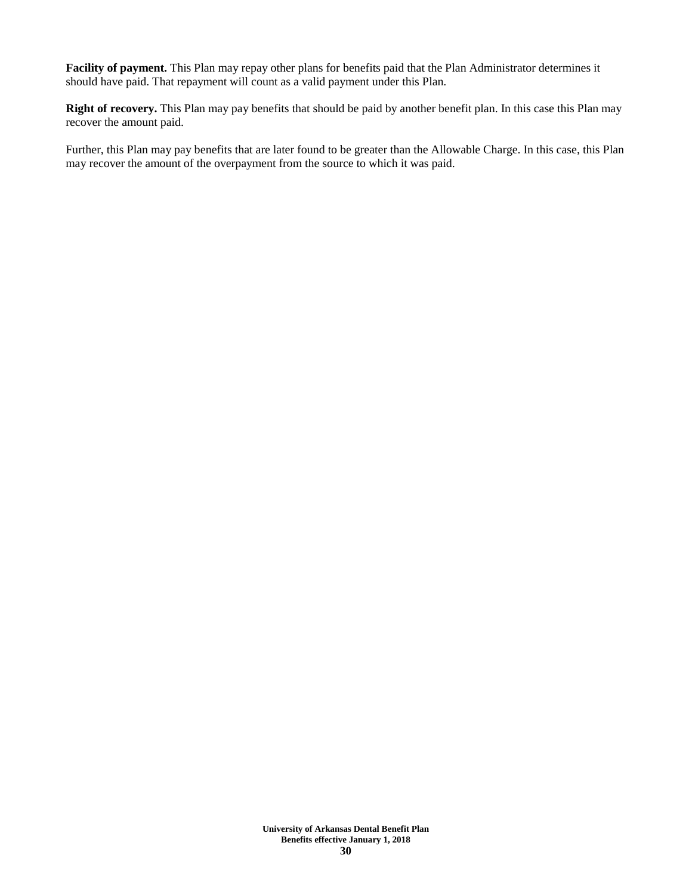**Facility of payment.** This Plan may repay other plans for benefits paid that the Plan Administrator determines it should have paid. That repayment will count as a valid payment under this Plan.

**Right of recovery.** This Plan may pay benefits that should be paid by another benefit plan. In this case this Plan may recover the amount paid.

Further, this Plan may pay benefits that are later found to be greater than the Allowable Charge. In this case, this Plan may recover the amount of the overpayment from the source to which it was paid.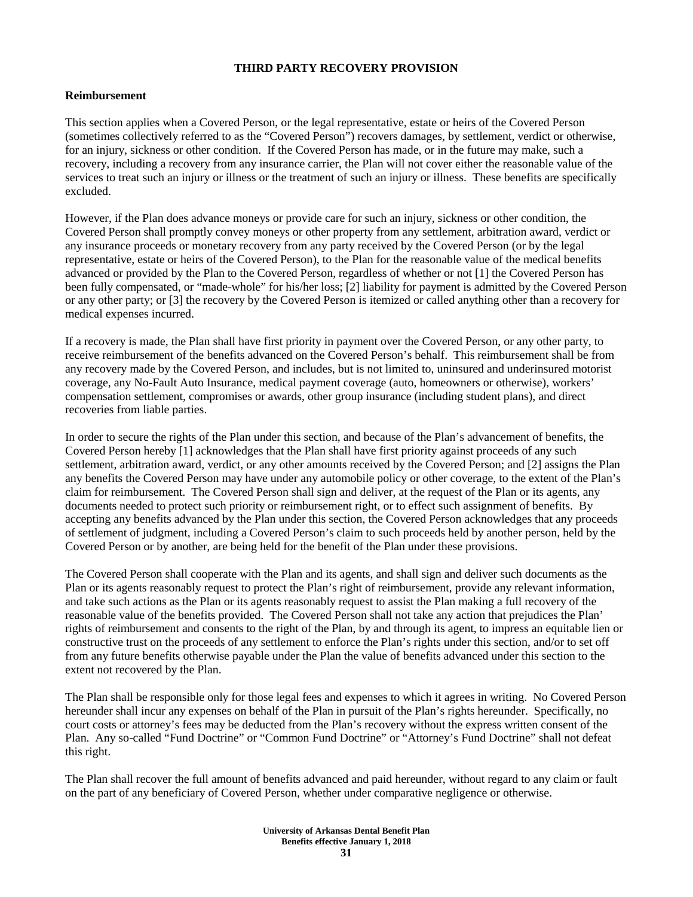## THIRD PARTY RECOVERY PROVISION

### Reimbursement

This section applies when a Covered Person, or the legal representative, estate or heirs of the Covered Person (sometimes collectively referred to as the "Covered Person") recovers damages, by settlement, verdict or otherwise, for an injury, sickness or other condition. If the Covered Person has made, or in the future may make, such a recovery, including a recovery from any insurance carrier, the Plan will not cover either the reasonable value of the services to treat such an injury or illness or the treatment of such an injury or illness. These benefits are specifically excluded.

However, if the Plan does advance moneys or provide care for such an injury, sickness or other condition, the Covered Person shall promptly convey moneys or other property from any settlement, arbitration award, verdict or any insurance proceeds or monetary recovery from any party received by the Covered Person (or by the legal representative, estate or heirs of the Covered Person), to the Plan for the reasonable value of the medical benefits advanced or provided by the Plan to the Covered Person, regardless of whether or not [1] the Covered Person has been fully compensated, or "made-whole" for his/her loss; [2] liability for payment is admitted by the Covered Person or any other party; or [3] the recovery by the Covered Person is itemized or called anything other than a recovery for medical expenses incurred.

If a recovery is made, the Plan shall have first priority in payment over the Covered Person, or any other party, to receive reimbursement of the benefits advanced on the Covered Person's behalf. This reimbursement shall be from any recovery made by the Covered Person, and includes, but is not limited to, uninsured and underinsured motorist coverage, any No-Fault Auto Insurance, medical payment coverage (auto, homeowners or otherwise), workers' compensation settlement, compromises or awards, other group insurance (including student plans), and direct recoveries from liable parties.

In order to secure the rights of the Plan under this section, and because of the Plan's advancement of benefits, the Covered Person hereby [1] acknowledges that the Plan shall have first priority against proceeds of any such settlement, arbitration award, verdict, or any other amounts received by the Covered Person; and [2] assigns the Plan any benefits the Covered Person may have under any automobile policy or other coverage, to the extent of the Plan's claim for reimbursement. The Covered Person shall sign and deliver, at the request of the Plan or its agents, any documents needed to protect such priority or reimbursement right, or to effect such assignment of benefits. By accepting any benefits advanced by the Plan under this section, the Covered Person acknowledges that any proceeds of settlement of judgment, including a Covered Person's claim to such proceeds held by another person, held by the Covered Person or by another, are being held for the benefit of the Plan under these provisions.

The Covered Person shall cooperate with the Plan and its agents, and shall sign and deliver such documents as the Plan or its agents reasonably request to protect the Plan's right of reimbursement, provide any relevant information, and take such actions as the Plan or its agents reasonably request to assist the Plan making a full recovery of the reasonable value of the benefits provided. The Covered Person shall not take any action that prejudices the Plan' rights of reimbursement and consents to the right of the Plan, by and through its agent, to impress an equitable lien or constructive trust on the proceeds of any settlement to enforce the Plan's rights under this section, and/or to set off from any future benefits otherwise payable under the Plan the value of benefits advanced under this section to the extent not recovered by the Plan.

The Plan shall be responsible only for those legal fees and expenses to which it agrees in writing. No Covered Person hereunder shall incur any expenses on behalf of the Plan in pursuit of the Plan's rights hereunder. Specifically, no court costs or attorney's fees may be deducted from the Plan's recovery without the express written consent of the Plan. Any so-called "Fund Doctrine" or "Common Fund Doctrine" or "Attorney's Fund Doctrine" shall not defeat this right.

The Plan shall recover the full amount of benefits advanced and paid hereunder, without regard to any claim or fault on the part of any beneficiary of Covered Person, whether under comparative negligence or otherwise.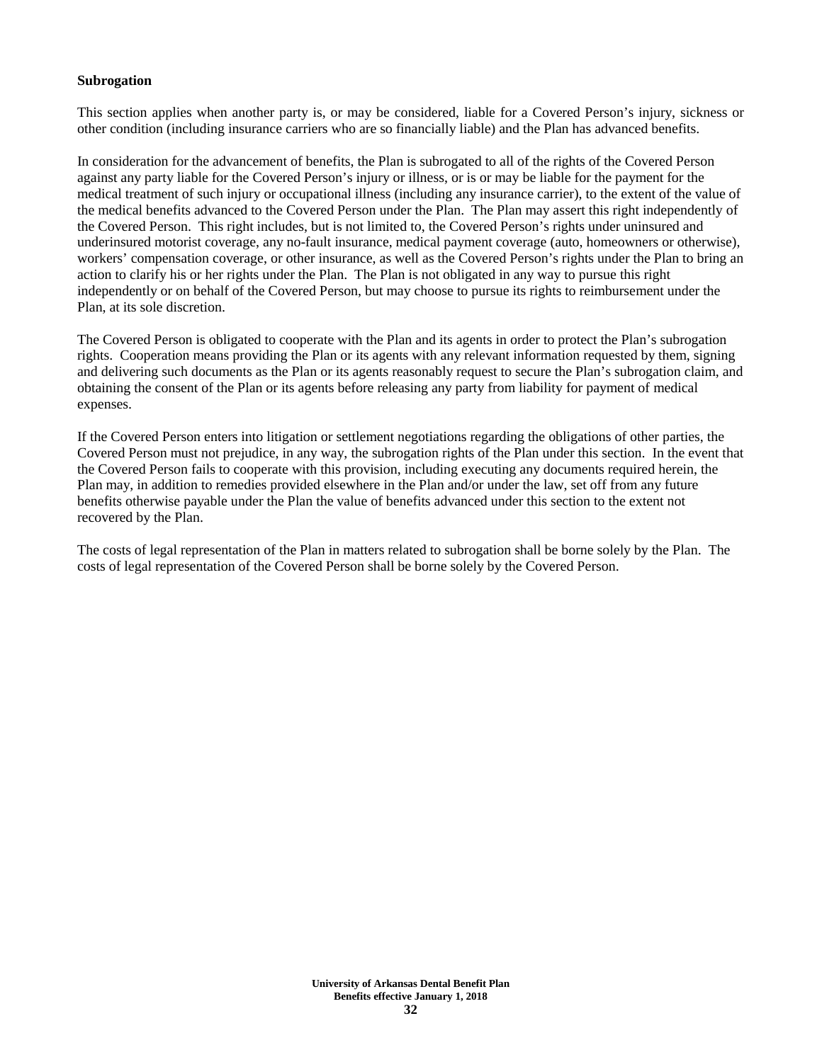**Subrogation**

This section applies when another party is, or may be considered, liable for a Covered Person's injury, sickness or other condition (including insurance carriers who are so financially liable) and the Plan has advanced benefits.

In consideration for the advancement of benefits, the Plan is subrogated to all of the rights of the Covered Person against any party liable for the Covered Person's injury or illness, or is or may be liable for the payment for the medical treatment of such injury or occupational illness (including any insurance carrier), to the extent of the value of the medical benefits advanced to the Covered Person under the Plan. The Plan may assert this right independently of the Covered Person. This right includes, but is not limited to, the Covered Person's rights under uninsured and underinsured motorist coverage, any no-fault insurance, medical payment coverage (auto, homeowners or otherwise), workers' compensation coverage, or other insurance, as well as the Covered Person's rights under the Plan to bring an action to clarify his or her rights under the Plan. The Plan is not obligated in any way to pursue this right independently or on behalf of the Covered Person, but may choose to pursue its rights to reimbursement under the Plan, at its sole discretion.

The Covered Person is obligated to cooperate with the Plan and its agents in order to protect the Plan's subrogation rights. Cooperation means providing the Plan or its agents with any relevant information requested by them, signing and delivering such documents as the Plan or its agents reasonably request to secure the Plan's subrogation claim, and obtaining the consent of the Plan or its agents before releasing any party from liability for payment of medical expenses.

If the Covered Person enters into litigation or settlement negotiations regarding the obligations of other parties, the Covered Person must not prejudice, in any way, the subrogation rights of the Plan under this section. In the event that the Covered Person fails to cooperate with this provision, including executing any documents required herein, the Plan may, in addition to remedies provided elsewhere in the Plan and/or under the law, set off from any future benefits otherwise payable under the Plan the value of benefits advanced under this section to the extent not recovered by the Plan.

The costs of legal representation of the Plan in matters related to subrogation shall be borne solely by the Plan. The costs of legal representation of the Covered Person shall be borne solely by the Covered Person.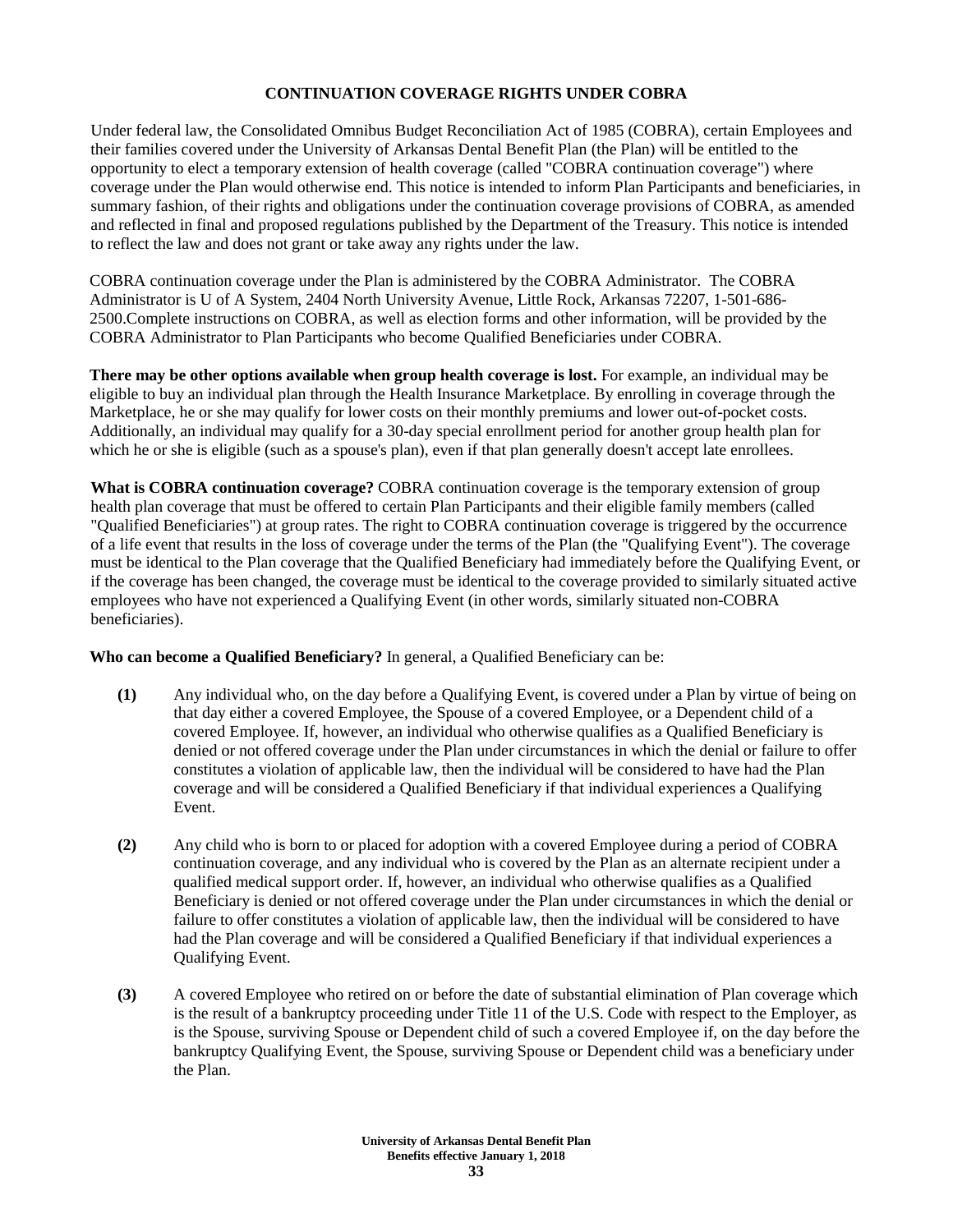## CONTINUATION COVERAGE RIGHTS UNDER COBRA

Under federal law, the Consolidated Omnibus Budget Reconciliation Act of 1985 (COBRA), certain Employees and their families covered under the University of Arkansas Dental Benefit Plan (the Plan) will be entitled to the opportunity to elect a temporary extension of health coverage (called "COBRA continuation coverage") where coverage under the Plan would otherwise end. This notice is intended to inform Plan Participants and beneficiaries, in summary fashion, of their rights and obligations under the continuation coverage provisions of COBRA, as amended and reflected in final and proposed regulations published by the Department of the Treasury. This notice is intended to reflect the law and does not grant or take away any rights under the law.

COBRA continuation coverage under the Plan is administered by the COBRA Administrator. The COBRA Administrator is U of A System, 2404 North University Avenue, Little Rock, Arkansas 72207, 1-501-686-2500.Complete instructions on COBRA, as well as election forms and other information, will be provided by the COBRA Administrator to Plan Participants who become Qualified Beneficiaries under COBRA.

**There may be other options available when group health coverage is lost.** For example, an individual may be eligible to buy an individual plan through the Health Insurance Marketplace. By enrolling in coverage through the Marketplace, he or she may qualify for lower costs on their monthly premiums and lower out-of-pocket costs. Additionally, an individual may qualify for a 30-day special enrollment period for another group health plan for which he or she is eligible (such as a spouse's plan), even if that plan generally doesn't accept late enrollees.

**What is COBRA continuation coverage?** COBRA continuation coverage is the temporary extension of group health plan coverage that must be offered to certain Plan Participants and their eligible family members (called "Qualified Beneficiaries") at group rates. The right to COBRA continuation coverage is triggered by the occurrence of a life event that results in the loss of coverage under the terms of the Plan (the "Qualifying Event"). The coverage must be identical to the Plan coverage that the Qualified Beneficiary had immediately before the Qualifying Event, or if the coverage has been changed, the coverage must be identical to the coverage provided to similarly situated active employees who have not experienced a Qualifying Event (in other words, similarly situated non-COBRA beneficiaries).

**Who can become a Qualified Beneficiary?** In general, a Qualified Beneficiary can be:

**(1)** Any individual who, on the day before a Qualifying Event, is covered under a Plan by virtue of being on that day either a covered Employee, the Spouse of a covered Employee, or a Dependent child of a covered Employee. If, however, an individual who otherwise qualifies as a Qualified Beneficiary is denied or not offered coverage under the Plan under circumstances in which the denial or failure to offer constitutes a violation of applicable law, then the individual will be considered to have had the Plan coverage and will be considered a Qualified Beneficiary if that individual experiences a Qualifying Event.

**(2)** Any child who is born to or placed for adoption with a covered Employee during a period of COBRA continuation coverage, and any individual who is covered by the Plan as an alternate recipient under a qualified medical support order. If, however, an individual who otherwise qualifies as a Qualified Beneficiary is denied or not offered coverage under the Plan under circumstances in which the denial or failure to offer constitutes a violation of applicable law, then the individual will be considered to have had the Plan coverage and will be considered a Qualified Beneficiary if that individual experiences a Qualifying Event.

**(3)** A covered Employee who retired on or before the date of substantial elimination of Plan coverage which is the result of a bankruptcy proceeding under Title 11 of the U.S. Code with respect to the Employer, as is the Spouse, surviving Spouse or Dependent child of such a covered Employee if, on the day before the bankruptcy Qualifying Event, the Spouse, surviving Spouse or Dependent child was a beneficiary under the Plan.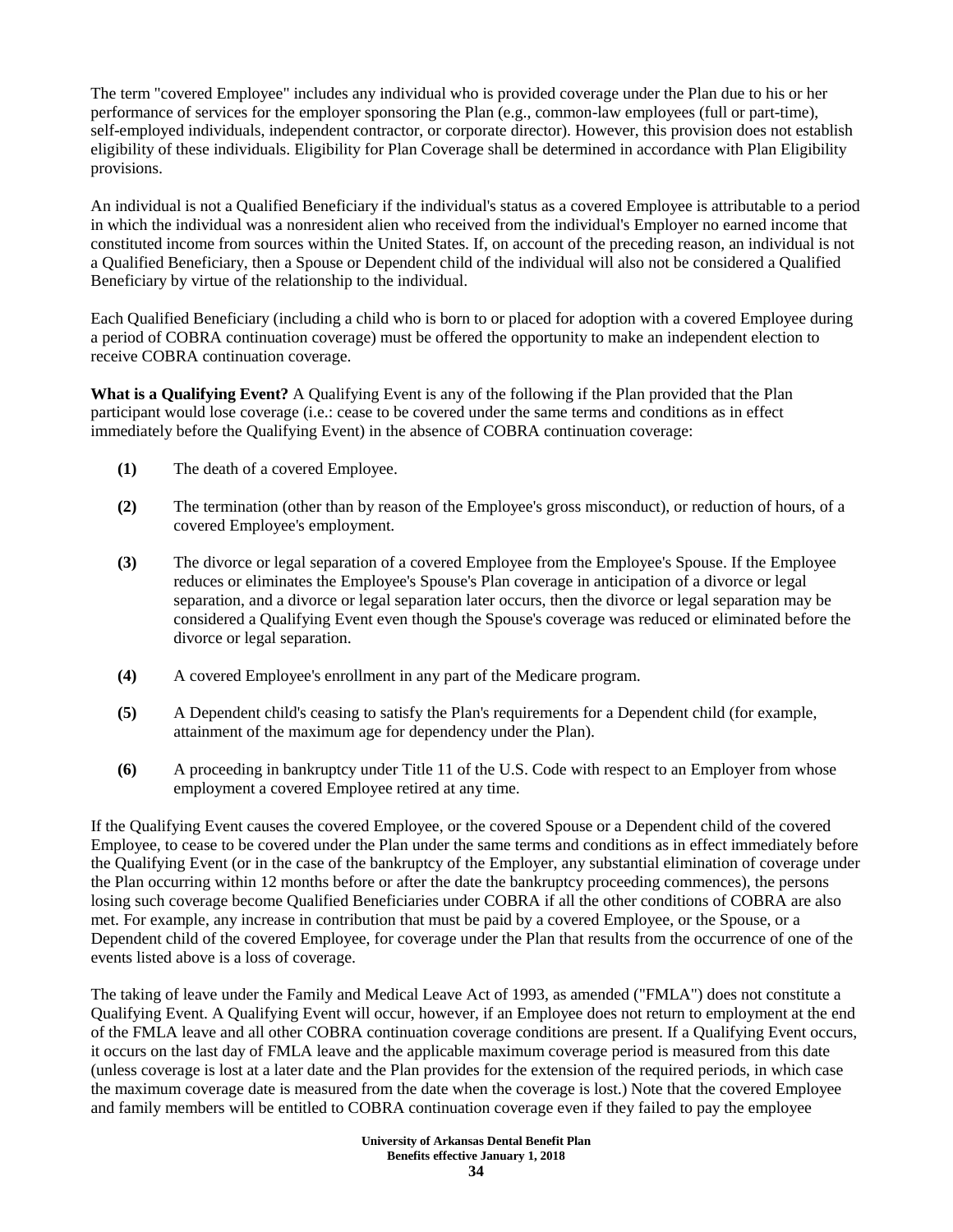The term "covered Employee" includes any individual who is provided coverage under the Plan due to his or her performance of services for the employer sponsoring the Plan (e.g., common-law employees (full or part-time), self-employed individuals, independent contractor, or corporate director). However, this provision does not establish eligibility of these individuals. Eligibility for Plan Coverage shall be determined in accordance with Plan Eligibility provisions.

An individual is not a Qualified Beneficiary if the individual's status as a covered Employee is attributable to a period in which the individual was a nonresident alien who received from the individual's Employer no earned income that constituted income from sources within the United States. If, on account of the preceding reason, an individual is not a Qualified Beneficiary, then a Spouse or Dependent child of the individual will also not be considered a Qualified Beneficiary by virtue of the relationship to the individual.

Each Qualified Beneficiary (including a child who is born to or placed for adoption with a covered Employee during a period of COBRA continuation coverage) must be offered the opportunity to make an independent election to receive COBRA continuation coverage.

**What is a Qualifying Event?** A Qualifying Event is any of the following if the Plan provided that the Plan participant would lose coverage (i.e.: cease to be covered under the same terms and conditions as in effect immediately before the Qualifying Event) in the absence of COBRA continuation coverage:

**(1)** The death of a covered Employee.

**(2)** The termination (other than by reason of the Employee's gross misconduct), or reduction of hours, of a covered Employee's employment.

**(3)** The divorce or legal separation of a covered Employee from the Employee's Spouse. If the Employee reduces or eliminates the Employee's Spouse's Plan coverage in anticipation of a divorce or legal separation, and a divorce or legal separation later occurs, then the divorce or legal separation may be considered a Qualifying Event even though the Spouse's coverage was reduced or eliminated before the divorce or legal separation.

**(4)** A covered Employee's enrollment in any part of the Medicare program.

**(5)** A Dependent child's ceasing to satisfy the Plan's requirements for a Dependent child (for example, attainment of the maximum age for dependency under the Plan).

**(6)** A proceeding in bankruptcy under Title 11 of the U.S. Code with respect to an Employer from whose employment a covered Employee retired at any time.

If the Qualifying Event causes the covered Employee, or the covered Spouse or a Dependent child of the covered Employee, to cease to be covered under the Plan under the same terms and conditions as in effect immediately before the Qualifying Event (or in the case of the bankruptcy of the Employer, any substantial elimination of coverage under the Plan occurring within 12 months before or after the date the bankruptcy proceeding commences), the persons losing such coverage become Qualified Beneficiaries under COBRA if all the other conditions of COBRA are also met. For example, any increase in contribution that must be paid by a covered Employee, or the Spouse, or a Dependent child of the covered Employee, for coverage under the Plan that results from the occurrence of one of the events listed above is a loss of coverage.

The taking of leave under the Family and Medical Leave Act of 1993, as amended ("FMLA") does not constitute a Qualifying Event. A Qualifying Event will occur, however, if an Employee does not return to employment at the end of the FMLA leave and all other COBRA continuation coverage conditions are present. If a Qualifying Event occurs, it occurs on the last day of FMLA leave and the applicable maximum coverage period is measured from this date (unless coverage is lost at a later date and the Plan provides for the extension of the required periods, in which case the maximum coverage date is measured from the date when the coverage is lost.) Note that the covered Employee and family members will be entitled to COBRA continuation coverage even if they failed to pay the employee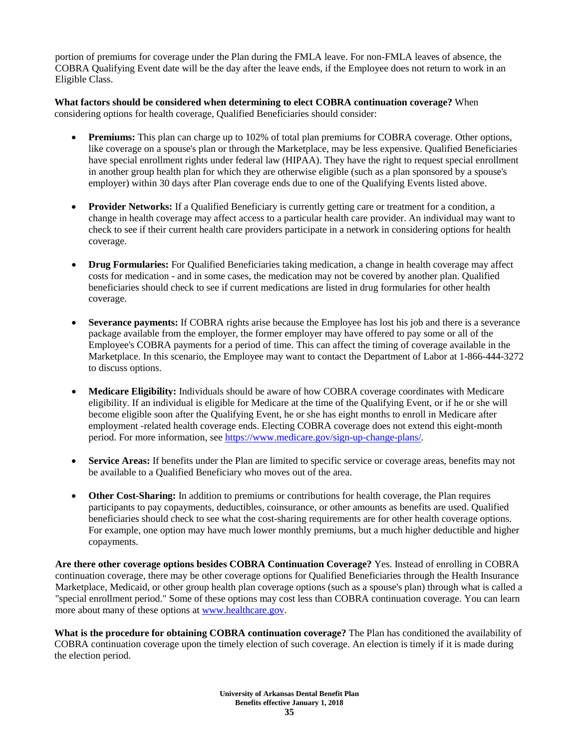portion of premiums for coverage under the Plan during the FMLA leave. For non-FMLA leaves of absence, the COBRA Qualifying Event date will be the day after the leave ends, if the Employee does not return to work in an Eligible Class.

**What factors should be considered when determining to elect COBRA continuation coverage?** When considering options for health coverage, Qualified Beneficiaries should consider:

- **Premiums:** This plan can charge up to 102% of total plan premiums for COBRA coverage. Other options, like coverage on a spouse's plan or through the Marketplace, may be less expensive. Qualified Beneficiaries have special enrollment rights under federal law (HIPAA). They have the right to request special enrollment in another group health plan for which they are otherwise eligible (such as a plan sponsored by a spouse's employer) within 30 days after Plan coverage ends due to one of the Qualifying Events listed above.

- **Provider Networks:** If a Qualified Beneficiary is currently getting care or treatment for a condition, a change in health coverage may affect access to a particular health care provider. An individual may want to check to see if their current health care providers participate in a network in considering options for health coverage.

- **Drug Formularies:** For Qualified Beneficiaries taking medication, a change in health coverage may affect costs for medication - and in some cases, the medication may not be covered by another plan. Qualified beneficiaries should check to see if current medications are listed in drug formularies for other health coverage.

- **Severance payments:** If COBRA rights arise because the Employee has lost his job and there is a severance package available from the employer, the former employer may have offered to pay some or all of the Employee's COBRA payments for a period of time. This can affect the timing of coverage available in the Marketplace. In this scenario, the Employee may want to contact the Department of Labor at 1-866-444-3272 to discuss options.

- **Medicare Eligibility:** Individuals should be aware of how COBRA coverage coordinates with Medicare eligibility. If an individual is eligible for Medicare at the time of the Qualifying Event, or if he or she will become eligible soon after the Qualifying Event, he or she has eight months to enroll in Medicare after employment -related health coverage ends. Electing COBRA coverage does not extend this eight-month period. For more information, see [https://www.medicare.gov/sign-up-change-plans/](https://www.medicare.gov/sign-up-change-plans/).

- **Service Areas:** If benefits under the Plan are limited to specific service or coverage areas, benefits may not be available to a Qualified Beneficiary who moves out of the area.

- **Other Cost-Sharing:** In addition to premiums or contributions for health coverage, the Plan requires participants to pay copayments, deductibles, coinsurance, or other amounts as benefits are used. Qualified beneficiaries should check to see what the cost-sharing requirements are for other health coverage options. For example, one option may have much lower monthly premiums, but a much higher deductible and higher copayments.

**Are there other coverage options besides COBRA Continuation Coverage?** Yes. Instead of enrolling in COBRA continuation coverage, there may be other coverage options for Qualified Beneficiaries through the Health Insurance Marketplace, Medicaid, or other group health plan coverage options (such as a spouse's plan) through what is called a "special enrollment period." Some of these options may cost less than COBRA continuation coverage. You can learn more about many of these options at [www.healthcare.gov](http://www.healthcare.gov).

**What is the procedure for obtaining COBRA continuation coverage?** The Plan has conditioned the availability of COBRA continuation coverage upon the timely election of such coverage. An election is timely if it is made during the election period.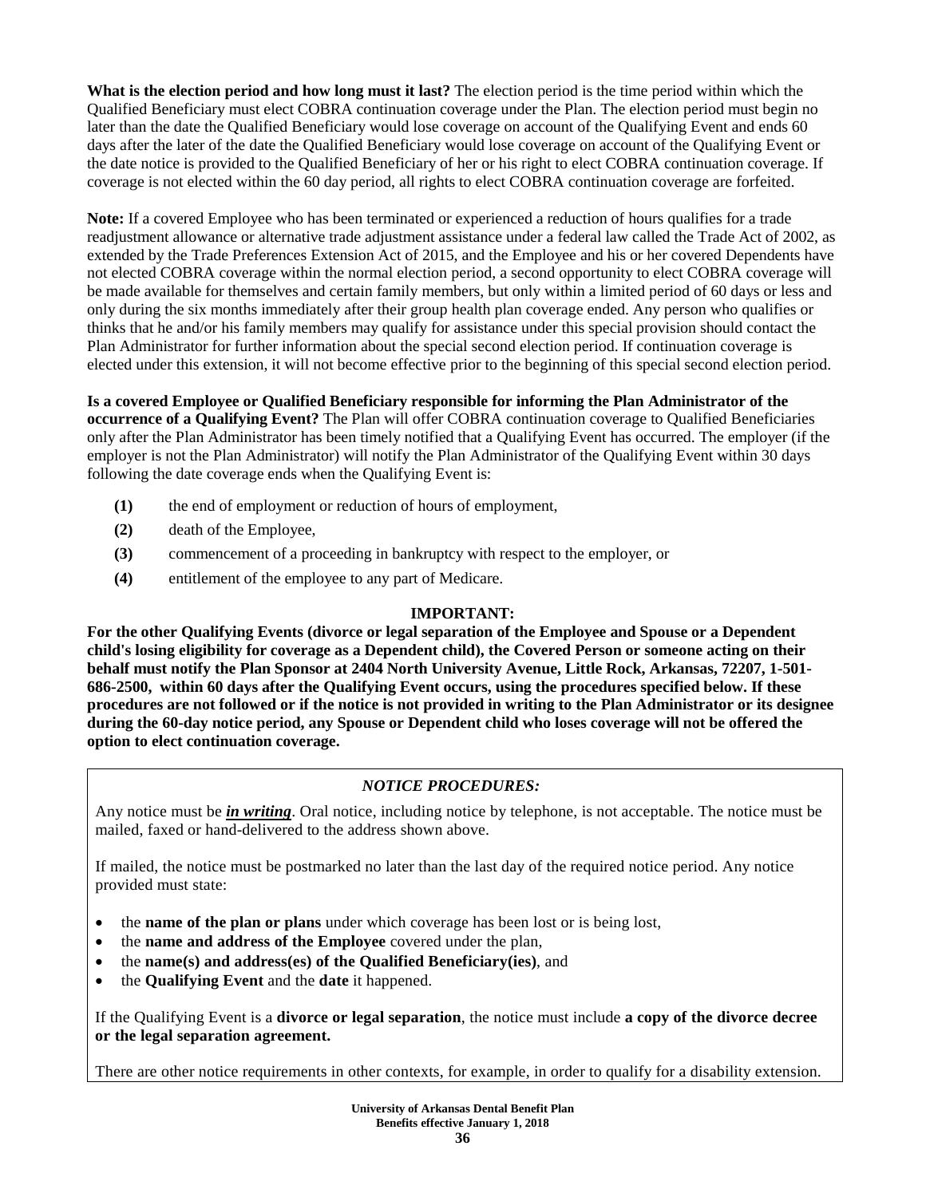**What is the election period and how long must it last?** The election period is the time period within which the Qualified Beneficiary must elect COBRA continuation coverage under the Plan. The election period must begin no later than the date the Qualified Beneficiary would lose coverage on account of the Qualifying Event and ends 60 days after the later of the date the Qualified Beneficiary would lose coverage on account of the Qualifying Event or the date notice is provided to the Qualified Beneficiary of her or his right to elect COBRA continuation coverage. If coverage is not elected within the 60 day period, all rights to elect COBRA continuation coverage are forfeited.

**Note:** If a covered Employee who has been terminated or experienced a reduction of hours qualifies for a trade readjustment allowance or alternative trade adjustment assistance under a federal law called the Trade Act of 2002, as extended by the Trade Preferences Extension Act of 2015, and the Employee and his or her covered Dependents have not elected COBRA coverage within the normal election period, a second opportunity to elect COBRA coverage will be made available for themselves and certain family members, but only within a limited period of 60 days or less and only during the six months immediately after their group health plan coverage ended. Any person who qualifies or thinks that he and/or his family members may qualify for assistance under this special provision should contact the Plan Administrator for further information about the special second election period. If continuation coverage is elected under this extension, it will not become effective prior to the beginning of this special second election period.

**Is a covered Employee or Qualified Beneficiary responsible for informing the Plan Administrator of the occurrence of a Qualifying Event?** The Plan will offer COBRA continuation coverage to Qualified Beneficiaries only after the Plan Administrator has been timely notified that a Qualifying Event has occurred. The employer (if the employer is not the Plan Administrator) will notify the Plan Administrator of the Qualifying Event within 30 days following the date coverage ends when the Qualifying Event is:

- **(1)** the end of employment or reduction of hours of employment,
- **(2)** death of the Employee,
- **(3)** commencement of a proceeding in bankruptcy with respect to the employer, or
- **(4)** entitlement of the employee to any part of Medicare.

**IMPORTANT:**

**For the other Qualifying Events (divorce or legal separation of the Employee and Spouse or a Dependent child's losing eligibility for coverage as a Dependent child), the Covered Person or someone acting on their behalf must notify the Plan Sponsor at 2404 North University Avenue, Little Rock, Arkansas, 72207, 1-501-686-2500, within 60 days after the Qualifying Event occurs, using the procedures specified below. If these procedures are not followed or if the notice is not provided in writing to the Plan Administrator or its designee during the 60-day notice period, any Spouse or Dependent child who loses coverage will not be offered the option to elect continuation coverage.**

***NOTICE PROCEDURES:***

Any notice must be ***in writing***. Oral notice, including notice by telephone, is not acceptable. The notice must be mailed, faxed or hand-delivered to the address shown above.

If mailed, the notice must be postmarked no later than the last day of the required notice period. Any notice provided must state:

- the **name of the plan or plans** under which coverage has been lost or is being lost,
- the **name and address of the Employee** covered under the plan,
- the **name(s) and address(es) of the Qualified Beneficiary(ies)**, and
- the **Qualifying Event** and the **date** it happened.

If the Qualifying Event is a **divorce or legal separation**, the notice must include **a copy of the divorce decree or the legal separation agreement.**

There are other notice requirements in other contexts, for example, in order to qualify for a disability extension.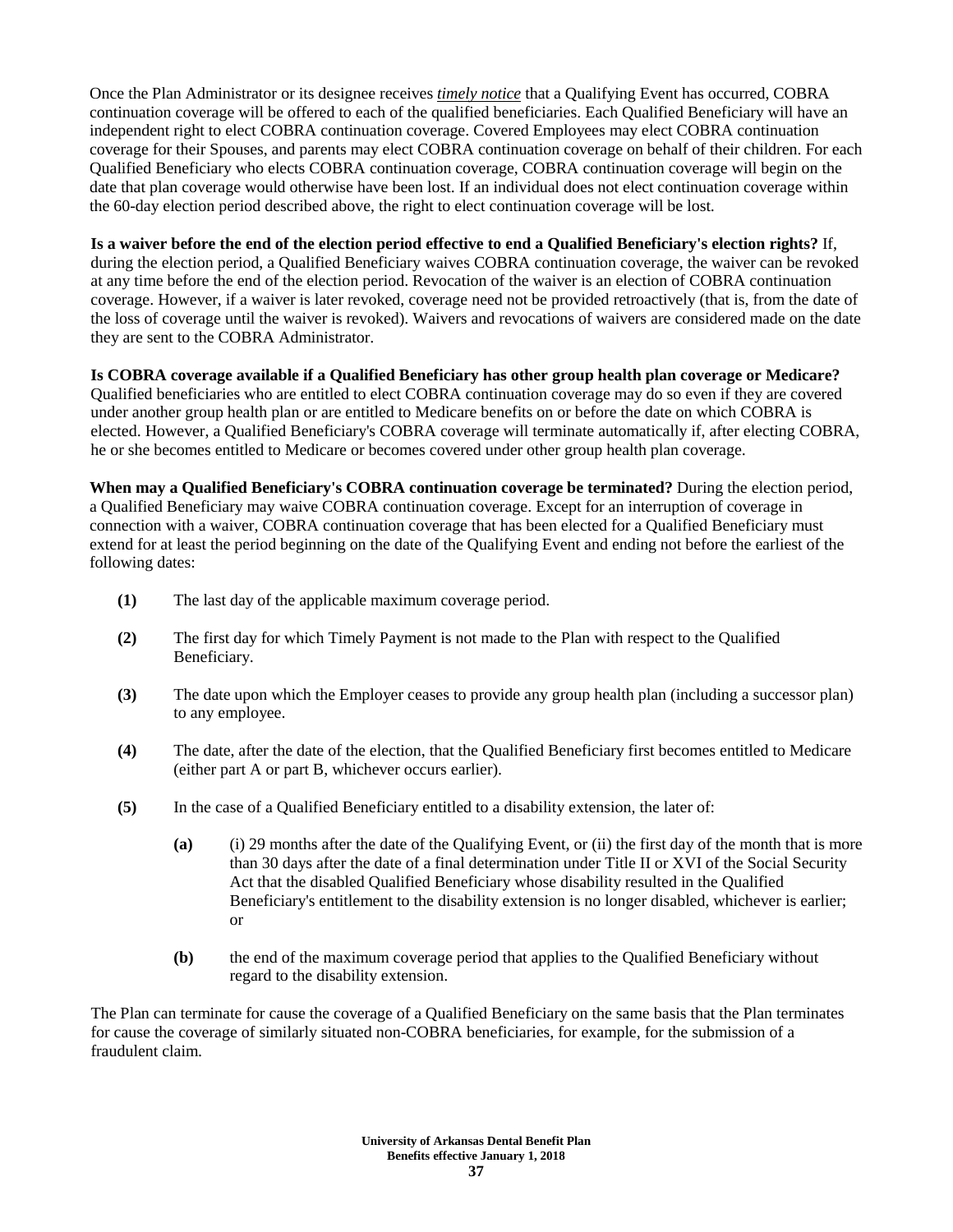Once the Plan Administrator or its designee receives *__timely notice__* that a Qualifying Event has occurred, COBRA continuation coverage will be offered to each of the qualified beneficiaries. Each Qualified Beneficiary will have an independent right to elect COBRA continuation coverage. Covered Employees may elect COBRA continuation coverage for their Spouses, and parents may elect COBRA continuation coverage on behalf of their children. For each Qualified Beneficiary who elects COBRA continuation coverage, COBRA continuation coverage will begin on the date that plan coverage would otherwise have been lost. If an individual does not elect continuation coverage within the 60-day election period described above, the right to elect continuation coverage will be lost.

**Is a waiver before the end of the election period effective to end a Qualified Beneficiary's election rights?** If, during the election period, a Qualified Beneficiary waives COBRA continuation coverage, the waiver can be revoked at any time before the end of the election period. Revocation of the waiver is an election of COBRA continuation coverage. However, if a waiver is later revoked, coverage need not be provided retroactively (that is, from the date of the loss of coverage until the waiver is revoked). Waivers and revocations of waivers are considered made on the date they are sent to the COBRA Administrator.

**Is COBRA coverage available if a Qualified Beneficiary has other group health plan coverage or Medicare?** Qualified beneficiaries who are entitled to elect COBRA continuation coverage may do so even if they are covered under another group health plan or are entitled to Medicare benefits on or before the date on which COBRA is elected. However, a Qualified Beneficiary's COBRA coverage will terminate automatically if, after electing COBRA, he or she becomes entitled to Medicare or becomes covered under other group health plan coverage.

**When may a Qualified Beneficiary's COBRA continuation coverage be terminated?** During the election period, a Qualified Beneficiary may waive COBRA continuation coverage. Except for an interruption of coverage in connection with a waiver, COBRA continuation coverage that has been elected for a Qualified Beneficiary must extend for at least the period beginning on the date of the Qualifying Event and ending not before the earliest of the following dates:

**(1)** The last day of the applicable maximum coverage period.

**(2)** The first day for which Timely Payment is not made to the Plan with respect to the Qualified Beneficiary.

**(3)** The date upon which the Employer ceases to provide any group health plan (including a successor plan) to any employee.

**(4)** The date, after the date of the election, that the Qualified Beneficiary first becomes entitled to Medicare (either part A or part B, whichever occurs earlier).

**(5)** In the case of a Qualified Beneficiary entitled to a disability extension, the later of:

> **(a)** (i) 29 months after the date of the Qualifying Event, or (ii) the first day of the month that is more than 30 days after the date of a final determination under Title II or XVI of the Social Security Act that the disabled Qualified Beneficiary whose disability resulted in the Qualified Beneficiary's entitlement to the disability extension is no longer disabled, whichever is earlier; or
>
> **(b)** the end of the maximum coverage period that applies to the Qualified Beneficiary without regard to the disability extension.

The Plan can terminate for cause the coverage of a Qualified Beneficiary on the same basis that the Plan terminates for cause the coverage of similarly situated non-COBRA beneficiaries, for example, for the submission of a fraudulent claim.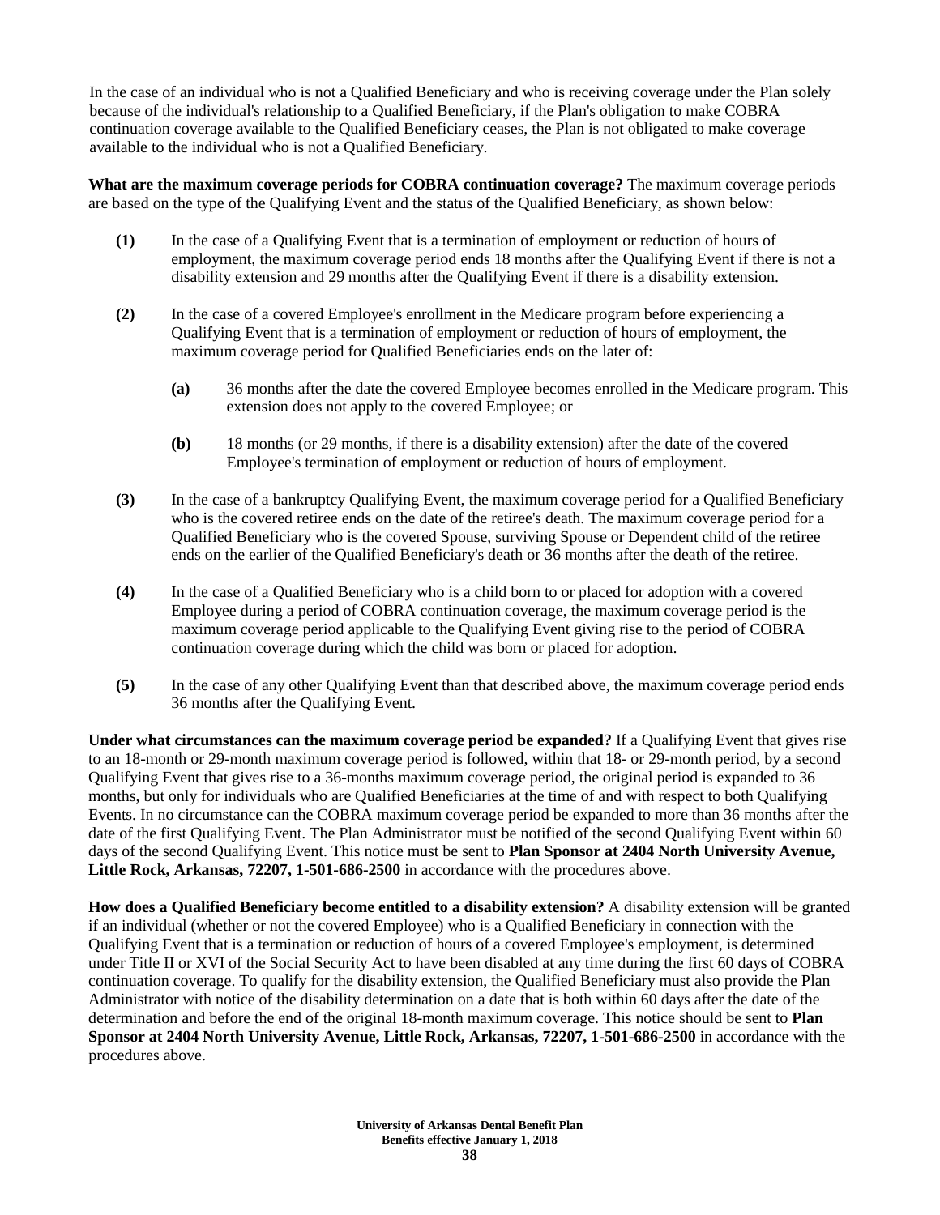In the case of an individual who is not a Qualified Beneficiary and who is receiving coverage under the Plan solely because of the individual's relationship to a Qualified Beneficiary, if the Plan's obligation to make COBRA continuation coverage available to the Qualified Beneficiary ceases, the Plan is not obligated to make coverage available to the individual who is not a Qualified Beneficiary.

**What are the maximum coverage periods for COBRA continuation coverage?** The maximum coverage periods are based on the type of the Qualifying Event and the status of the Qualified Beneficiary, as shown below:

**(1)** In the case of a Qualifying Event that is a termination of employment or reduction of hours of employment, the maximum coverage period ends 18 months after the Qualifying Event if there is not a disability extension and 29 months after the Qualifying Event if there is a disability extension.

**(2)** In the case of a covered Employee's enrollment in the Medicare program before experiencing a Qualifying Event that is a termination of employment or reduction of hours of employment, the maximum coverage period for Qualified Beneficiaries ends on the later of:

> **(a)** 36 months after the date the covered Employee becomes enrolled in the Medicare program. This extension does not apply to the covered Employee; or
>
> **(b)** 18 months (or 29 months, if there is a disability extension) after the date of the covered Employee's termination of employment or reduction of hours of employment.

**(3)** In the case of a bankruptcy Qualifying Event, the maximum coverage period for a Qualified Beneficiary who is the covered retiree ends on the date of the retiree's death. The maximum coverage period for a Qualified Beneficiary who is the covered Spouse, surviving Spouse or Dependent child of the retiree ends on the earlier of the Qualified Beneficiary's death or 36 months after the death of the retiree.

**(4)** In the case of a Qualified Beneficiary who is a child born to or placed for adoption with a covered Employee during a period of COBRA continuation coverage, the maximum coverage period is the maximum coverage period applicable to the Qualifying Event giving rise to the period of COBRA continuation coverage during which the child was born or placed for adoption.

**(5)** In the case of any other Qualifying Event than that described above, the maximum coverage period ends 36 months after the Qualifying Event.

**Under what circumstances can the maximum coverage period be expanded?** If a Qualifying Event that gives rise to an 18-month or 29-month maximum coverage period is followed, within that 18- or 29-month period, by a second Qualifying Event that gives rise to a 36-months maximum coverage period, the original period is expanded to 36 months, but only for individuals who are Qualified Beneficiaries at the time of and with respect to both Qualifying Events. In no circumstance can the COBRA maximum coverage period be expanded to more than 36 months after the date of the first Qualifying Event. The Plan Administrator must be notified of the second Qualifying Event within 60 days of the second Qualifying Event. This notice must be sent to **Plan Sponsor at 2404 North University Avenue, Little Rock, Arkansas, 72207, 1-501-686-2500** in accordance with the procedures above.

**How does a Qualified Beneficiary become entitled to a disability extension?** A disability extension will be granted if an individual (whether or not the covered Employee) who is a Qualified Beneficiary in connection with the Qualifying Event that is a termination or reduction of hours of a covered Employee's employment, is determined under Title II or XVI of the Social Security Act to have been disabled at any time during the first 60 days of COBRA continuation coverage. To qualify for the disability extension, the Qualified Beneficiary must also provide the Plan Administrator with notice of the disability determination on a date that is both within 60 days after the date of the determination and before the end of the original 18-month maximum coverage. This notice should be sent to **Plan Sponsor at 2404 North University Avenue, Little Rock, Arkansas, 72207, 1-501-686-2500** in accordance with the procedures above.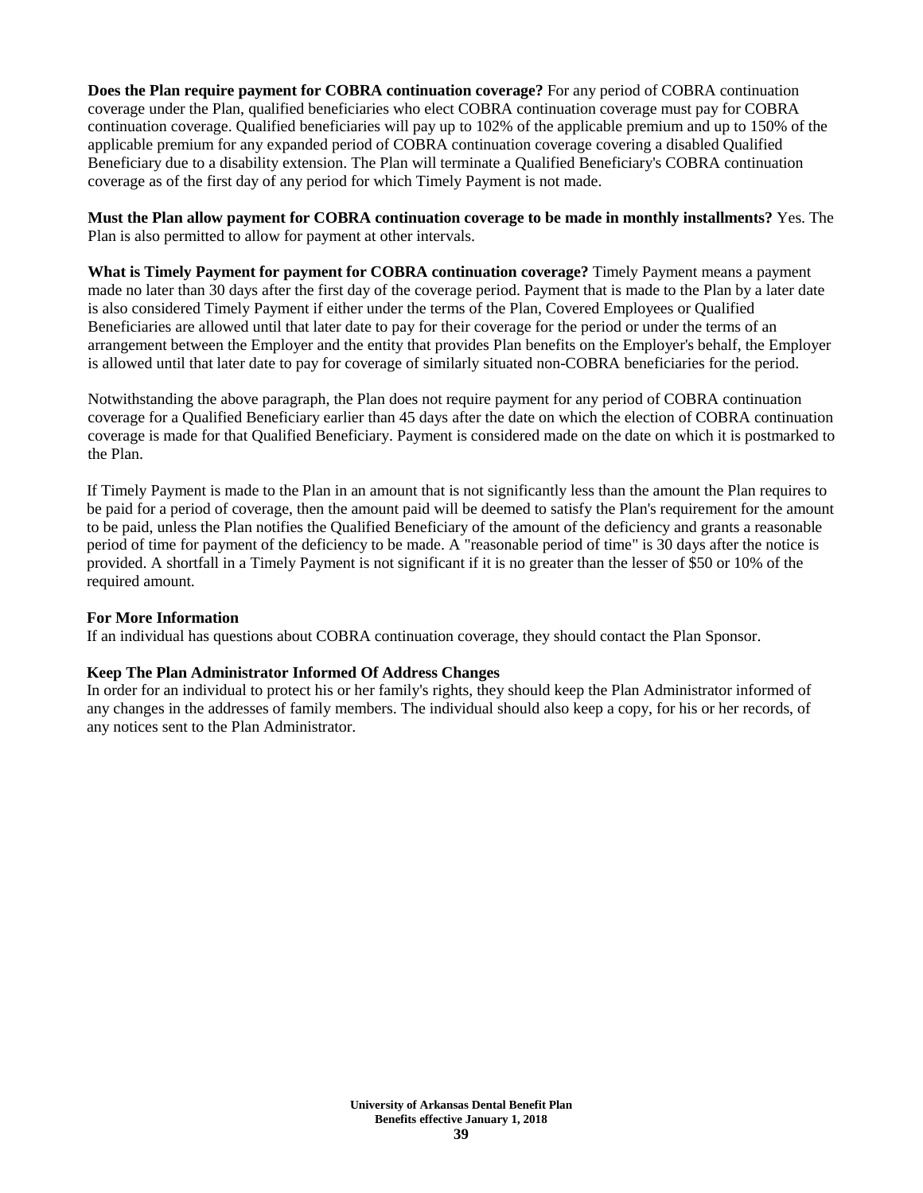**Does the Plan require payment for COBRA continuation coverage?** For any period of COBRA continuation coverage under the Plan, qualified beneficiaries who elect COBRA continuation coverage must pay for COBRA continuation coverage. Qualified beneficiaries will pay up to 102% of the applicable premium and up to 150% of the applicable premium for any expanded period of COBRA continuation coverage covering a disabled Qualified Beneficiary due to a disability extension. The Plan will terminate a Qualified Beneficiary's COBRA continuation coverage as of the first day of any period for which Timely Payment is not made.

**Must the Plan allow payment for COBRA continuation coverage to be made in monthly installments?** Yes. The Plan is also permitted to allow for payment at other intervals.

**What is Timely Payment for payment for COBRA continuation coverage?** Timely Payment means a payment made no later than 30 days after the first day of the coverage period. Payment that is made to the Plan by a later date is also considered Timely Payment if either under the terms of the Plan, Covered Employees or Qualified Beneficiaries are allowed until that later date to pay for their coverage for the period or under the terms of an arrangement between the Employer and the entity that provides Plan benefits on the Employer's behalf, the Employer is allowed until that later date to pay for coverage of similarly situated non-COBRA beneficiaries for the period.

Notwithstanding the above paragraph, the Plan does not require payment for any period of COBRA continuation coverage for a Qualified Beneficiary earlier than 45 days after the date on which the election of COBRA continuation coverage is made for that Qualified Beneficiary. Payment is considered made on the date on which it is postmarked to the Plan.

If Timely Payment is made to the Plan in an amount that is not significantly less than the amount the Plan requires to be paid for a period of coverage, then the amount paid will be deemed to satisfy the Plan's requirement for the amount to be paid, unless the Plan notifies the Qualified Beneficiary of the amount of the deficiency and grants a reasonable period of time for payment of the deficiency to be made. A "reasonable period of time" is 30 days after the notice is provided. A shortfall in a Timely Payment is not significant if it is no greater than the lesser of $50 or 10% of the required amount.

**For More Information**

If an individual has questions about COBRA continuation coverage, they should contact the Plan Sponsor.

**Keep The Plan Administrator Informed Of Address Changes**

In order for an individual to protect his or her family's rights, they should keep the Plan Administrator informed of any changes in the addresses of family members. The individual should also keep a copy, for his or her records, of any notices sent to the Plan Administrator.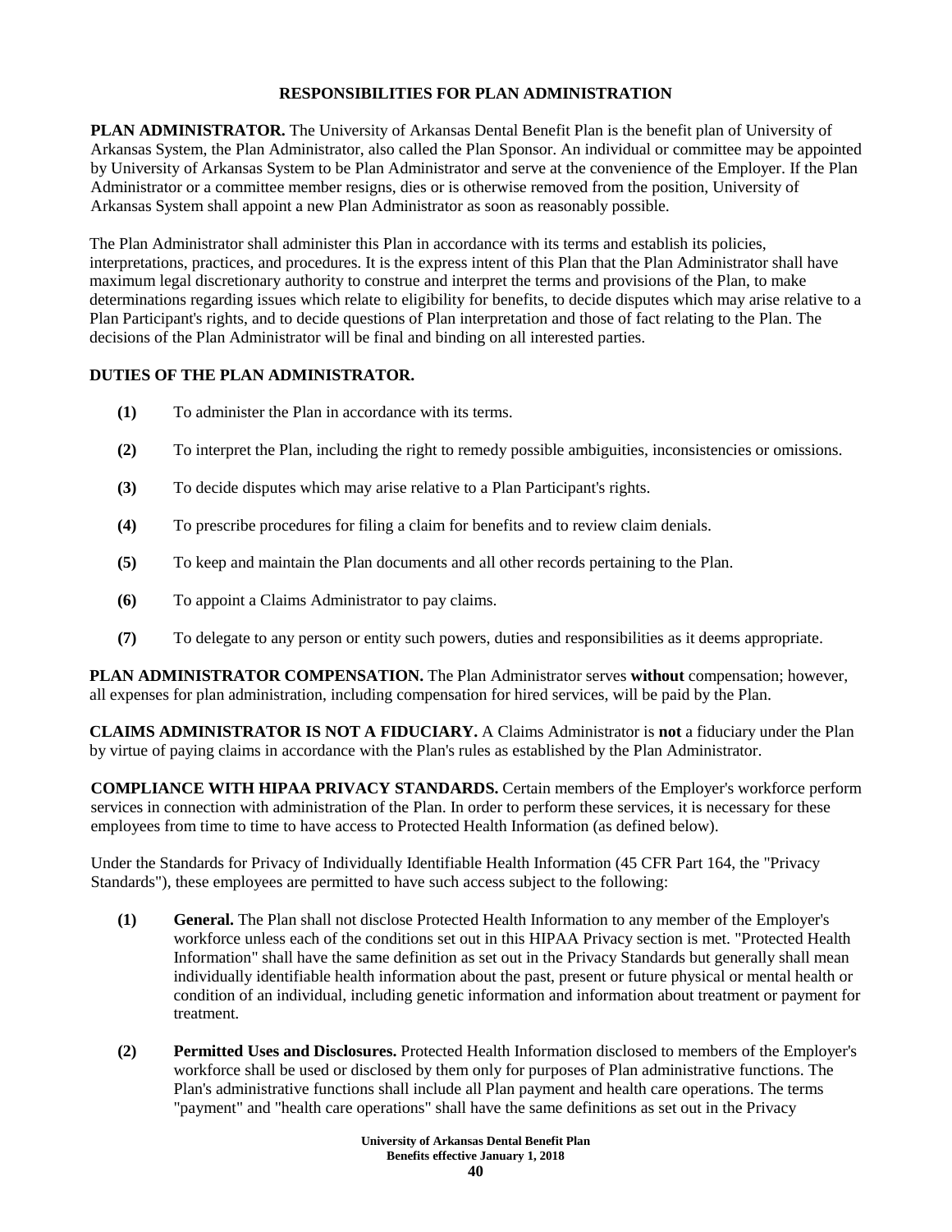## RESPONSIBILITIES FOR PLAN ADMINISTRATION

**PLAN ADMINISTRATOR.** The University of Arkansas Dental Benefit Plan is the benefit plan of University of Arkansas System, the Plan Administrator, also called the Plan Sponsor. An individual or committee may be appointed by University of Arkansas System to be Plan Administrator and serve at the convenience of the Employer. If the Plan Administrator or a committee member resigns, dies or is otherwise removed from the position, University of Arkansas System shall appoint a new Plan Administrator as soon as reasonably possible.

The Plan Administrator shall administer this Plan in accordance with its terms and establish its policies, interpretations, practices, and procedures. It is the express intent of this Plan that the Plan Administrator shall have maximum legal discretionary authority to construe and interpret the terms and provisions of the Plan, to make determinations regarding issues which relate to eligibility for benefits, to decide disputes which may arise relative to a Plan Participant's rights, and to decide questions of Plan interpretation and those of fact relating to the Plan. The decisions of the Plan Administrator will be final and binding on all interested parties.

**DUTIES OF THE PLAN ADMINISTRATOR.**

**(1)** To administer the Plan in accordance with its terms.

**(2)** To interpret the Plan, including the right to remedy possible ambiguities, inconsistencies or omissions.

**(3)** To decide disputes which may arise relative to a Plan Participant's rights.

**(4)** To prescribe procedures for filing a claim for benefits and to review claim denials.

**(5)** To keep and maintain the Plan documents and all other records pertaining to the Plan.

**(6)** To appoint a Claims Administrator to pay claims.

**(7)** To delegate to any person or entity such powers, duties and responsibilities as it deems appropriate.

**PLAN ADMINISTRATOR COMPENSATION.** The Plan Administrator serves **without** compensation; however, all expenses for plan administration, including compensation for hired services, will be paid by the Plan.

**CLAIMS ADMINISTRATOR IS NOT A FIDUCIARY.** A Claims Administrator is **not** a fiduciary under the Plan by virtue of paying claims in accordance with the Plan's rules as established by the Plan Administrator.

**COMPLIANCE WITH HIPAA PRIVACY STANDARDS.** Certain members of the Employer's workforce perform services in connection with administration of the Plan. In order to perform these services, it is necessary for these employees from time to time to have access to Protected Health Information (as defined below).

Under the Standards for Privacy of Individually Identifiable Health Information (45 CFR Part 164, the "Privacy Standards"), these employees are permitted to have such access subject to the following:

**(1) General.** The Plan shall not disclose Protected Health Information to any member of the Employer's workforce unless each of the conditions set out in this HIPAA Privacy section is met. "Protected Health Information" shall have the same definition as set out in the Privacy Standards but generally shall mean individually identifiable health information about the past, present or future physical or mental health or condition of an individual, including genetic information and information about treatment or payment for treatment.

**(2) Permitted Uses and Disclosures.** Protected Health Information disclosed to members of the Employer's workforce shall be used or disclosed by them only for purposes of Plan administrative functions. The Plan's administrative functions shall include all Plan payment and health care operations. The terms "payment" and "health care operations" shall have the same definitions as set out in the Privacy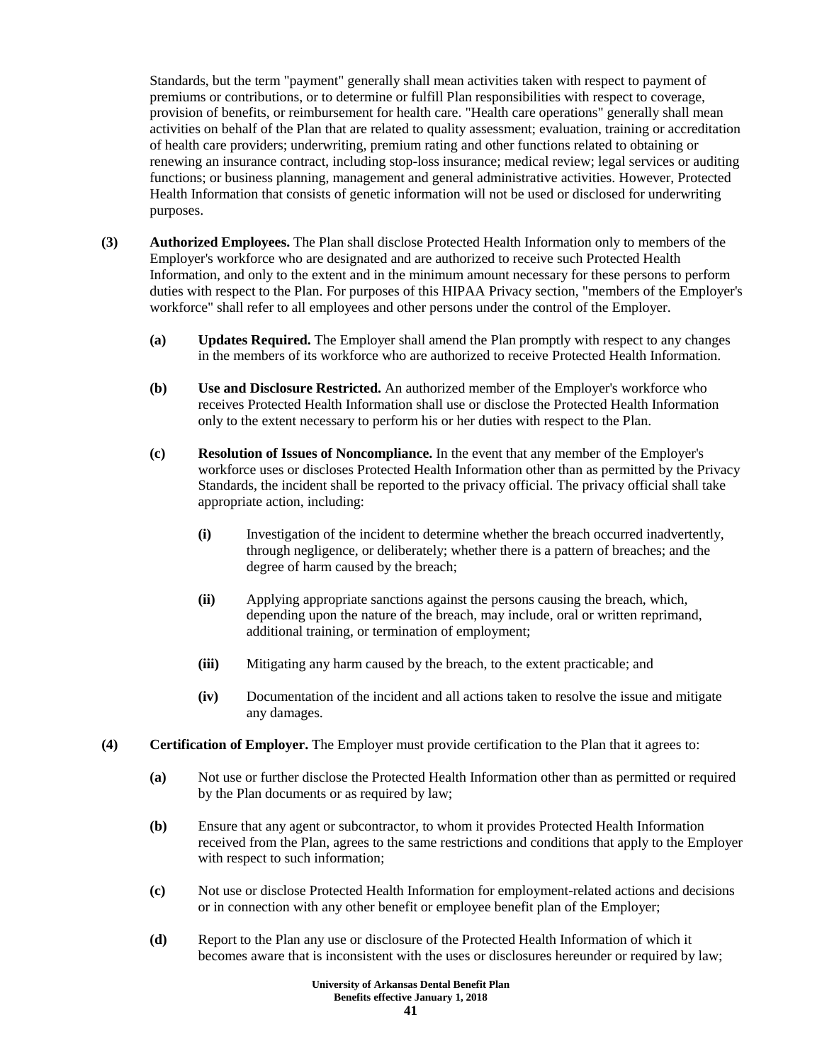Standards, but the term "payment" generally shall mean activities taken with respect to payment of premiums or contributions, or to determine or fulfill Plan responsibilities with respect to coverage, provision of benefits, or reimbursement for health care. "Health care operations" generally shall mean activities on behalf of the Plan that are related to quality assessment; evaluation, training or accreditation of health care providers; underwriting, premium rating and other functions related to obtaining or renewing an insurance contract, including stop-loss insurance; medical review; legal services or auditing functions; or business planning, management and general administrative activities. However, Protected Health Information that consists of genetic information will not be used or disclosed for underwriting purposes.

**(3) Authorized Employees.** The Plan shall disclose Protected Health Information only to members of the Employer's workforce who are designated and are authorized to receive such Protected Health Information, and only to the extent and in the minimum amount necessary for these persons to perform duties with respect to the Plan. For purposes of this HIPAA Privacy section, "members of the Employer's workforce" shall refer to all employees and other persons under the control of the Employer.

- **(a) Updates Required.** The Employer shall amend the Plan promptly with respect to any changes in the members of its workforce who are authorized to receive Protected Health Information.
- **(b) Use and Disclosure Restricted.** An authorized member of the Employer's workforce who receives Protected Health Information shall use or disclose the Protected Health Information only to the extent necessary to perform his or her duties with respect to the Plan.
- **(c) Resolution of Issues of Noncompliance.** In the event that any member of the Employer's workforce uses or discloses Protected Health Information other than as permitted by the Privacy Standards, the incident shall be reported to the privacy official. The privacy official shall take appropriate action, including:
  - **(i)** Investigation of the incident to determine whether the breach occurred inadvertently, through negligence, or deliberately; whether there is a pattern of breaches; and the degree of harm caused by the breach;
  - **(ii)** Applying appropriate sanctions against the persons causing the breach, which, depending upon the nature of the breach, may include, oral or written reprimand, additional training, or termination of employment;
  - **(iii)** Mitigating any harm caused by the breach, to the extent practicable; and
  - **(iv)** Documentation of the incident and all actions taken to resolve the issue and mitigate any damages.

**(4) Certification of Employer.** The Employer must provide certification to the Plan that it agrees to:

- **(a)** Not use or further disclose the Protected Health Information other than as permitted or required by the Plan documents or as required by law;
- **(b)** Ensure that any agent or subcontractor, to whom it provides Protected Health Information received from the Plan, agrees to the same restrictions and conditions that apply to the Employer with respect to such information;
- **(c)** Not use or disclose Protected Health Information for employment-related actions and decisions or in connection with any other benefit or employee benefit plan of the Employer;
- **(d)** Report to the Plan any use or disclosure of the Protected Health Information of which it becomes aware that is inconsistent with the uses or disclosures hereunder or required by law;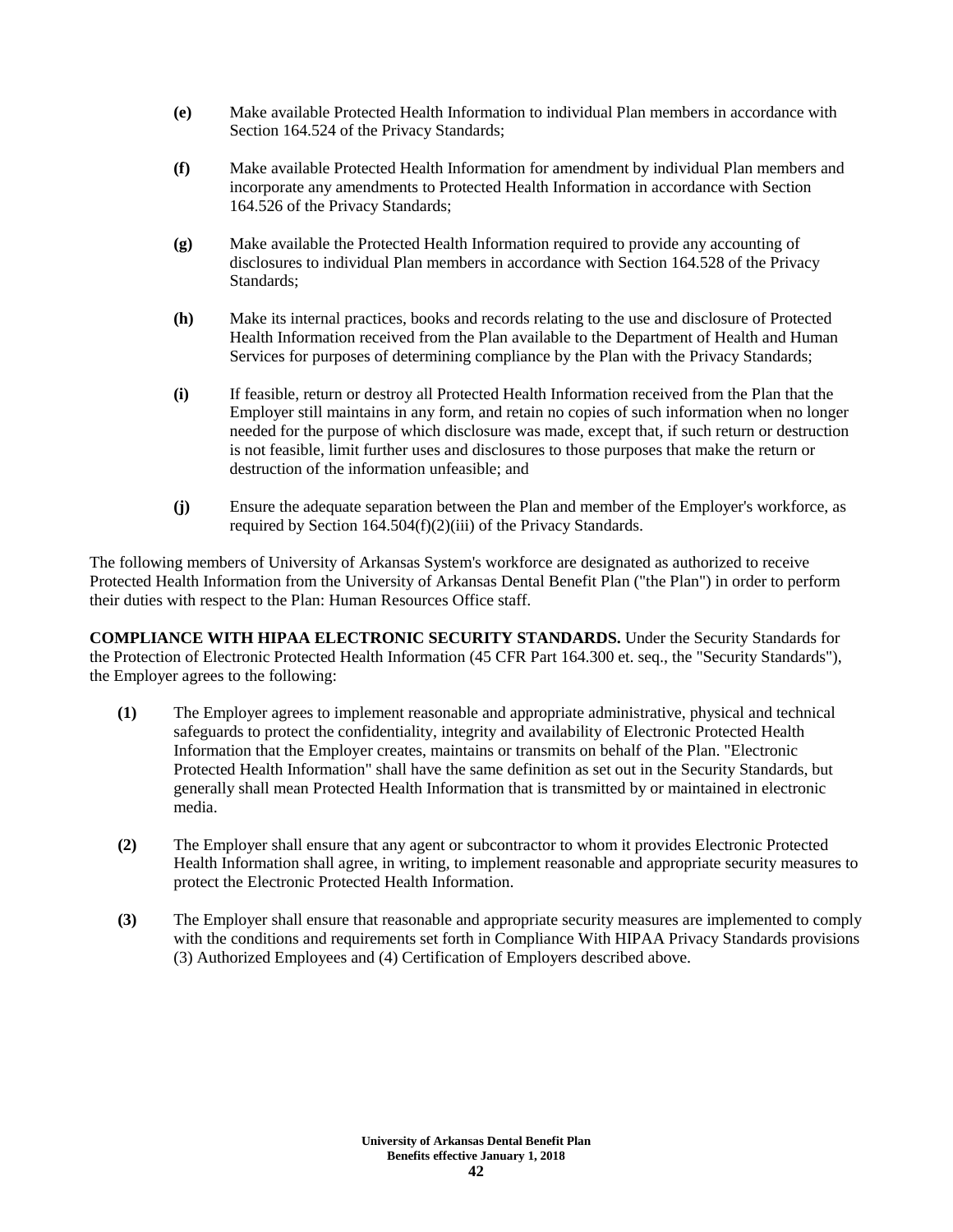**(e)** Make available Protected Health Information to individual Plan members in accordance with Section 164.524 of the Privacy Standards;

**(f)** Make available Protected Health Information for amendment by individual Plan members and incorporate any amendments to Protected Health Information in accordance with Section 164.526 of the Privacy Standards;

**(g)** Make available the Protected Health Information required to provide any accounting of disclosures to individual Plan members in accordance with Section 164.528 of the Privacy Standards;

**(h)** Make its internal practices, books and records relating to the use and disclosure of Protected Health Information received from the Plan available to the Department of Health and Human Services for purposes of determining compliance by the Plan with the Privacy Standards;

**(i)** If feasible, return or destroy all Protected Health Information received from the Plan that the Employer still maintains in any form, and retain no copies of such information when no longer needed for the purpose of which disclosure was made, except that, if such return or destruction is not feasible, limit further uses and disclosures to those purposes that make the return or destruction of the information unfeasible; and

**(j)** Ensure the adequate separation between the Plan and member of the Employer's workforce, as required by Section 164.504(f)(2)(iii) of the Privacy Standards.

The following members of University of Arkansas System's workforce are designated as authorized to receive Protected Health Information from the University of Arkansas Dental Benefit Plan ("the Plan") in order to perform their duties with respect to the Plan: Human Resources Office staff.

**COMPLIANCE WITH HIPAA ELECTRONIC SECURITY STANDARDS.** Under the Security Standards for the Protection of Electronic Protected Health Information (45 CFR Part 164.300 et. seq., the "Security Standards"), the Employer agrees to the following:

**(1)** The Employer agrees to implement reasonable and appropriate administrative, physical and technical safeguards to protect the confidentiality, integrity and availability of Electronic Protected Health Information that the Employer creates, maintains or transmits on behalf of the Plan. "Electronic Protected Health Information" shall have the same definition as set out in the Security Standards, but generally shall mean Protected Health Information that is transmitted by or maintained in electronic media.

**(2)** The Employer shall ensure that any agent or subcontractor to whom it provides Electronic Protected Health Information shall agree, in writing, to implement reasonable and appropriate security measures to protect the Electronic Protected Health Information.

**(3)** The Employer shall ensure that reasonable and appropriate security measures are implemented to comply with the conditions and requirements set forth in Compliance With HIPAA Privacy Standards provisions (3) Authorized Employees and (4) Certification of Employers described above.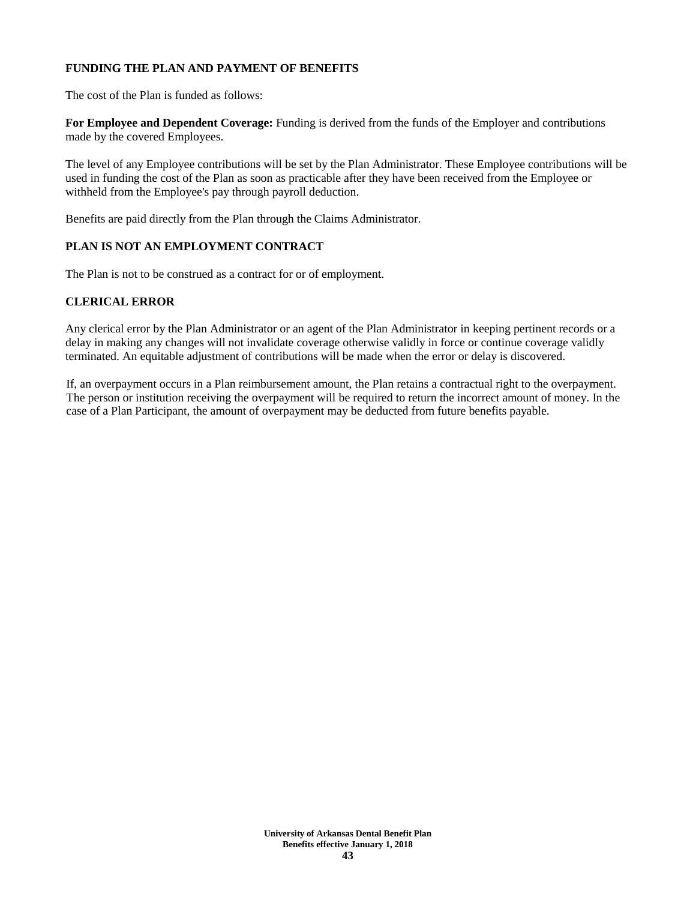## FUNDING THE PLAN AND PAYMENT OF BENEFITS

The cost of the Plan is funded as follows:

**For Employee and Dependent Coverage:** Funding is derived from the funds of the Employer and contributions made by the covered Employees.

The level of any Employee contributions will be set by the Plan Administrator. These Employee contributions will be used in funding the cost of the Plan as soon as practicable after they have been received from the Employee or withheld from the Employee's pay through payroll deduction.

Benefits are paid directly from the Plan through the Claims Administrator.

## PLAN IS NOT AN EMPLOYMENT CONTRACT

The Plan is not to be construed as a contract for or of employment.

## CLERICAL ERROR

Any clerical error by the Plan Administrator or an agent of the Plan Administrator in keeping pertinent records or a delay in making any changes will not invalidate coverage otherwise validly in force or continue coverage validly terminated. An equitable adjustment of contributions will be made when the error or delay is discovered.

If, an overpayment occurs in a Plan reimbursement amount, the Plan retains a contractual right to the overpayment. The person or institution receiving the overpayment will be required to return the incorrect amount of money. In the case of a Plan Participant, the amount of overpayment may be deducted from future benefits payable.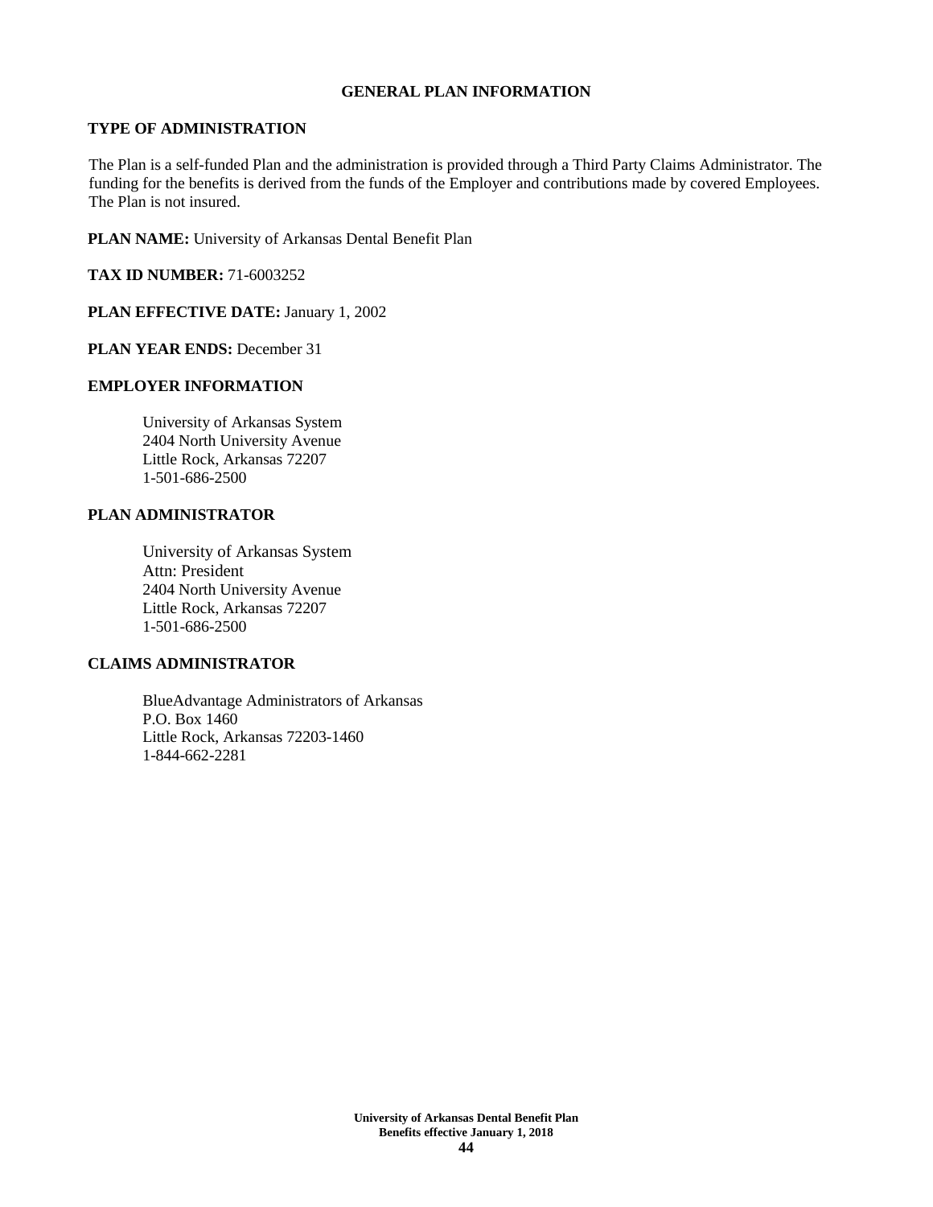# GENERAL PLAN INFORMATION

## TYPE OF ADMINISTRATION

The Plan is a self-funded Plan and the administration is provided through a Third Party Claims Administrator. The funding for the benefits is derived from the funds of the Employer and contributions made by covered Employees. The Plan is not insured.

**PLAN NAME:** University of Arkansas Dental Benefit Plan

**TAX ID NUMBER:** 71-6003252

**PLAN EFFECTIVE DATE:** January 1, 2002

**PLAN YEAR ENDS:** December 31

## EMPLOYER INFORMATION

University of Arkansas System
2404 North University Avenue
Little Rock, Arkansas 72207
1-501-686-2500

## PLAN ADMINISTRATOR

University of Arkansas System
Attn: President
2404 North University Avenue
Little Rock, Arkansas 72207
1-501-686-2500

## CLAIMS ADMINISTRATOR

BlueAdvantage Administrators of Arkansas
P.O. Box 1460
Little Rock, Arkansas 72203-1460
1-844-662-2281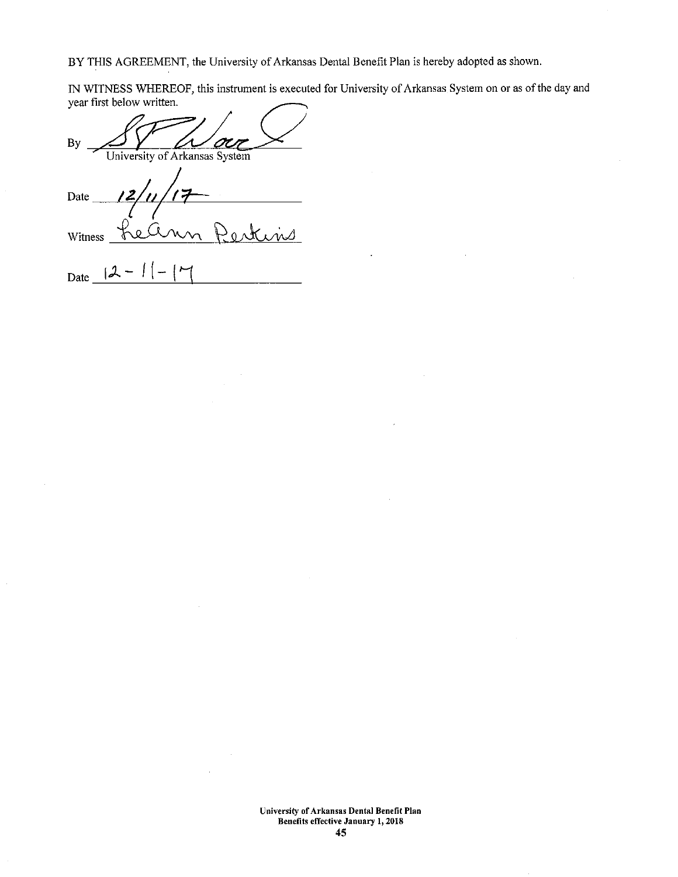BY THIS AGREEMENT, the University of Arkansas Dental Benefit Plan is hereby adopted as shown.

IN WITNESS WHEREOF, this instrument is executed for University of Arkansas System on or as of the day and year first below written.

By ______________________________
University of Arkansas System

Date 12/11/17

Witness LeAnn Perkins

Date 12-11-17